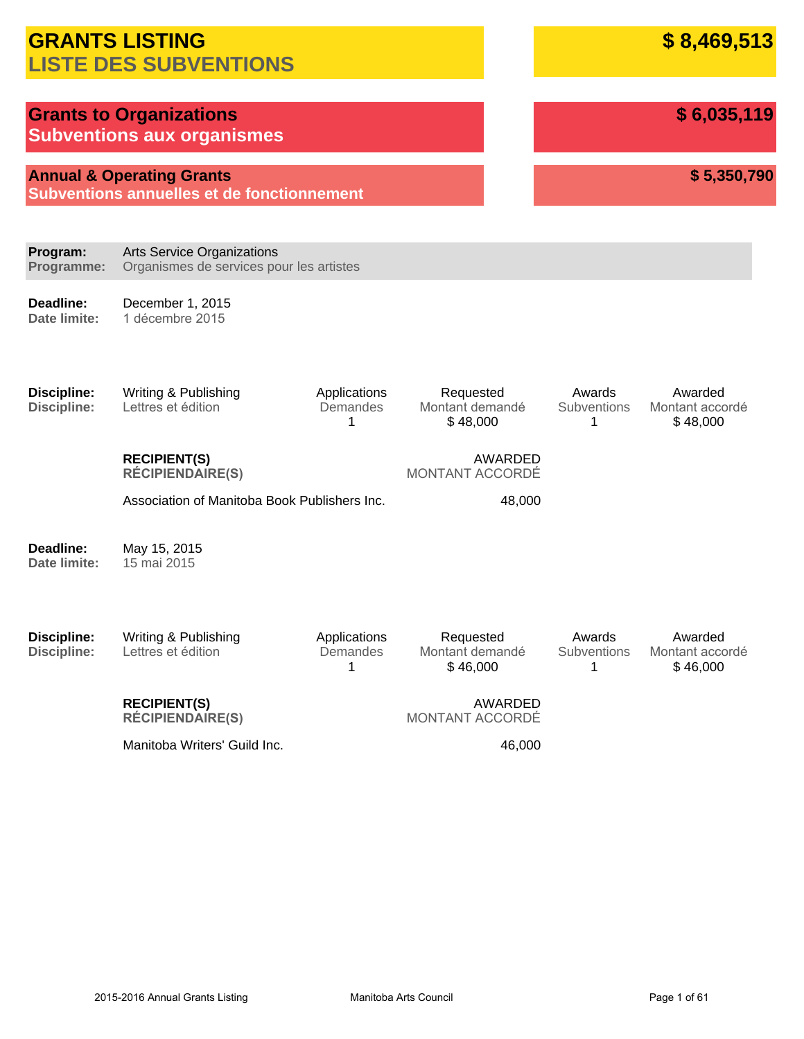# GRANTS LISTING
# LISTE DES SUBVENTIONS

**$ 8,469,513**

## Grants to Organizations
## Subventions aux organismes

**$ 6,035,119**

### Annual & Operating Grants
### Subventions annuelles et de fonctionnement

**$ 5,350,790**

**Program:** Arts Service Organizations
**Programme:** Organismes de services pour les artistes

**Deadline:** December 1, 2015
**Date limite:** 1 décembre 2015

| Discipline: / Discipline: | | Applications / Demandes | Requested / Montant demandé | Awards / Subventions | Awarded / Montant accordé |
|---|---|---|---|---|---|
| | Writing & Publishing / Lettres et édition | 1 | $ 48,000 | 1 | $ 48,000 |

| RECIPIENT(S) / RÉCIPIENDAIRE(S) | AWARDED / MONTANT ACCORDÉ |
|---|---|
| Association of Manitoba Book Publishers Inc. | 48,000 |

**Deadline:** May 15, 2015
**Date limite:** 15 mai 2015

| Discipline: / Discipline: | | Applications / Demandes | Requested / Montant demandé | Awards / Subventions | Awarded / Montant accordé |
|---|---|---|---|---|---|
| | Writing & Publishing / Lettres et édition | 1 | $ 46,000 | 1 | $ 46,000 |

| RECIPIENT(S) / RÉCIPIENDAIRE(S) | AWARDED / MONTANT ACCORDÉ |
|---|---|
| Manitoba Writers' Guild Inc. | 46,000 |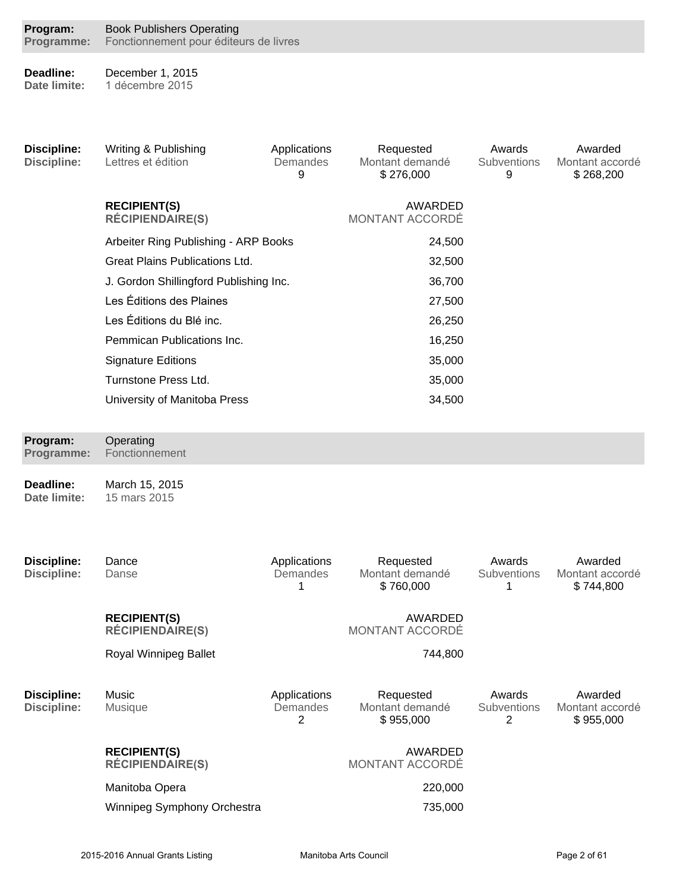**Program:** Book Publishers Operating
**Programme:** Fonctionnement pour éditeurs de livres

**Deadline:** December 1, 2015
**Date limite:** 1 décembre 2015

| Discipline: | Applications / Demandes | Requested / Montant demandé | Awards / Subventions | Awarded / Montant accordé |
|---|---|---|---|---|
| Writing & Publishing / Lettres et édition | 9 | $ 276,000 | 9 | $ 268,200 |

| RECIPIENT(S) / RÉCIPIENDAIRE(S) | AWARDED / MONTANT ACCORDÉ |
|---|---|
| Arbeiter Ring Publishing - ARP Books | 24,500 |
| Great Plains Publications Ltd. | 32,500 |
| J. Gordon Shillingford Publishing Inc. | 36,700 |
| Les Éditions des Plaines | 27,500 |
| Les Éditions du Blé inc. | 26,250 |
| Pemmican Publications Inc. | 16,250 |
| Signature Editions | 35,000 |
| Turnstone Press Ltd. | 35,000 |
| University of Manitoba Press | 34,500 |

**Program:** Operating
**Programme:** Fonctionnement

**Deadline:** March 15, 2015
**Date limite:** 15 mars 2015

| Discipline: | Applications / Demandes | Requested / Montant demandé | Awards / Subventions | Awarded / Montant accordé |
|---|---|---|---|---|
| Dance / Danse | 1 | $ 760,000 | 1 | $ 744,800 |

| RECIPIENT(S) / RÉCIPIENDAIRE(S) | AWARDED / MONTANT ACCORDÉ |
|---|---|
| Royal Winnipeg Ballet | 744,800 |

| Discipline: | Applications / Demandes | Requested / Montant demandé | Awards / Subventions | Awarded / Montant accordé |
|---|---|---|---|---|
| Music / Musique | 2 | $ 955,000 | 2 | $ 955,000 |

| RECIPIENT(S) / RÉCIPIENDAIRE(S) | AWARDED / MONTANT ACCORDÉ |
|---|---|
| Manitoba Opera | 220,000 |
| Winnipeg Symphony Orchestra | 735,000 |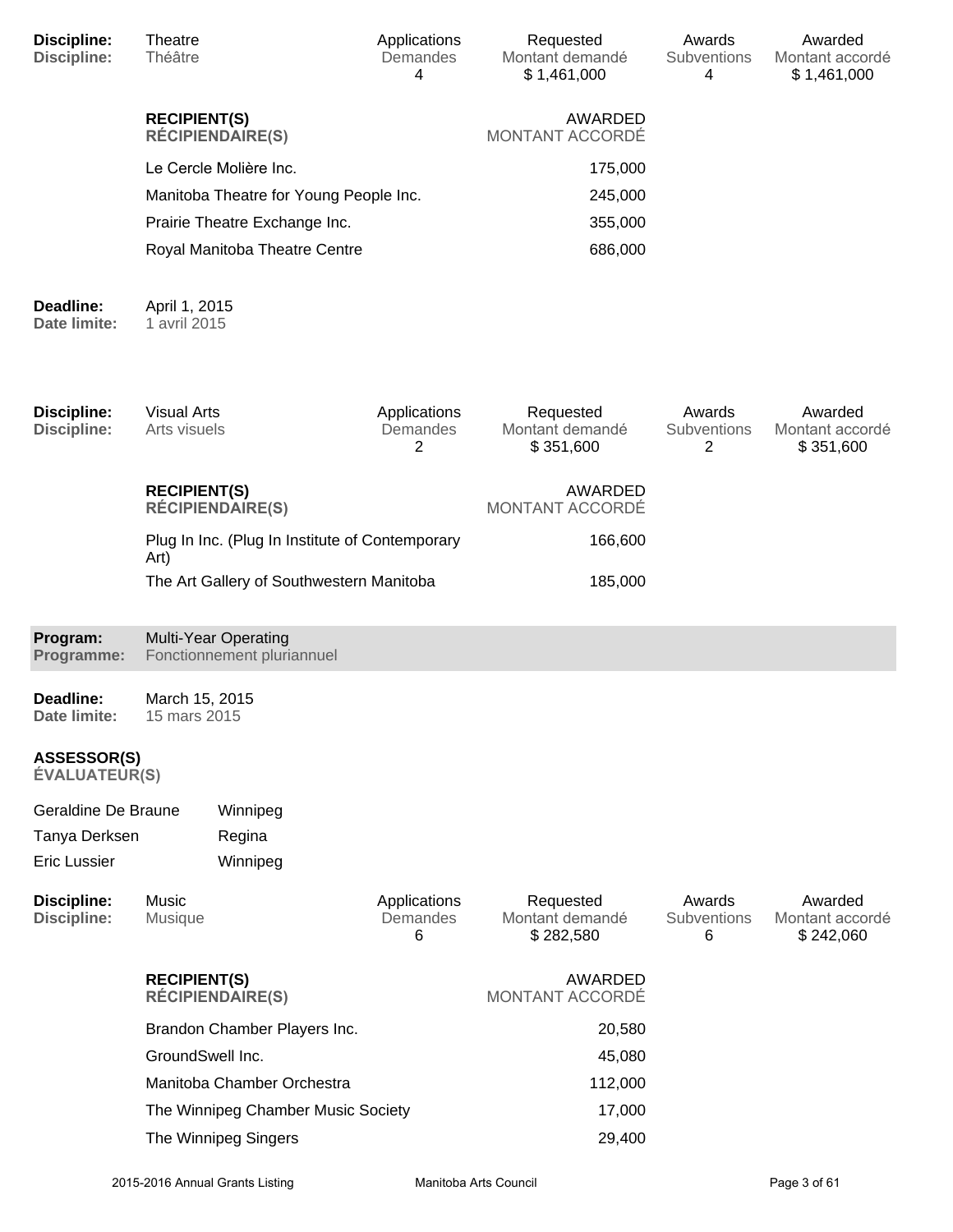**Discipline:** Theatre
**Discipline:** Théâtre

| Applications / Demandes | Requested / Montant demandé | Awards / Subventions | Awarded / Montant accordé |
|---|---|---|---|
| 4 | $ 1,461,000 | 4 | $ 1,461,000 |

| RECIPIENT(S) / RÉCIPIENDAIRE(S) | AWARDED / MONTANT ACCORDÉ |
|---|---|
| Le Cercle Molière Inc. | 175,000 |
| Manitoba Theatre for Young People Inc. | 245,000 |
| Prairie Theatre Exchange Inc. | 355,000 |
| Royal Manitoba Theatre Centre | 686,000 |

**Deadline:** April 1, 2015
**Date limite:** 1 avril 2015

**Discipline:** Visual Arts
**Discipline:** Arts visuels

| Applications / Demandes | Requested / Montant demandé | Awards / Subventions | Awarded / Montant accordé |
|---|---|---|---|
| 2 | $ 351,600 | 2 | $ 351,600 |

| RECIPIENT(S) / RÉCIPIENDAIRE(S) | AWARDED / MONTANT ACCORDÉ |
|---|---|
| Plug In Inc. (Plug In Institute of Contemporary Art) | 166,600 |
| The Art Gallery of Southwestern Manitoba | 185,000 |

## Program: Multi-Year Operating
## Programme: Fonctionnement pluriannuel

**Deadline:** March 15, 2015
**Date limite:** 15 mars 2015

**ASSESSOR(S)**
**ÉVALUATEUR(S)**

| | |
|---|---|
| Geraldine De Braune | Winnipeg |
| Tanya Derksen | Regina |
| Eric Lussier | Winnipeg |

**Discipline:** Music
**Discipline:** Musique

| Applications / Demandes | Requested / Montant demandé | Awards / Subventions | Awarded / Montant accordé |
|---|---|---|---|
| 6 | $ 282,580 | 6 | $ 242,060 |

| RECIPIENT(S) / RÉCIPIENDAIRE(S) | AWARDED / MONTANT ACCORDÉ |
|---|---|
| Brandon Chamber Players Inc. | 20,580 |
| GroundSwell Inc. | 45,080 |
| Manitoba Chamber Orchestra | 112,000 |
| The Winnipeg Chamber Music Society | 17,000 |
| The Winnipeg Singers | 29,400 |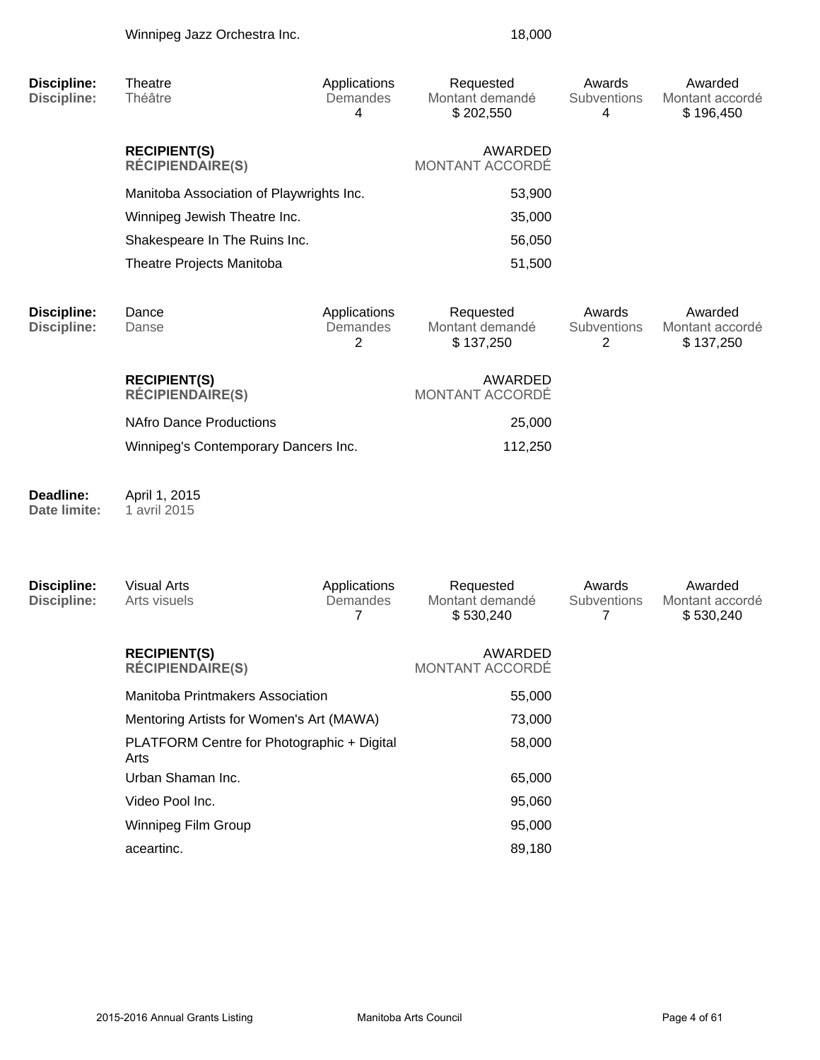| Winnipeg Jazz Orchestra Inc. | 18,000 |
|---|---|

| **Discipline:** **Discipline:** | Theatre Théâtre | Applications Demandes 4 | Requested Montant demandé $ 202,550 | Awards Subventions 4 | Awarded Montant accordé $ 196,450 |
|---|---|---|---|---|---|

| **RECIPIENT(S)** **RÉCIPIENDAIRE(S)** | AWARDED MONTANT ACCORDÉ |
|---|---|
| Manitoba Association of Playwrights Inc. | 53,900 |
| Winnipeg Jewish Theatre Inc. | 35,000 |
| Shakespeare In The Ruins Inc. | 56,050 |
| Theatre Projects Manitoba | 51,500 |

| **Discipline:** **Discipline:** | Dance Danse | Applications Demandes 2 | Requested Montant demandé $ 137,250 | Awards Subventions 2 | Awarded Montant accordé $ 137,250 |
|---|---|---|---|---|---|

| **RECIPIENT(S)** **RÉCIPIENDAIRE(S)** | AWARDED MONTANT ACCORDÉ |
|---|---|
| NAfro Dance Productions | 25,000 |
| Winnipeg's Contemporary Dancers Inc. | 112,250 |

**Deadline:** April 1, 2015
**Date limite:** 1 avril 2015

| **Discipline:** **Discipline:** | Visual Arts Arts visuels | Applications Demandes 7 | Requested Montant demandé $ 530,240 | Awards Subventions 7 | Awarded Montant accordé $ 530,240 |
|---|---|---|---|---|---|

| **RECIPIENT(S)** **RÉCIPIENDAIRE(S)** | AWARDED MONTANT ACCORDÉ |
|---|---|
| Manitoba Printmakers Association | 55,000 |
| Mentoring Artists for Women's Art (MAWA) | 73,000 |
| PLATFORM Centre for Photographic + Digital Arts | 58,000 |
| Urban Shaman Inc. | 65,000 |
| Video Pool Inc. | 95,060 |
| Winnipeg Film Group | 95,000 |
| aceartinc. | 89,180 |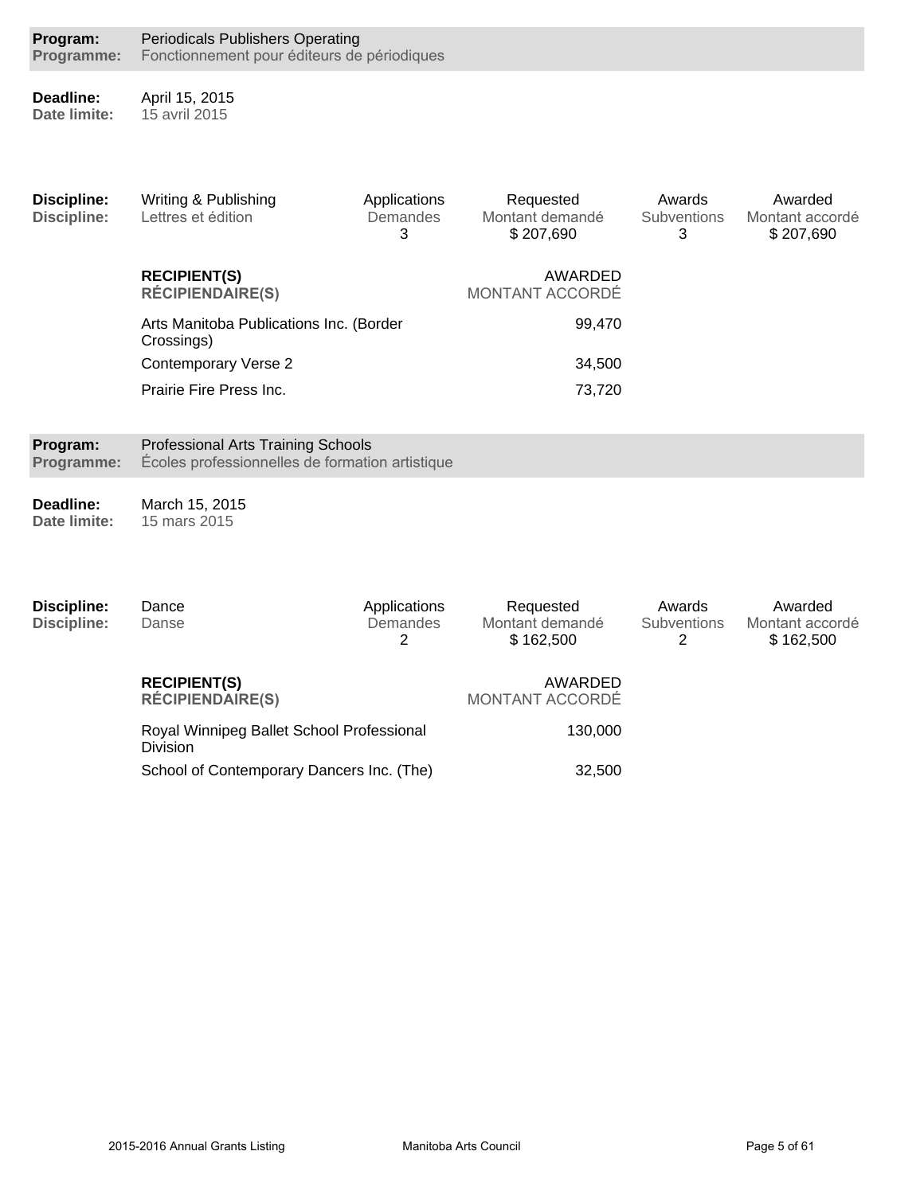| | |
|---|---|
| **Program:** | Periodicals Publishers Operating |
| **Programme:** | Fonctionnement pour éditeurs de périodiques |

| | |
|---|---|
| **Deadline:** | April 15, 2015 |
| **Date limite:** | 15 avril 2015 |

| **Discipline:** / **Discipline:** | Applications / Demandes | Requested / Montant demandé | Awards / Subventions | Awarded / Montant accordé |
|---|---|---|---|---|
| Writing & Publishing / Lettres et édition | 3 | $ 207,690 | 3 | $ 207,690 |

| **RECIPIENT(S) / RÉCIPIENDAIRE(S)** | AWARDED / MONTANT ACCORDÉ |
|---|---|
| Arts Manitoba Publications Inc. (Border Crossings) | 99,470 |
| Contemporary Verse 2 | 34,500 |
| Prairie Fire Press Inc. | 73,720 |

| | |
|---|---|
| **Program:** | Professional Arts Training Schools |
| **Programme:** | Écoles professionnelles de formation artistique |

| | |
|---|---|
| **Deadline:** | March 15, 2015 |
| **Date limite:** | 15 mars 2015 |

| **Discipline:** / **Discipline:** | Applications / Demandes | Requested / Montant demandé | Awards / Subventions | Awarded / Montant accordé |
|---|---|---|---|---|
| Dance / Danse | 2 | $ 162,500 | 2 | $ 162,500 |

| **RECIPIENT(S) / RÉCIPIENDAIRE(S)** | AWARDED / MONTANT ACCORDÉ |
|---|---|
| Royal Winnipeg Ballet School Professional Division | 130,000 |
| School of Contemporary Dancers Inc. (The) | 32,500 |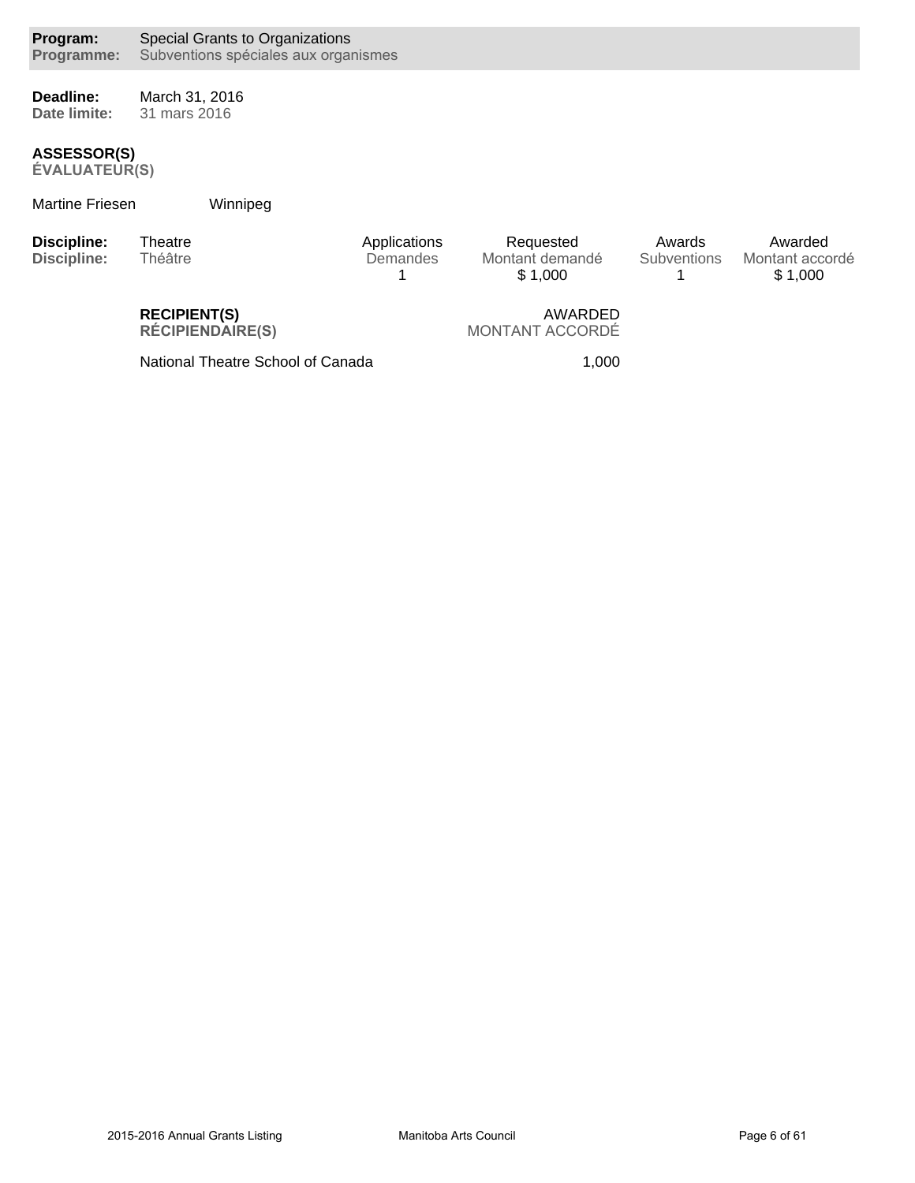**Program:** Special Grants to Organizations
**Programme:** Subventions spéciales aux organismes

**Deadline:** March 31, 2016
**Date limite:** 31 mars 2016

**ASSESSOR(S)**
**ÉVALUATEUR(S)**

Martine Friesen Winnipeg

| Discipline: | | Applications | Requested | Awards | Awarded |
|---|---|---|---|---|---|
| Discipline: | Theatre / Théâtre | Demandes | Montant demandé | Subventions | Montant accordé |
| | | 1 | $ 1,000 | 1 | $ 1,000 |

| RECIPIENT(S) / RÉCIPIENDAIRE(S) | AWARDED / MONTANT ACCORDÉ |
|---|---|
| National Theatre School of Canada | 1,000 |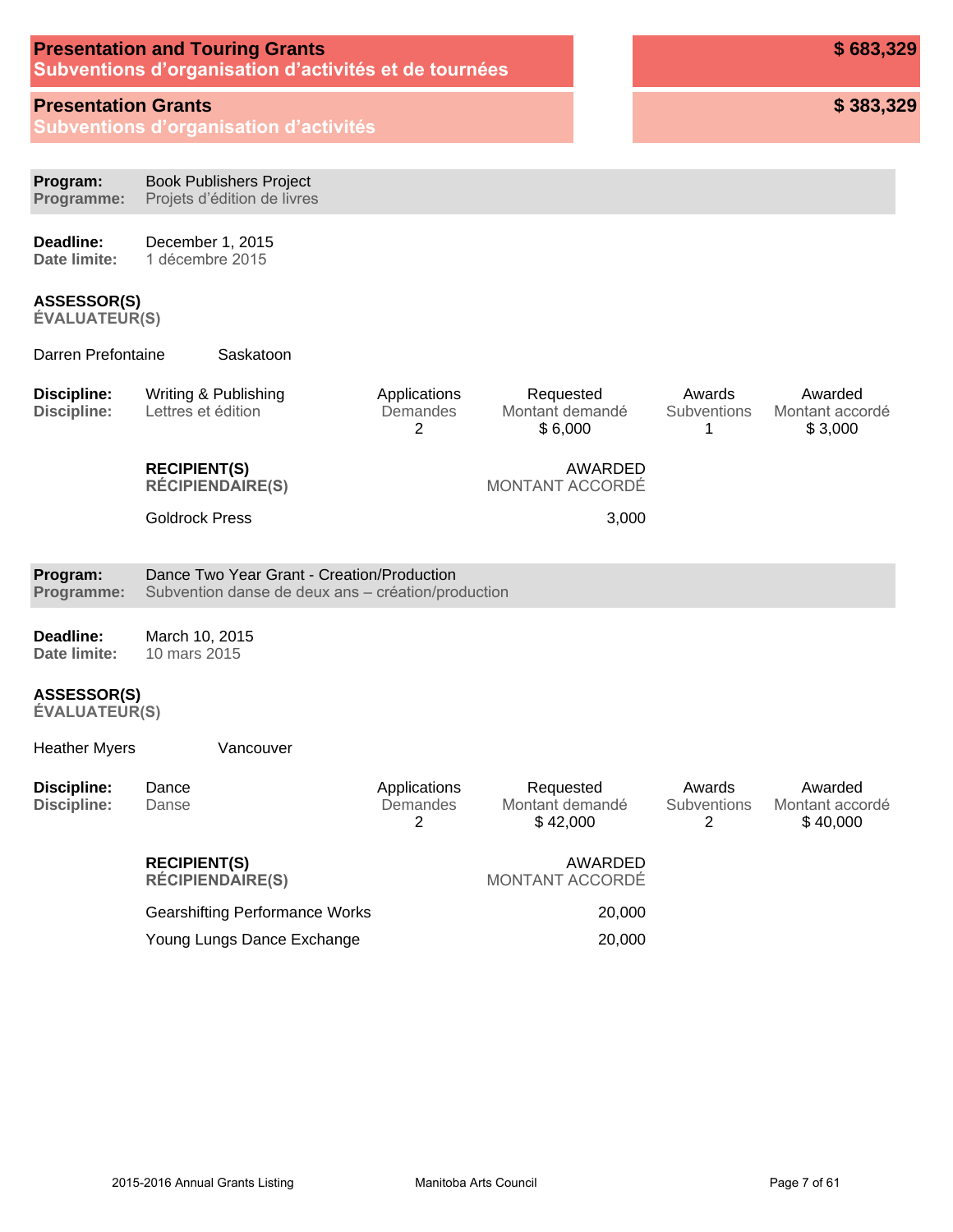## Presentation and Touring Grants / Subventions d'organisation d'activités et de tournées — $ 683,329

### Presentation Grants / Subventions d'organisation d'activités — $ 383,329

**Program: / Programme:** Book Publishers Project / Projets d'édition de livres

**Deadline: / Date limite:** December 1, 2015 / 1 décembre 2015

**ASSESSOR(S) / ÉVALUATEUR(S)**

Darren Prefontaine — Saskatoon

| Discipline: | Applications / Demandes | Requested / Montant demandé | Awards / Subventions | Awarded / Montant accordé |
|---|---|---|---|---|
| Writing & Publishing / Lettres et édition | 2 | $ 6,000 | 1 | $ 3,000 |

| RECIPIENT(S) / RÉCIPIENDAIRE(S) | AWARDED / MONTANT ACCORDÉ |
|---|---|
| Goldrock Press | 3,000 |

**Program: / Programme:** Dance Two Year Grant - Creation/Production / Subvention danse de deux ans – création/production

**Deadline: / Date limite:** March 10, 2015 / 10 mars 2015

**ASSESSOR(S) / ÉVALUATEUR(S)**

Heather Myers — Vancouver

| Discipline: | Applications / Demandes | Requested / Montant demandé | Awards / Subventions | Awarded / Montant accordé |
|---|---|---|---|---|
| Dance / Danse | 2 | $ 42,000 | 2 | $ 40,000 |

| RECIPIENT(S) / RÉCIPIENDAIRE(S) | AWARDED / MONTANT ACCORDÉ |
|---|---|
| Gearshifting Performance Works | 20,000 |
| Young Lungs Dance Exchange | 20,000 |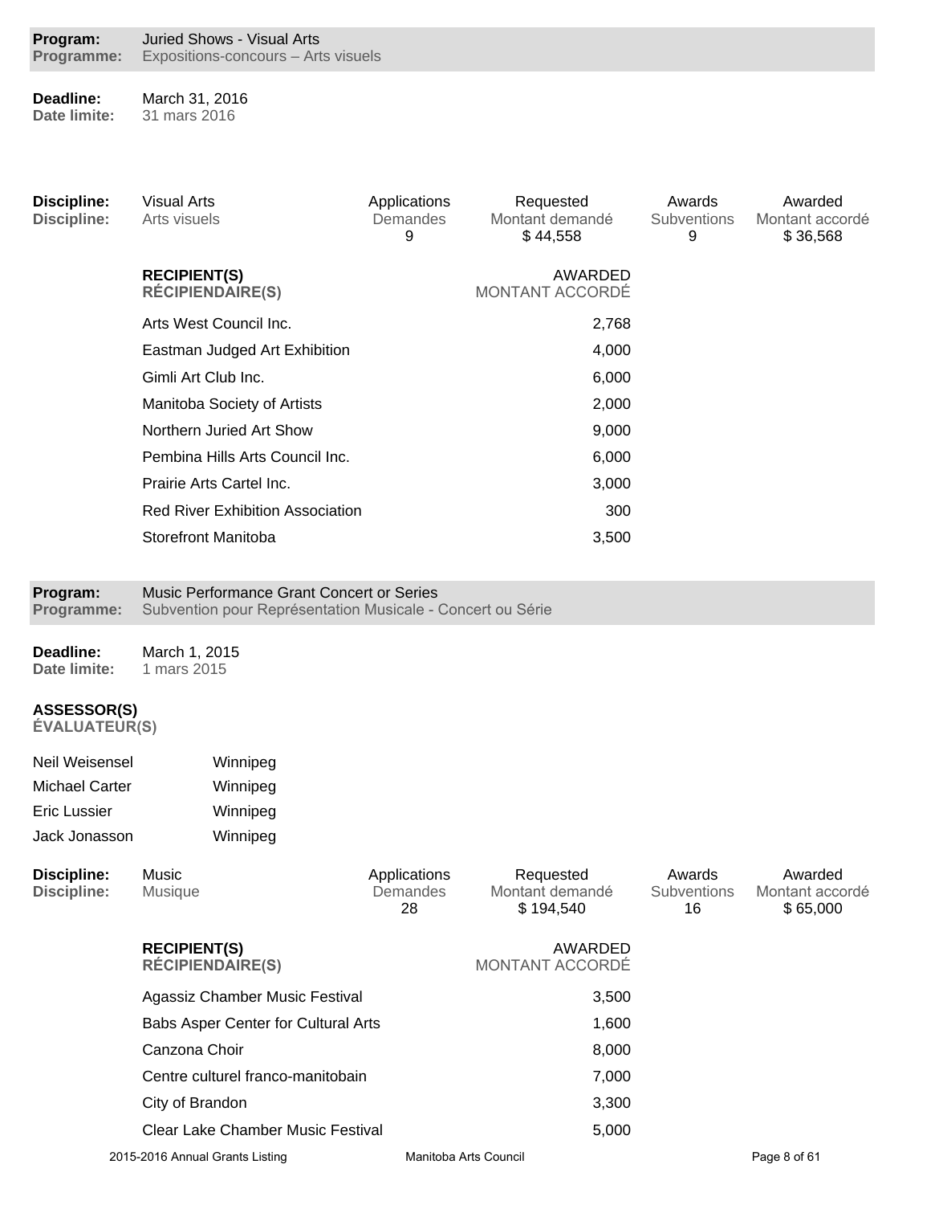**Program:** Juried Shows - Visual Arts
**Programme:** Expositions-concours – Arts visuels

**Deadline:** March 31, 2016
**Date limite:** 31 mars 2016

| Discipline: | Applications / Demandes | Requested / Montant demandé | Awards / Subventions | Awarded / Montant accordé |
|---|---|---|---|---|
| Visual Arts / Arts visuels | 9 | $ 44,558 | 9 | $ 36,568 |

| RECIPIENT(S) / RÉCIPIENDAIRE(S) | AWARDED / MONTANT ACCORDÉ |
|---|---|
| Arts West Council Inc. | 2,768 |
| Eastman Judged Art Exhibition | 4,000 |
| Gimli Art Club Inc. | 6,000 |
| Manitoba Society of Artists | 2,000 |
| Northern Juried Art Show | 9,000 |
| Pembina Hills Arts Council Inc. | 6,000 |
| Prairie Arts Cartel Inc. | 3,000 |
| Red River Exhibition Association | 300 |
| Storefront Manitoba | 3,500 |

**Program:** Music Performance Grant Concert or Series
**Programme:** Subvention pour Représentation Musicale - Concert ou Série

**Deadline:** March 1, 2015
**Date limite:** 1 mars 2015

**ASSESSOR(S)**
**ÉVALUATEUR(S)**

| | |
|---|---|
| Neil Weisensel | Winnipeg |
| Michael Carter | Winnipeg |
| Eric Lussier | Winnipeg |
| Jack Jonasson | Winnipeg |

| Discipline: | Applications / Demandes | Requested / Montant demandé | Awards / Subventions | Awarded / Montant accordé |
|---|---|---|---|---|
| Music / Musique | 28 | $ 194,540 | 16 | $ 65,000 |

| RECIPIENT(S) / RÉCIPIENDAIRE(S) | AWARDED / MONTANT ACCORDÉ |
|---|---|
| Agassiz Chamber Music Festival | 3,500 |
| Babs Asper Center for Cultural Arts | 1,600 |
| Canzona Choir | 8,000 |
| Centre culturel franco-manitobain | 7,000 |
| City of Brandon | 3,300 |
| Clear Lake Chamber Music Festival | 5,000 |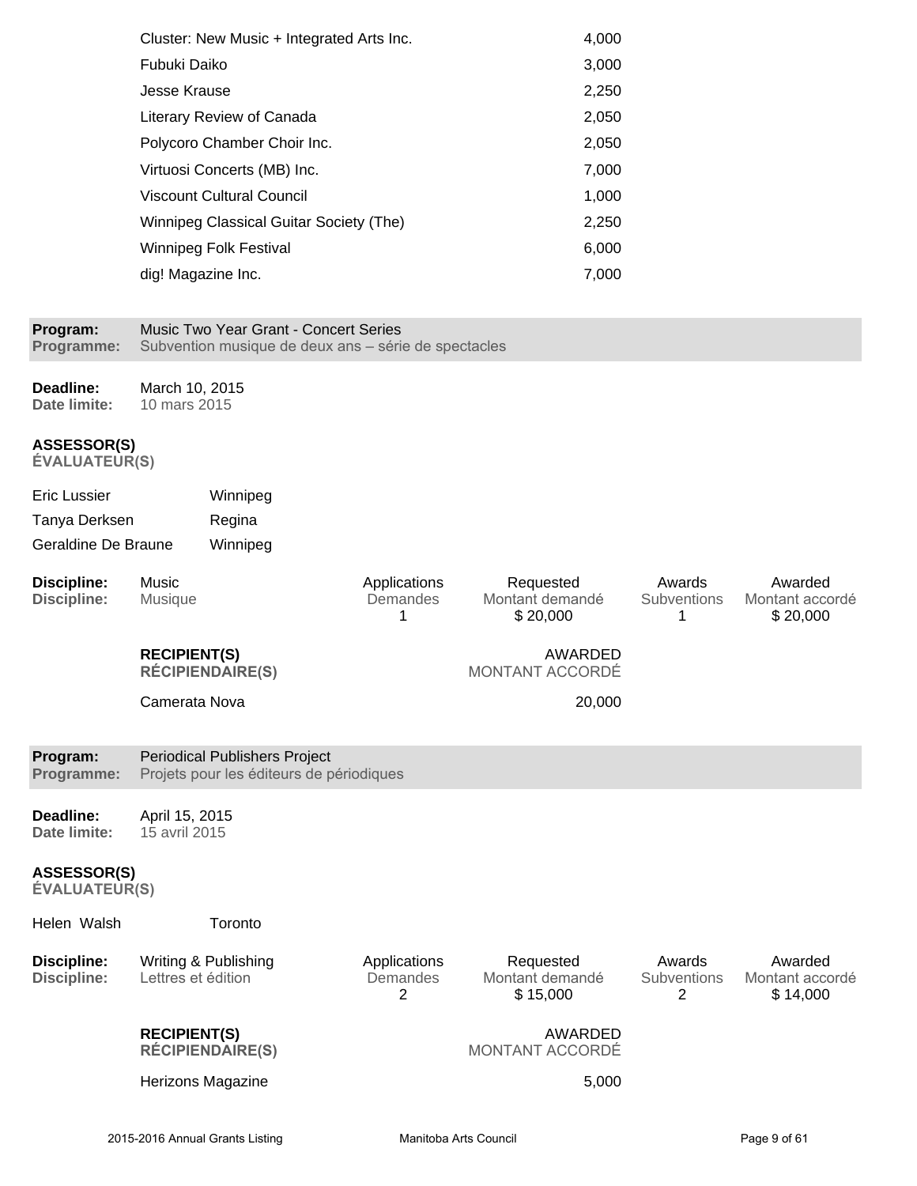| | |
|---|---|
| Cluster: New Music + Integrated Arts Inc. | 4,000 |
| Fubuki Daiko | 3,000 |
| Jesse Krause | 2,250 |
| Literary Review of Canada | 2,050 |
| Polycoro Chamber Choir Inc. | 2,050 |
| Virtuosi Concerts (MB) Inc. | 7,000 |
| Viscount Cultural Council | 1,000 |
| Winnipeg Classical Guitar Society (The) | 2,250 |
| Winnipeg Folk Festival | 6,000 |
| dig! Magazine Inc. | 7,000 |

**Program:** Music Two Year Grant - Concert Series
**Programme:** Subvention musique de deux ans – série de spectacles

**Deadline:** March 10, 2015
**Date limite:** 10 mars 2015

**ASSESSOR(S)**
**ÉVALUATEUR(S)**

| | |
|---|---|
| Eric Lussier | Winnipeg |
| Tanya Derksen | Regina |
| Geraldine De Braune | Winnipeg |

| Discipline: / Discipline: | | Applications / Demandes | Requested / Montant demandé | Awards / Subventions | Awarded / Montant accordé |
|---|---|---|---|---|---|
| Music / Musique | | 1 | $ 20,000 | 1 | $ 20,000 |

| RECIPIENT(S) / RÉCIPIENDAIRE(S) | AWARDED / MONTANT ACCORDÉ |
|---|---|
| Camerata Nova | 20,000 |

**Program:** Periodical Publishers Project
**Programme:** Projets pour les éditeurs de périodiques

**Deadline:** April 15, 2015
**Date limite:** 15 avril 2015

**ASSESSOR(S)**
**ÉVALUATEUR(S)**

| | |
|---|---|
| Helen Walsh | Toronto |

| Discipline: / Discipline: | | Applications / Demandes | Requested / Montant demandé | Awards / Subventions | Awarded / Montant accordé |
|---|---|---|---|---|---|
| Writing & Publishing / Lettres et édition | | 2 | $ 15,000 | 2 | $ 14,000 |

| RECIPIENT(S) / RÉCIPIENDAIRE(S) | AWARDED / MONTANT ACCORDÉ |
|---|---|
| Herizons Magazine | 5,000 |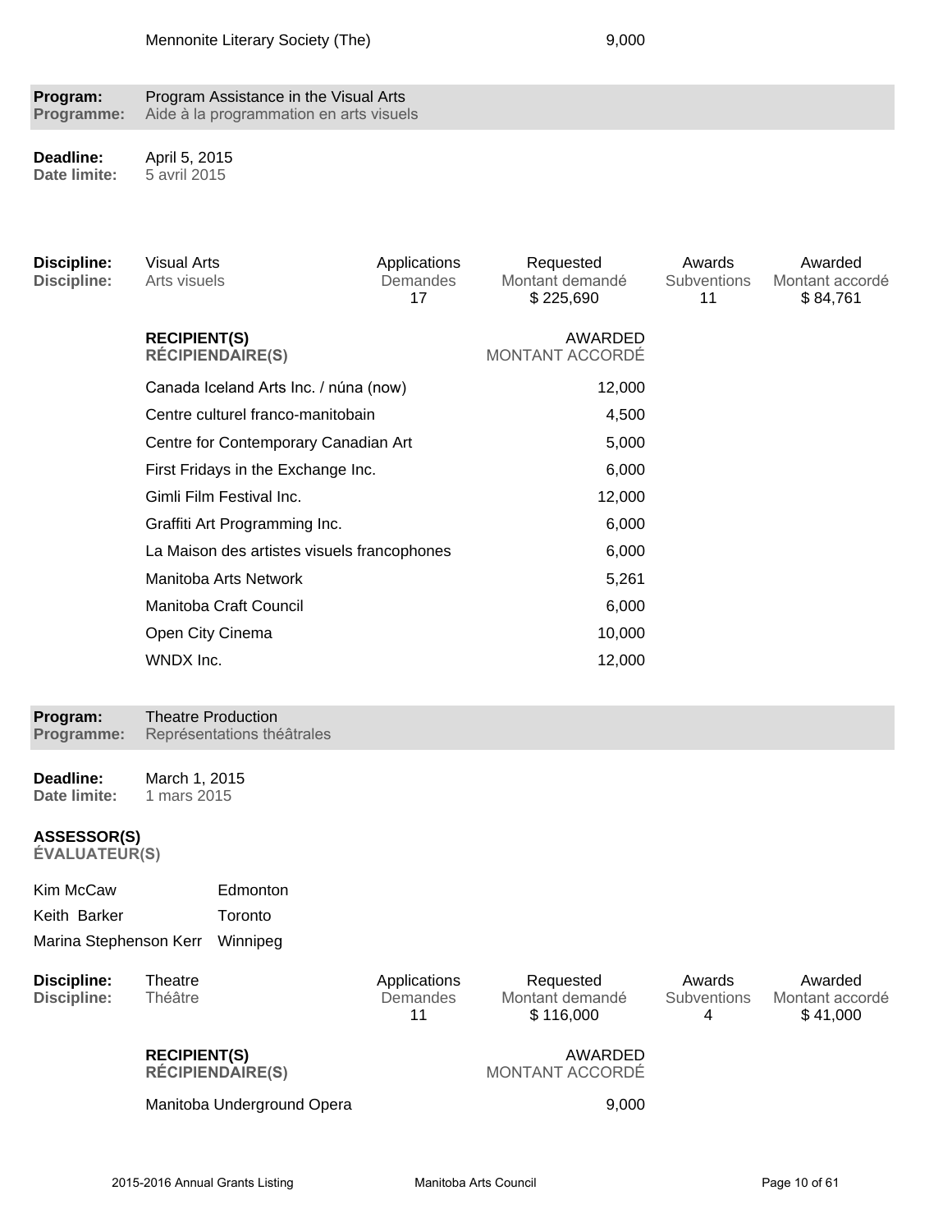| | |
|---|---|
| Mennonite Literary Society (The) | 9,000 |

**Program:** Program Assistance in the Visual Arts
**Programme:** Aide à la programmation en arts visuels

**Deadline:** April 5, 2015
**Date limite:** 5 avril 2015

| Discipline: | Applications / Demandes | Requested / Montant demandé | Awards / Subventions | Awarded / Montant accordé |
|---|---|---|---|---|
| Visual Arts / Arts visuels | 17 | $ 225,690 | 11 | $ 84,761 |

| RECIPIENT(S) / RÉCIPIENDAIRE(S) | AWARDED / MONTANT ACCORDÉ |
|---|---|
| Canada Iceland Arts Inc. / núna (now) | 12,000 |
| Centre culturel franco-manitobain | 4,500 |
| Centre for Contemporary Canadian Art | 5,000 |
| First Fridays in the Exchange Inc. | 6,000 |
| Gimli Film Festival Inc. | 12,000 |
| Graffiti Art Programming Inc. | 6,000 |
| La Maison des artistes visuels francophones | 6,000 |
| Manitoba Arts Network | 5,261 |
| Manitoba Craft Council | 6,000 |
| Open City Cinema | 10,000 |
| WNDX Inc. | 12,000 |

**Program:** Theatre Production
**Programme:** Représentations théâtrales

**Deadline:** March 1, 2015
**Date limite:** 1 mars 2015

**ASSESSOR(S)**
**ÉVALUATEUR(S)**

| | |
|---|---|
| Kim McCaw | Edmonton |
| Keith Barker | Toronto |
| Marina Stephenson Kerr | Winnipeg |

| Discipline: | Applications / Demandes | Requested / Montant demandé | Awards / Subventions | Awarded / Montant accordé |
|---|---|---|---|---|
| Theatre / Théâtre | 11 | $ 116,000 | 4 | $ 41,000 |

| RECIPIENT(S) / RÉCIPIENDAIRE(S) | AWARDED / MONTANT ACCORDÉ |
|---|---|
| Manitoba Underground Opera | 9,000 |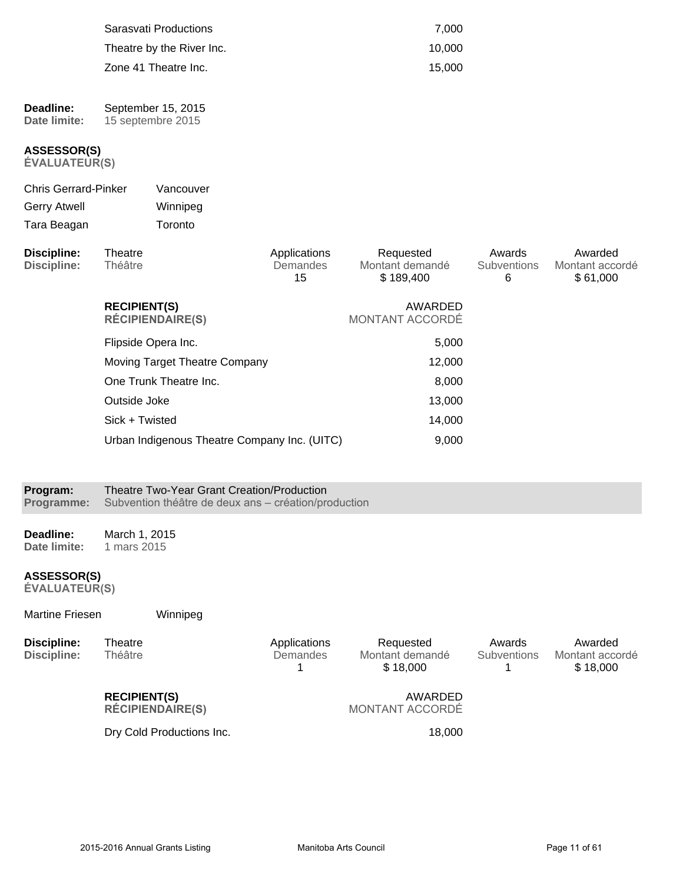| | |
|---|---|
| Sarasvati Productions | 7,000 |
| Theatre by the River Inc. | 10,000 |
| Zone 41 Theatre Inc. | 15,000 |

**Deadline:** September 15, 2015
**Date limite:** 15 septembre 2015

**ASSESSOR(S)**
**ÉVALUATEUR(S)**

| | |
|---|---|
| Chris Gerrard-Pinker | Vancouver |
| Gerry Atwell | Winnipeg |
| Tara Beagan | Toronto |

| Discipline: / Discipline: | Applications / Demandes | Requested / Montant demandé | Awards / Subventions | Awarded / Montant accordé |
|---|---|---|---|---|
| Theatre / Théâtre | 15 | $ 189,400 | 6 | $ 61,000 |

| RECIPIENT(S) / RÉCIPIENDAIRE(S) | AWARDED / MONTANT ACCORDÉ |
|---|---|
| Flipside Opera Inc. | 5,000 |
| Moving Target Theatre Company | 12,000 |
| One Trunk Theatre Inc. | 8,000 |
| Outside Joke | 13,000 |
| Sick + Twisted | 14,000 |
| Urban Indigenous Theatre Company Inc. (UITC) | 9,000 |

**Program:** Theatre Two-Year Grant Creation/Production
**Programme:** Subvention théâtre de deux ans – création/production

**Deadline:** March 1, 2015
**Date limite:** 1 mars 2015

**ASSESSOR(S)**
**ÉVALUATEUR(S)**

| | |
|---|---|
| Martine Friesen | Winnipeg |

| Discipline: / Discipline: | Applications / Demandes | Requested / Montant demandé | Awards / Subventions | Awarded / Montant accordé |
|---|---|---|---|---|
| Theatre / Théâtre | 1 | $ 18,000 | 1 | $ 18,000 |

| RECIPIENT(S) / RÉCIPIENDAIRE(S) | AWARDED / MONTANT ACCORDÉ |
|---|---|
| Dry Cold Productions Inc. | 18,000 |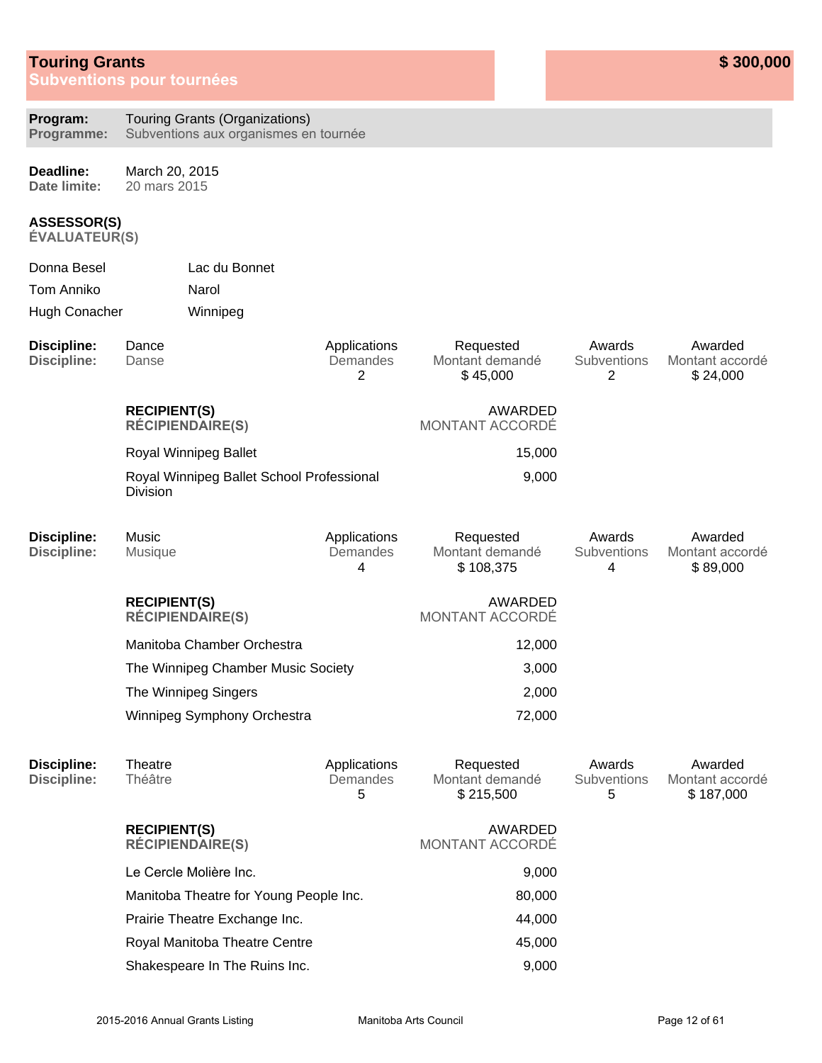## Touring Grants
## Subventions pour tournées

**$ 300,000**

**Program:** Touring Grants (Organizations)
**Programme:** Subventions aux organismes en tournée

**Deadline:** March 20, 2015
**Date limite:** 20 mars 2015

**ASSESSOR(S)**
**ÉVALUATEUR(S)**

| | |
|---|---|
| Donna Besel | Lac du Bonnet |
| Tom Anniko | Narol |
| Hugh Conacher | Winnipeg |

| Discipline: / Discipline: | Applications / Demandes | Requested / Montant demandé | Awards / Subventions | Awarded / Montant accordé |
|---|---|---|---|---|
| Dance / Danse | 2 | $ 45,000 | 2 | $ 24,000 |

| RECIPIENT(S) / RÉCIPIENDAIRE(S) | AWARDED / MONTANT ACCORDÉ |
|---|---|
| Royal Winnipeg Ballet | 15,000 |
| Royal Winnipeg Ballet School Professional Division | 9,000 |

| Discipline: / Discipline: | Applications / Demandes | Requested / Montant demandé | Awards / Subventions | Awarded / Montant accordé |
|---|---|---|---|---|
| Music / Musique | 4 | $ 108,375 | 4 | $ 89,000 |

| RECIPIENT(S) / RÉCIPIENDAIRE(S) | AWARDED / MONTANT ACCORDÉ |
|---|---|
| Manitoba Chamber Orchestra | 12,000 |
| The Winnipeg Chamber Music Society | 3,000 |
| The Winnipeg Singers | 2,000 |
| Winnipeg Symphony Orchestra | 72,000 |

| Discipline: / Discipline: | Applications / Demandes | Requested / Montant demandé | Awards / Subventions | Awarded / Montant accordé |
|---|---|---|---|---|
| Theatre / Théâtre | 5 | $ 215,500 | 5 | $ 187,000 |

| RECIPIENT(S) / RÉCIPIENDAIRE(S) | AWARDED / MONTANT ACCORDÉ |
|---|---|
| Le Cercle Molière Inc. | 9,000 |
| Manitoba Theatre for Young People Inc. | 80,000 |
| Prairie Theatre Exchange Inc. | 44,000 |
| Royal Manitoba Theatre Centre | 45,000 |
| Shakespeare In The Ruins Inc. | 9,000 |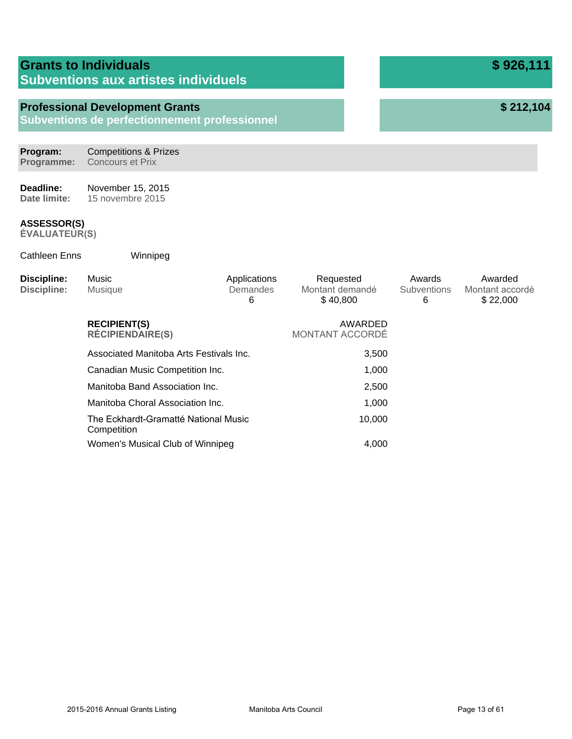## Grants to Individuals — $ 926,111
## Subventions aux artistes individuels

### Professional Development Grants — $ 212,104
### Subventions de perfectionnement professionnel

**Program:** Competitions & Prizes
**Programme:** Concours et Prix

**Deadline:** November 15, 2015
**Date limite:** 15 novembre 2015

**ASSESSOR(S)**
**ÉVALUATEUR(S)**

Cathleen Enns — Winnipeg

| Discipline: | Applications / Demandes | Requested / Montant demandé | Awards / Subventions | Awarded / Montant accordé |
|---|---|---|---|---|
| Music / Musique | 6 | $ 40,800 | 6 | $ 22,000 |

| RECIPIENT(S) / RÉCIPIENDAIRE(S) | AWARDED / MONTANT ACCORDÉ |
|---|---|
| Associated Manitoba Arts Festivals Inc. | 3,500 |
| Canadian Music Competition Inc. | 1,000 |
| Manitoba Band Association Inc. | 2,500 |
| Manitoba Choral Association Inc. | 1,000 |
| The Eckhardt-Gramatté National Music Competition | 10,000 |
| Women's Musical Club of Winnipeg | 4,000 |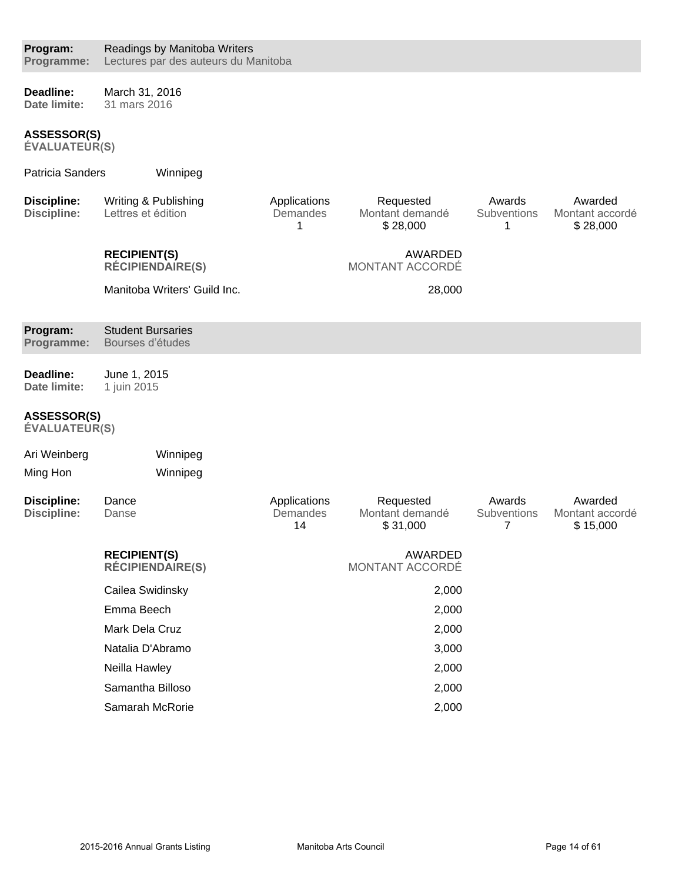**Program:** Readings by Manitoba Writers
**Programme:** Lectures par des auteurs du Manitoba

**Deadline:** March 31, 2016
**Date limite:** 31 mars 2016

**ASSESSOR(S)**
**ÉVALUATEUR(S)**

Patricia Sanders — Winnipeg

| Discipline: / Discipline: | Applications / Demandes | Requested / Montant demandé | Awards / Subventions | Awarded / Montant accordé |
|---|---|---|---|---|
| Writing & Publishing / Lettres et édition | 1 | $ 28,000 | 1 | $ 28,000 |

| RECIPIENT(S) / RÉCIPIENDAIRE(S) | AWARDED / MONTANT ACCORDÉ |
|---|---|
| Manitoba Writers' Guild Inc. | 28,000 |

**Program:** Student Bursaries
**Programme:** Bourses d'études

**Deadline:** June 1, 2015
**Date limite:** 1 juin 2015

**ASSESSOR(S)**
**ÉVALUATEUR(S)**

Ari Weinberg — Winnipeg
Ming Hon — Winnipeg

| Discipline: / Discipline: | Applications / Demandes | Requested / Montant demandé | Awards / Subventions | Awarded / Montant accordé |
|---|---|---|---|---|
| Dance / Danse | 14 | $ 31,000 | 7 | $ 15,000 |

| RECIPIENT(S) / RÉCIPIENDAIRE(S) | AWARDED / MONTANT ACCORDÉ |
|---|---|
| Cailea Swidinsky | 2,000 |
| Emma Beech | 2,000 |
| Mark Dela Cruz | 2,000 |
| Natalia D'Abramo | 3,000 |
| Neilla Hawley | 2,000 |
| Samantha Billoso | 2,000 |
| Samarah McRorie | 2,000 |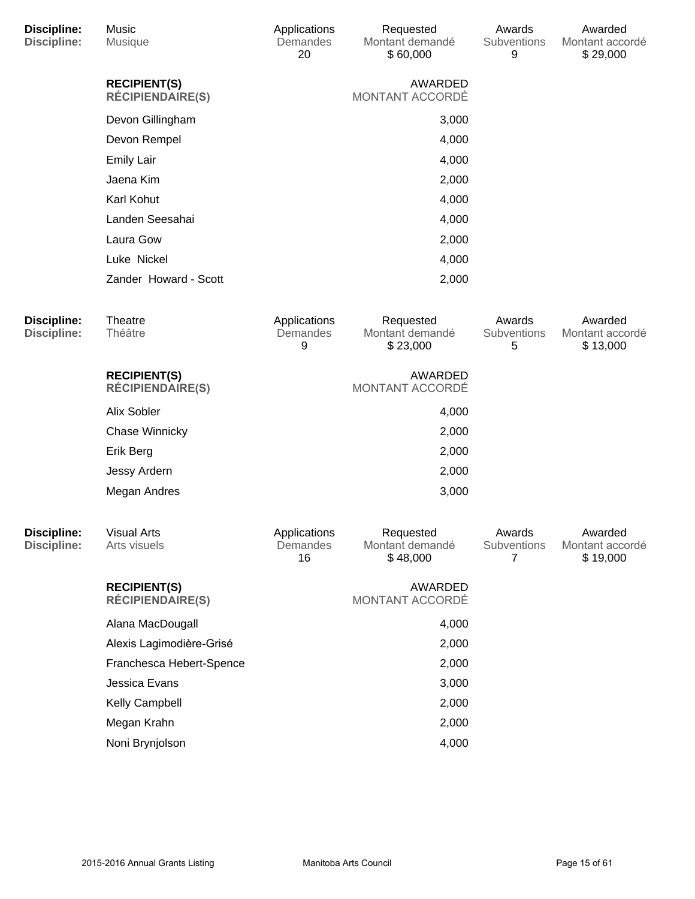| Discipline: | Music | Applications | Requested | Awards | Awarded |
|---|---|---|---|---|---|
| Discipline: | Musique | Demandes | Montant demandé | Subventions | Montant accordé |
| | | 20 | $ 60,000 | 9 | $ 29,000 |

| RECIPIENT(S) / RÉCIPIENDAIRE(S) | AWARDED / MONTANT ACCORDÉ |
|---|---|
| Devon Gillingham | 3,000 |
| Devon Rempel | 4,000 |
| Emily Lair | 4,000 |
| Jaena Kim | 2,000 |
| Karl Kohut | 4,000 |
| Landen Seesahai | 4,000 |
| Laura Gow | 2,000 |
| Luke Nickel | 4,000 |
| Zander Howard - Scott | 2,000 |

| Discipline: | Theatre | Applications | Requested | Awards | Awarded |
|---|---|---|---|---|---|
| Discipline: | Théâtre | Demandes | Montant demandé | Subventions | Montant accordé |
| | | 9 | $ 23,000 | 5 | $ 13,000 |

| RECIPIENT(S) / RÉCIPIENDAIRE(S) | AWARDED / MONTANT ACCORDÉ |
|---|---|
| Alix Sobler | 4,000 |
| Chase Winnicky | 2,000 |
| Erik Berg | 2,000 |
| Jessy Ardern | 2,000 |
| Megan Andres | 3,000 |

| Discipline: | Visual Arts | Applications | Requested | Awards | Awarded |
|---|---|---|---|---|---|
| Discipline: | Arts visuels | Demandes | Montant demandé | Subventions | Montant accordé |
| | | 16 | $ 48,000 | 7 | $ 19,000 |

| RECIPIENT(S) / RÉCIPIENDAIRE(S) | AWARDED / MONTANT ACCORDÉ |
|---|---|
| Alana MacDougall | 4,000 |
| Alexis Lagimodière-Grisé | 2,000 |
| Franchesca Hebert-Spence | 2,000 |
| Jessica Evans | 3,000 |
| Kelly Campbell | 2,000 |
| Megan Krahn | 2,000 |
| Noni Brynjolson | 4,000 |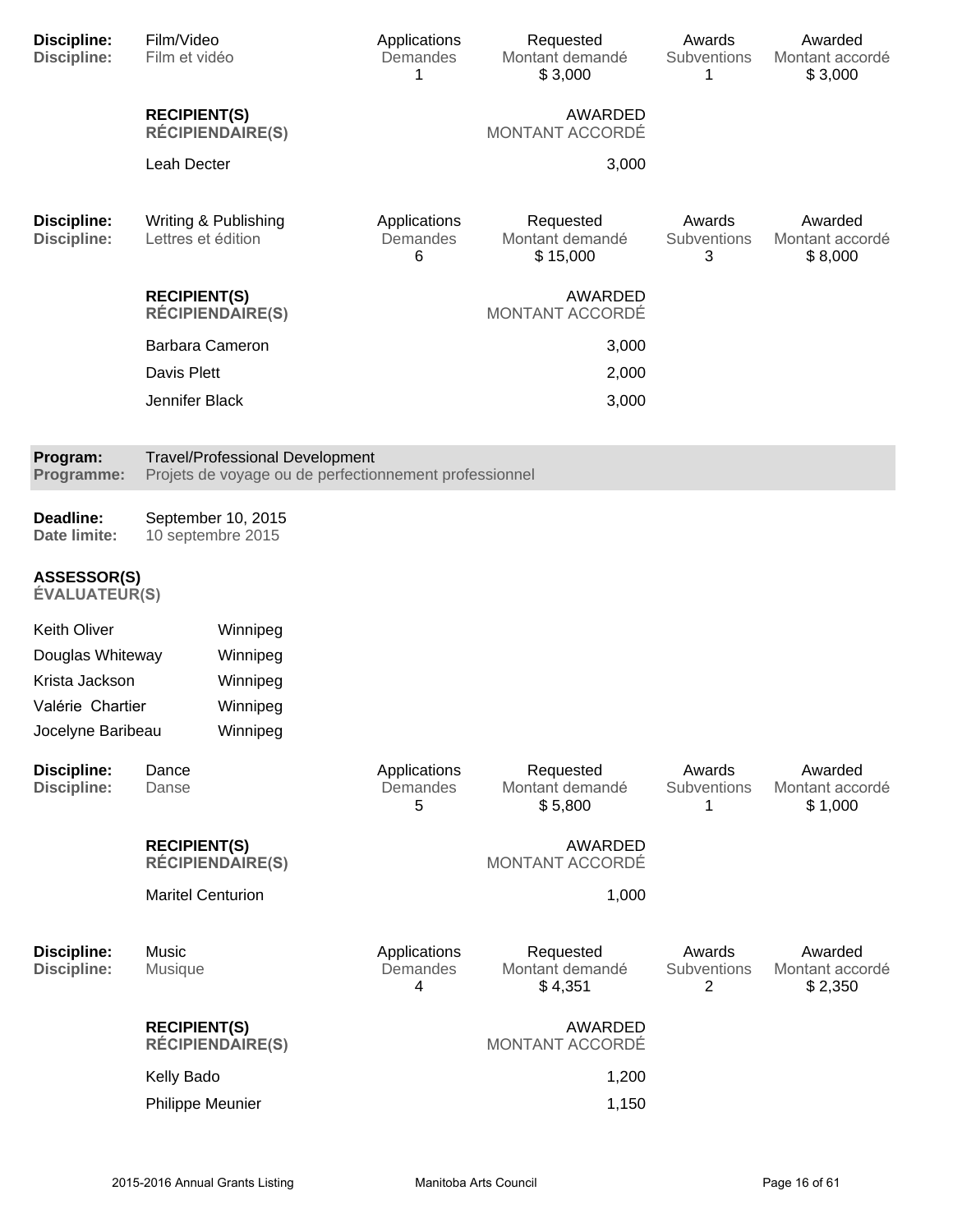| Discipline: | Film/Video | Applications | Requested | Awards | Awarded |
|---|---|---|---|---|---|
| Discipline: | Film et vidéo | Demandes | Montant demandé | Subventions | Montant accordé |
| | | 1 | $ 3,000 | 1 | $ 3,000 |

| RECIPIENT(S) / RÉCIPIENDAIRE(S) | AWARDED / MONTANT ACCORDÉ |
|---|---|
| Leah Decter | 3,000 |

| Discipline: | Writing & Publishing | Applications | Requested | Awards | Awarded |
|---|---|---|---|---|---|
| Discipline: | Lettres et édition | Demandes | Montant demandé | Subventions | Montant accordé |
| | | 6 | $ 15,000 | 3 | $ 8,000 |

| RECIPIENT(S) / RÉCIPIENDAIRE(S) | AWARDED / MONTANT ACCORDÉ |
|---|---|
| Barbara Cameron | 3,000 |
| Davis Plett | 2,000 |
| Jennifer Black | 3,000 |

## Program: Travel/Professional Development
## Programme: Projets de voyage ou de perfectionnement professionnel

**Deadline:** September 10, 2015
**Date limite:** 10 septembre 2015

**ASSESSOR(S)**
**ÉVALUATEUR(S)**

| | |
|---|---|
| Keith Oliver | Winnipeg |
| Douglas Whiteway | Winnipeg |
| Krista Jackson | Winnipeg |
| Valérie Chartier | Winnipeg |
| Jocelyne Baribeau | Winnipeg |

| Discipline: | Dance | Applications | Requested | Awards | Awarded |
|---|---|---|---|---|---|
| Discipline: | Danse | Demandes | Montant demandé | Subventions | Montant accordé |
| | | 5 | $ 5,800 | 1 | $ 1,000 |

| RECIPIENT(S) / RÉCIPIENDAIRE(S) | AWARDED / MONTANT ACCORDÉ |
|---|---|
| Maritel Centurion | 1,000 |

| Discipline: | Music | Applications | Requested | Awards | Awarded |
|---|---|---|---|---|---|
| Discipline: | Musique | Demandes | Montant demandé | Subventions | Montant accordé |
| | | 4 | $ 4,351 | 2 | $ 2,350 |

| RECIPIENT(S) / RÉCIPIENDAIRE(S) | AWARDED / MONTANT ACCORDÉ |
|---|---|
| Kelly Bado | 1,200 |
| Philippe Meunier | 1,150 |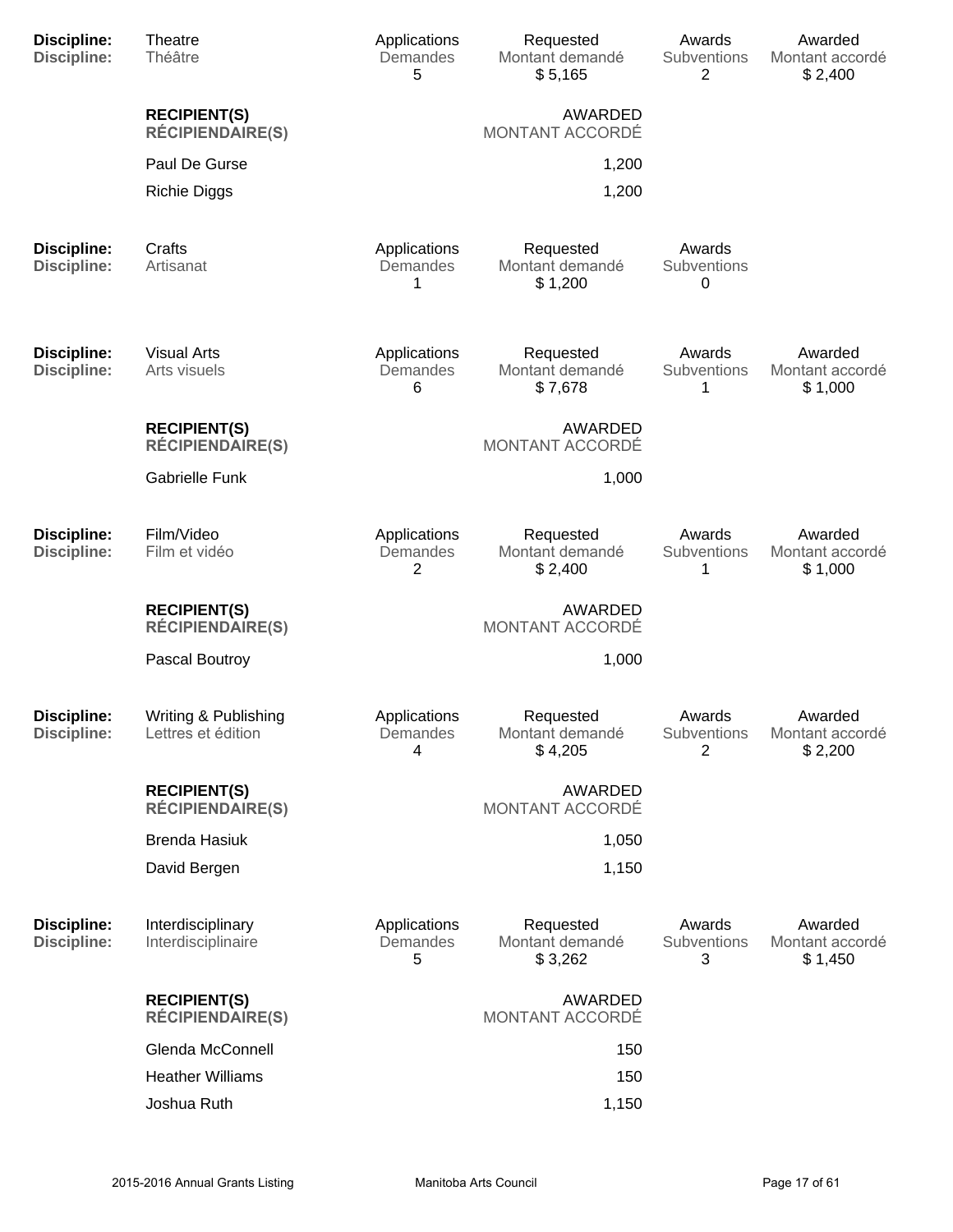| **Discipline:** **Discipline:** | Theatre Théâtre | Applications Demandes | Requested Montant demandé | Awards Subventions | Awarded Montant accordé |
|---|---|---|---|---|---|
| | | 5 | $ 5,165 | 2 | $ 2,400 |

| **RECIPIENT(S)** **RÉCIPIENDAIRE(S)** | AWARDED MONTANT ACCORDÉ |
|---|---|
| Paul De Gurse | 1,200 |
| Richie Diggs | 1,200 |

| **Discipline:** **Discipline:** | Crafts Artisanat | Applications Demandes | Requested Montant demandé | Awards Subventions |
|---|---|---|---|---|
| | | 1 | $ 1,200 | 0 |

| **Discipline:** **Discipline:** | Visual Arts Arts visuels | Applications Demandes | Requested Montant demandé | Awards Subventions | Awarded Montant accordé |
|---|---|---|---|---|---|
| | | 6 | $ 7,678 | 1 | $ 1,000 |

| **RECIPIENT(S)** **RÉCIPIENDAIRE(S)** | AWARDED MONTANT ACCORDÉ |
|---|---|
| Gabrielle Funk | 1,000 |

| **Discipline:** **Discipline:** | Film/Video Film et vidéo | Applications Demandes | Requested Montant demandé | Awards Subventions | Awarded Montant accordé |
|---|---|---|---|---|---|
| | | 2 | $ 2,400 | 1 | $ 1,000 |

| **RECIPIENT(S)** **RÉCIPIENDAIRE(S)** | AWARDED MONTANT ACCORDÉ |
|---|---|
| Pascal Boutroy | 1,000 |

| **Discipline:** **Discipline:** | Writing & Publishing Lettres et édition | Applications Demandes | Requested Montant demandé | Awards Subventions | Awarded Montant accordé |
|---|---|---|---|---|---|
| | | 4 | $ 4,205 | 2 | $ 2,200 |

| **RECIPIENT(S)** **RÉCIPIENDAIRE(S)** | AWARDED MONTANT ACCORDÉ |
|---|---|
| Brenda Hasiuk | 1,050 |
| David Bergen | 1,150 |

| **Discipline:** **Discipline:** | Interdisciplinary Interdisciplinaire | Applications Demandes | Requested Montant demandé | Awards Subventions | Awarded Montant accordé |
|---|---|---|---|---|---|
| | | 5 | $ 3,262 | 3 | $ 1,450 |

| **RECIPIENT(S)** **RÉCIPIENDAIRE(S)** | AWARDED MONTANT ACCORDÉ |
|---|---|
| Glenda McConnell | 150 |
| Heather Williams | 150 |
| Joshua Ruth | 1,150 |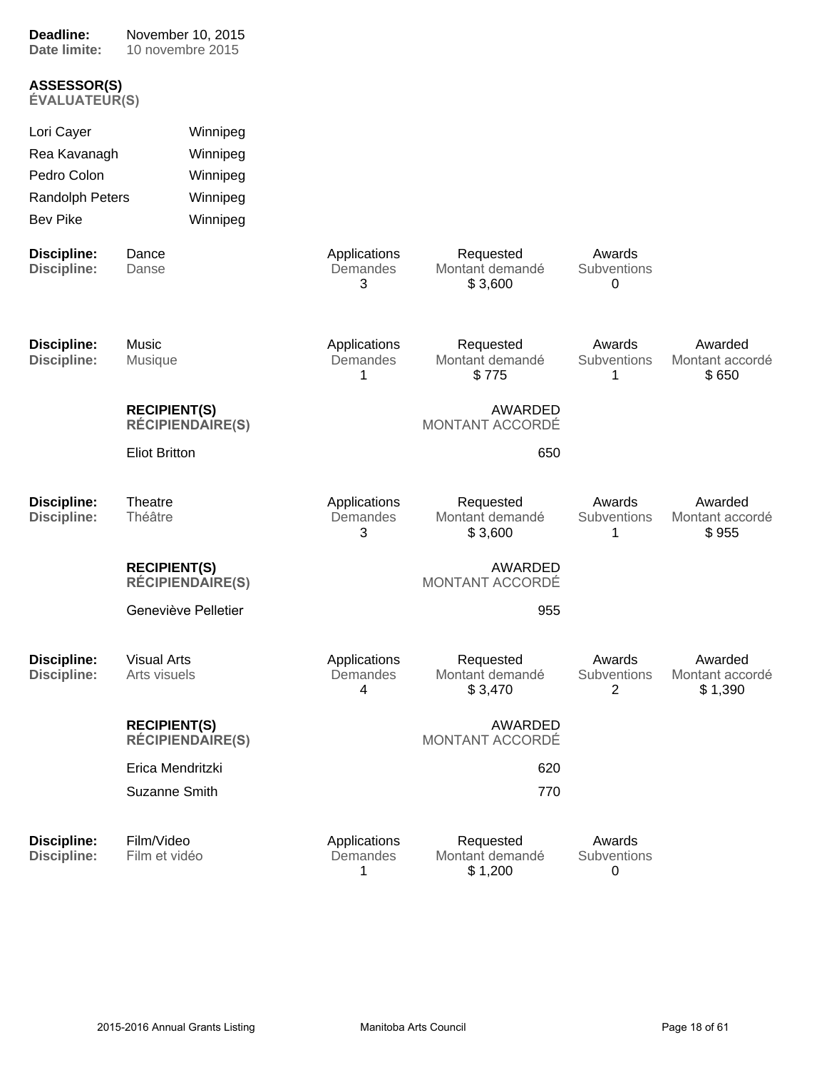**Deadline:** November 10, 2015
**Date limite:** 10 novembre 2015

**ASSESSOR(S)**
**ÉVALUATEUR(S)**

| | |
|---|---|
| Lori Cayer | Winnipeg |
| Rea Kavanagh | Winnipeg |
| Pedro Colon | Winnipeg |
| Randolph Peters | Winnipeg |
| Bev Pike | Winnipeg |

| **Discipline:** / **Discipline:** | | Applications / Demandes | Requested / Montant demandé | Awards / Subventions | Awarded / Montant accordé |
|---|---|---|---|---|---|
| Dance / Danse | | 3 | $ 3,600 | 0 | |

| **Discipline:** / **Discipline:** | | Applications / Demandes | Requested / Montant demandé | Awards / Subventions | Awarded / Montant accordé |
|---|---|---|---|---|---|
| Music / Musique | | 1 | $ 775 | 1 | $ 650 |

| **RECIPIENT(S)** / **RÉCIPIENDAIRE(S)** | AWARDED / MONTANT ACCORDÉ |
|---|---|
| Eliot Britton | 650 |

| **Discipline:** / **Discipline:** | | Applications / Demandes | Requested / Montant demandé | Awards / Subventions | Awarded / Montant accordé |
|---|---|---|---|---|---|
| Theatre / Théâtre | | 3 | $ 3,600 | 1 | $ 955 |

| **RECIPIENT(S)** / **RÉCIPIENDAIRE(S)** | AWARDED / MONTANT ACCORDÉ |
|---|---|
| Geneviève Pelletier | 955 |

| **Discipline:** / **Discipline:** | | Applications / Demandes | Requested / Montant demandé | Awards / Subventions | Awarded / Montant accordé |
|---|---|---|---|---|---|
| Visual Arts / Arts visuels | | 4 | $ 3,470 | 2 | $ 1,390 |

| **RECIPIENT(S)** / **RÉCIPIENDAIRE(S)** | AWARDED / MONTANT ACCORDÉ |
|---|---|
| Erica Mendritzki | 620 |
| Suzanne Smith | 770 |

| **Discipline:** / **Discipline:** | | Applications / Demandes | Requested / Montant demandé | Awards / Subventions | Awarded / Montant accordé |
|---|---|---|---|---|---|
| Film/Video / Film et vidéo | | 1 | $ 1,200 | 0 | |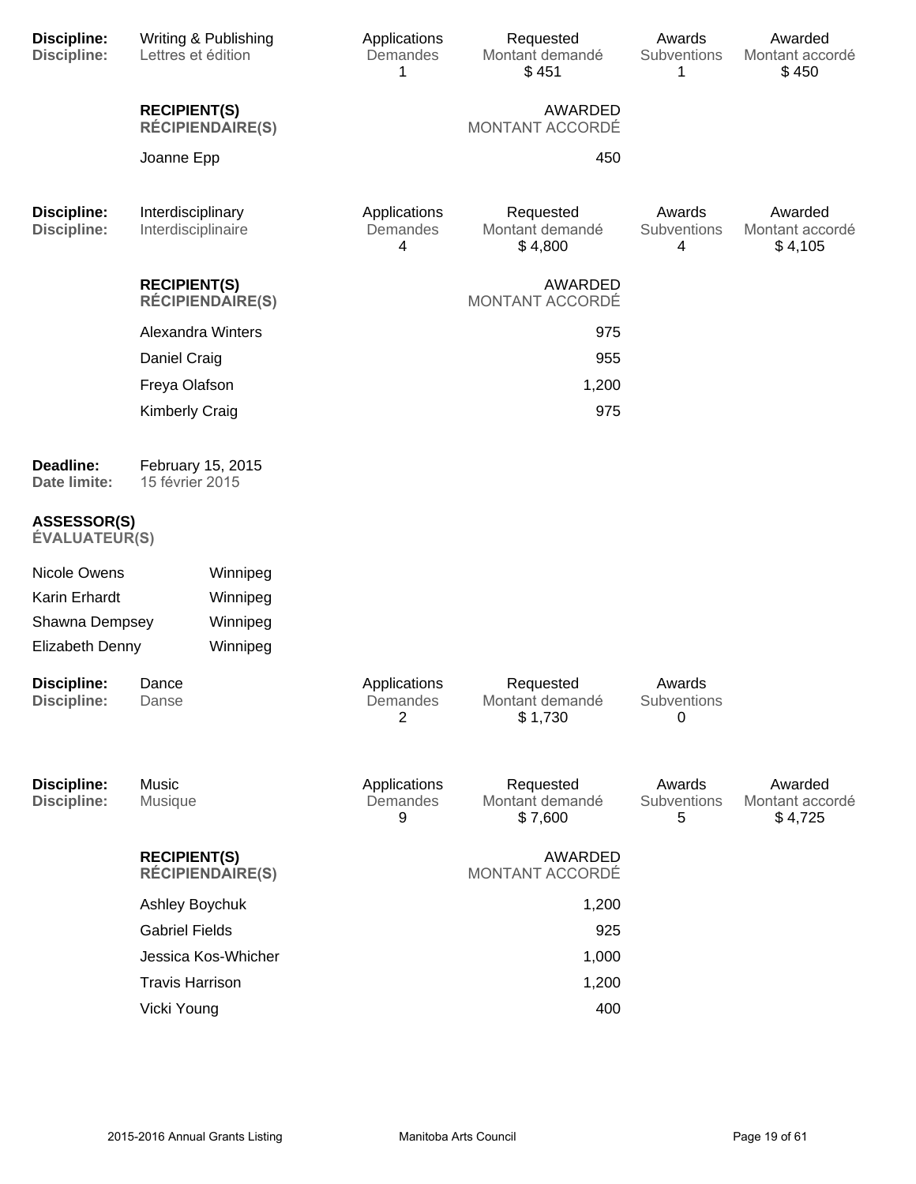| Discipline: / Discipline: | Applications / Demandes | Requested / Montant demandé | Awards / Subventions | Awarded / Montant accordé |
|---|---|---|---|---|
| Writing & Publishing / Lettres et édition | 1 | $ 451 | 1 | $ 450 |

| RECIPIENT(S) / RÉCIPIENDAIRE(S) | AWARDED / MONTANT ACCORDÉ |
|---|---|
| Joanne Epp | 450 |

| Discipline: / Discipline: | Applications / Demandes | Requested / Montant demandé | Awards / Subventions | Awarded / Montant accordé |
|---|---|---|---|---|
| Interdisciplinary / Interdisciplinaire | 4 | $ 4,800 | 4 | $ 4,105 |

| RECIPIENT(S) / RÉCIPIENDAIRE(S) | AWARDED / MONTANT ACCORDÉ |
|---|---|
| Alexandra Winters | 975 |
| Daniel Craig | 955 |
| Freya Olafson | 1,200 |
| Kimberly Craig | 975 |

**Deadline:** February 15, 2015
**Date limite:** 15 février 2015

**ASSESSOR(S)**
**ÉVALUATEUR(S)**

| | |
|---|---|
| Nicole Owens | Winnipeg |
| Karin Erhardt | Winnipeg |
| Shawna Dempsey | Winnipeg |
| Elizabeth Denny | Winnipeg |

| Discipline: / Discipline: | Applications / Demandes | Requested / Montant demandé | Awards / Subventions |
|---|---|---|---|
| Dance / Danse | 2 | $ 1,730 | 0 |

| Discipline: / Discipline: | Applications / Demandes | Requested / Montant demandé | Awards / Subventions | Awarded / Montant accordé |
|---|---|---|---|---|
| Music / Musique | 9 | $ 7,600 | 5 | $ 4,725 |

| RECIPIENT(S) / RÉCIPIENDAIRE(S) | AWARDED / MONTANT ACCORDÉ |
|---|---|
| Ashley Boychuk | 1,200 |
| Gabriel Fields | 925 |
| Jessica Kos-Whicher | 1,000 |
| Travis Harrison | 1,200 |
| Vicki Young | 400 |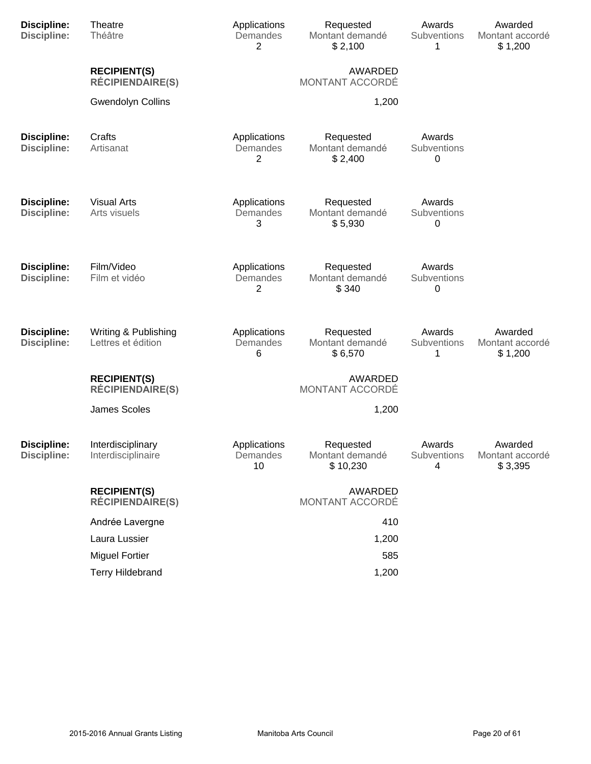| Discipline: | Theatre | Applications | Requested | Awards | Awarded |
|---|---|---|---|---|---|
| Discipline: | Théâtre | Demandes | Montant demandé | Subventions | Montant accordé |
| | | 2 | $ 2,100 | 1 | $ 1,200 |

| RECIPIENT(S) / RÉCIPIENDAIRE(S) | AWARDED / MONTANT ACCORDÉ |
|---|---|
| Gwendolyn Collins | 1,200 |

| Discipline: | Crafts | Applications | Requested | Awards |
|---|---|---|---|---|
| Discipline: | Artisanat | Demandes | Montant demandé | Subventions |
| | | 2 | $ 2,400 | 0 |

| Discipline: | Visual Arts | Applications | Requested | Awards |
|---|---|---|---|---|
| Discipline: | Arts visuels | Demandes | Montant demandé | Subventions |
| | | 3 | $ 5,930 | 0 |

| Discipline: | Film/Video | Applications | Requested | Awards |
|---|---|---|---|---|
| Discipline: | Film et vidéo | Demandes | Montant demandé | Subventions |
| | | 2 | $ 340 | 0 |

| Discipline: | Writing & Publishing | Applications | Requested | Awards | Awarded |
|---|---|---|---|---|---|
| Discipline: | Lettres et édition | Demandes | Montant demandé | Subventions | Montant accordé |
| | | 6 | $ 6,570 | 1 | $ 1,200 |

| RECIPIENT(S) / RÉCIPIENDAIRE(S) | AWARDED / MONTANT ACCORDÉ |
|---|---|
| James Scoles | 1,200 |

| Discipline: | Interdisciplinary | Applications | Requested | Awards | Awarded |
|---|---|---|---|---|---|
| Discipline: | Interdisciplinaire | Demandes | Montant demandé | Subventions | Montant accordé |
| | | 10 | $ 10,230 | 4 | $ 3,395 |

| RECIPIENT(S) / RÉCIPIENDAIRE(S) | AWARDED / MONTANT ACCORDÉ |
|---|---|
| Andrée Lavergne | 410 |
| Laura Lussier | 1,200 |
| Miguel Fortier | 585 |
| Terry Hildebrand | 1,200 |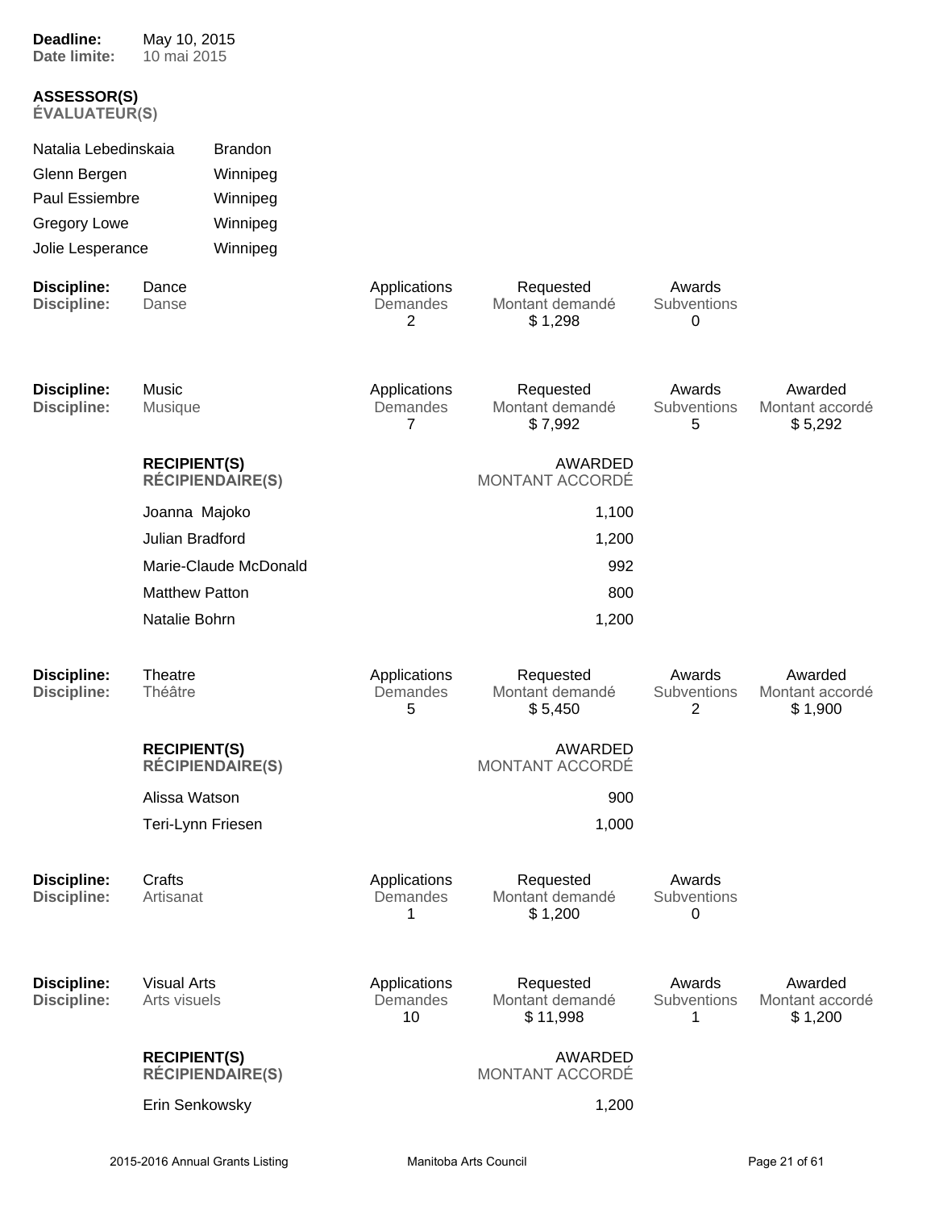**Deadline:** May 10, 2015
**Date limite:** 10 mai 2015

**ASSESSOR(S)**
**ÉVALUATEUR(S)**

| | |
|---|---|
| Natalia Lebedinskaia | Brandon |
| Glenn Bergen | Winnipeg |
| Paul Essiembre | Winnipeg |
| Gregory Lowe | Winnipeg |
| Jolie Lesperance | Winnipeg |

| Discipline: / Discipline: | Applications / Demandes | Requested / Montant demandé | Awards / Subventions | Awarded / Montant accordé |
|---|---|---|---|---|
| Dance / Danse | 2 | $ 1,298 | 0 | |
| Music / Musique | 7 | $ 7,992 | 5 | $ 5,292 |

| RECIPIENT(S) / RÉCIPIENDAIRE(S) | AWARDED / MONTANT ACCORDÉ |
|---|---|
| Joanna Majoko | 1,100 |
| Julian Bradford | 1,200 |
| Marie-Claude McDonald | 992 |
| Matthew Patton | 800 |
| Natalie Bohrn | 1,200 |

| Discipline: / Discipline: | Applications / Demandes | Requested / Montant demandé | Awards / Subventions | Awarded / Montant accordé |
|---|---|---|---|---|
| Theatre / Théâtre | 5 | $ 5,450 | 2 | $ 1,900 |

| RECIPIENT(S) / RÉCIPIENDAIRE(S) | AWARDED / MONTANT ACCORDÉ |
|---|---|
| Alissa Watson | 900 |
| Teri-Lynn Friesen | 1,000 |

| Discipline: / Discipline: | Applications / Demandes | Requested / Montant demandé | Awards / Subventions | Awarded / Montant accordé |
|---|---|---|---|---|
| Crafts / Artisanat | 1 | $ 1,200 | 0 | |
| Visual Arts / Arts visuels | 10 | $ 11,998 | 1 | $ 1,200 |

| RECIPIENT(S) / RÉCIPIENDAIRE(S) | AWARDED / MONTANT ACCORDÉ |
|---|---|
| Erin Senkowsky | 1,200 |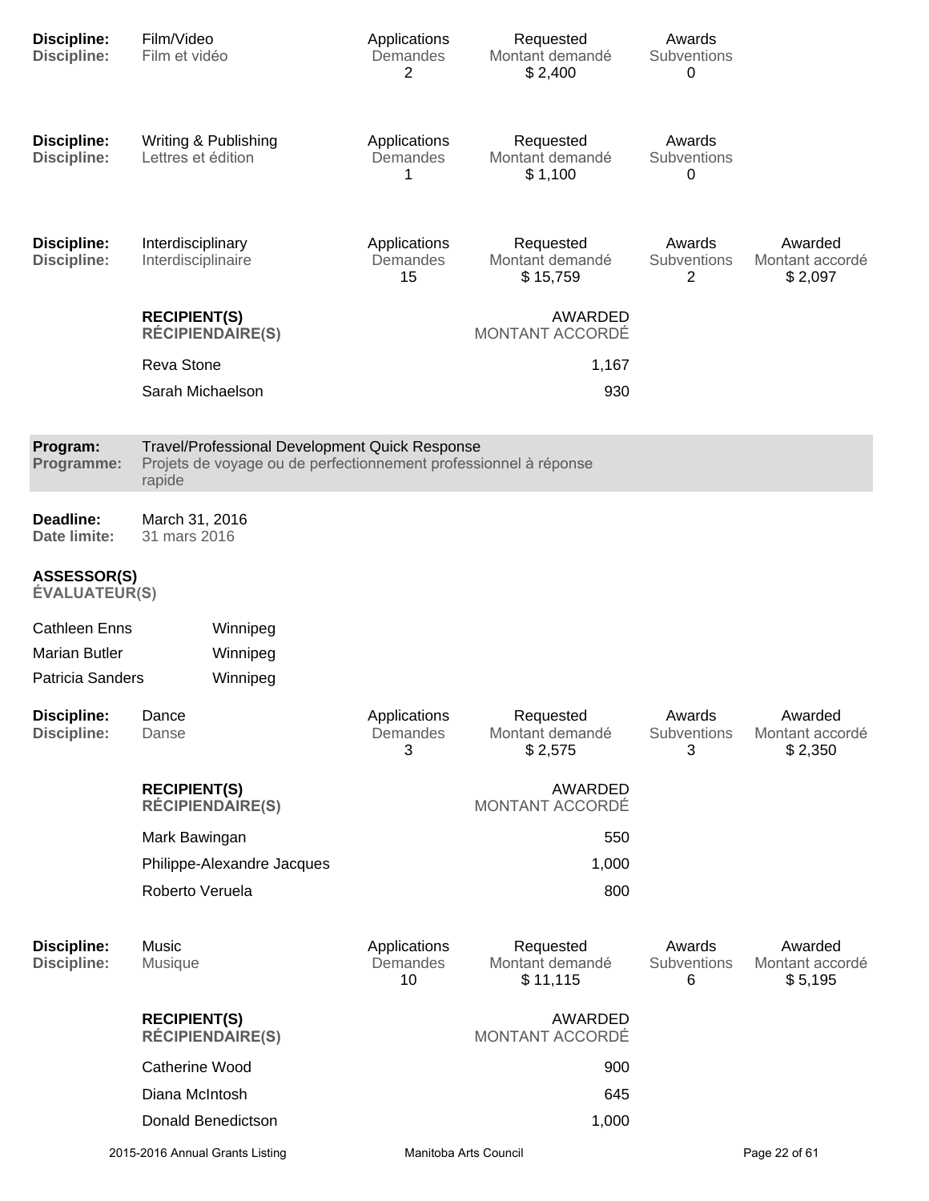| Discipline: | Film/Video | Applications | Requested | Awards | |
|---|---|---|---|---|---|
| Discipline: | Film et vidéo | Demandes | Montant demandé | Subventions | |
| | | 2 | $ 2,400 | 0 | |

| Discipline: | Writing & Publishing | Applications | Requested | Awards | |
|---|---|---|---|---|---|
| Discipline: | Lettres et édition | Demandes | Montant demandé | Subventions | |
| | | 1 | $ 1,100 | 0 | |

| Discipline: | Interdisciplinary | Applications | Requested | Awards | Awarded |
|---|---|---|---|---|---|
| Discipline: | Interdisciplinaire | Demandes | Montant demandé | Subventions | Montant accordé |
| | | 15 | $ 15,759 | 2 | $ 2,097 |

| RECIPIENT(S) / RÉCIPIENDAIRE(S) | AWARDED / MONTANT ACCORDÉ |
|---|---|
| Reva Stone | 1,167 |
| Sarah Michaelson | 930 |

**Program:** Travel/Professional Development Quick Response
**Programme:** Projets de voyage ou de perfectionnement professionnel à réponse rapide

**Deadline:** March 31, 2016
**Date limite:** 31 mars 2016

**ASSESSOR(S)**
**ÉVALUATEUR(S)**

| | |
|---|---|
| Cathleen Enns | Winnipeg |
| Marian Butler | Winnipeg |
| Patricia Sanders | Winnipeg |

| Discipline: | Dance | Applications | Requested | Awards | Awarded |
|---|---|---|---|---|---|
| Discipline: | Danse | Demandes | Montant demandé | Subventions | Montant accordé |
| | | 3 | $ 2,575 | 3 | $ 2,350 |

| RECIPIENT(S) / RÉCIPIENDAIRE(S) | AWARDED / MONTANT ACCORDÉ |
|---|---|
| Mark Bawingan | 550 |
| Philippe-Alexandre Jacques | 1,000 |
| Roberto Veruela | 800 |

| Discipline: | Music | Applications | Requested | Awards | Awarded |
|---|---|---|---|---|---|
| Discipline: | Musique | Demandes | Montant demandé | Subventions | Montant accordé |
| | | 10 | $ 11,115 | 6 | $ 5,195 |

| RECIPIENT(S) / RÉCIPIENDAIRE(S) | AWARDED / MONTANT ACCORDÉ |
|---|---|
| Catherine Wood | 900 |
| Diana McIntosh | 645 |
| Donald Benedictson | 1,000 |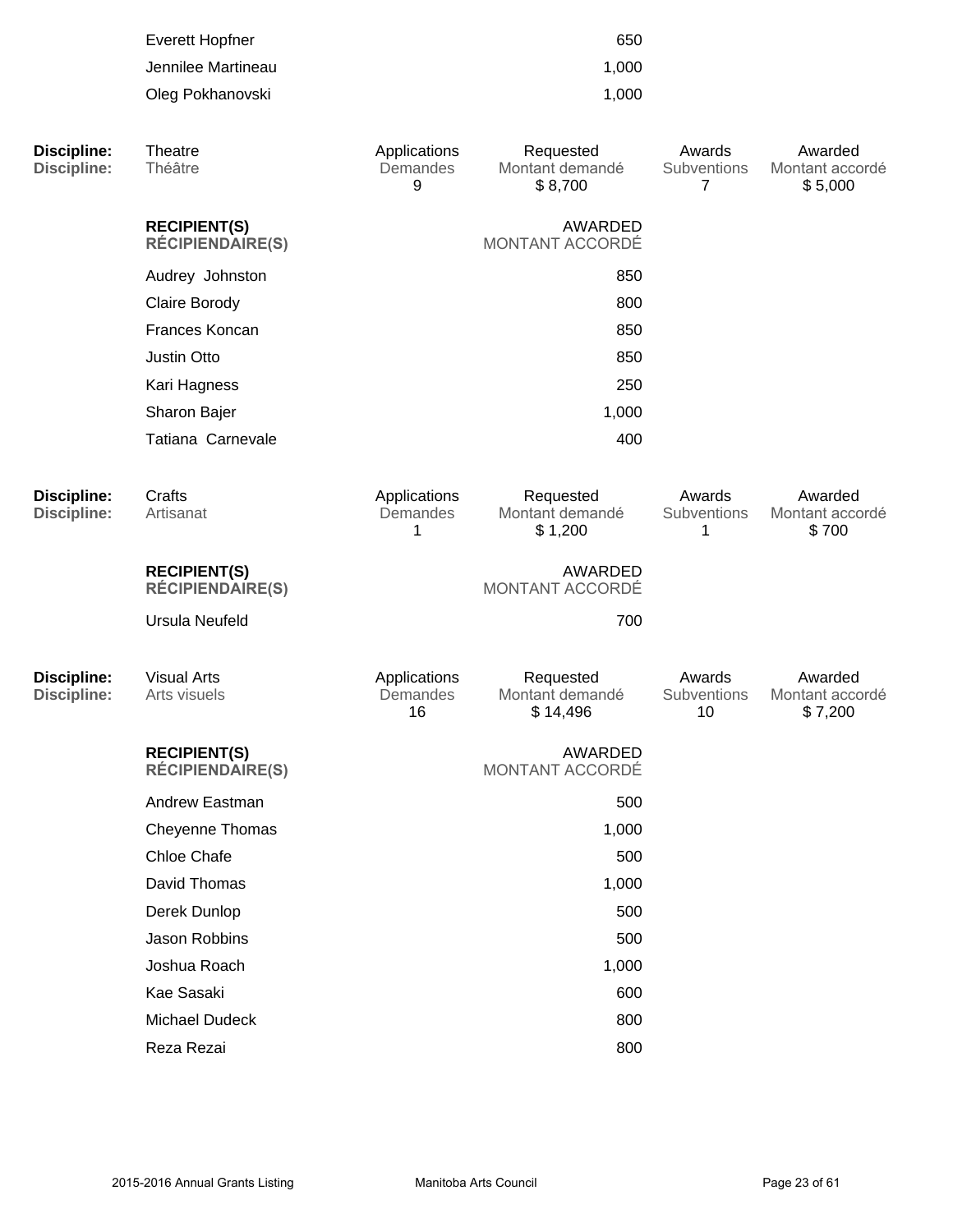| | |
|---|---|
| Everett Hopfner | 650 |
| Jennilee Martineau | 1,000 |
| Oleg Pokhanovski | 1,000 |

| Disciline: Discipline: | Theatre Théâtre | Applications Demandes | Requested Montant demandé | Awards Subventions | Awarded Montant accordé |
|---|---|---|---|---|---|
| | | 9 | $ 8,700 | 7 | $ 5,000 |

| RECIPIENT(S) RÉCIPIENDAIRE(S) | AWARDED MONTANT ACCORDÉ |
|---|---|
| Audrey Johnston | 850 |
| Claire Borody | 800 |
| Frances Koncan | 850 |
| Justin Otto | 850 |
| Kari Hagness | 250 |
| Sharon Bajer | 1,000 |
| Tatiana Carnevale | 400 |

| Discipline: Discipline: | Crafts Artisanat | Applications Demandes | Requested Montant demandé | Awards Subventions | Awarded Montant accordé |
|---|---|---|---|---|---|
| | | 1 | $ 1,200 | 1 | $ 700 |

| RECIPIENT(S) RÉCIPIENDAIRE(S) | AWARDED MONTANT ACCORDÉ |
|---|---|
| Ursula Neufeld | 700 |

| Discipline: Discipline: | Visual Arts Arts visuels | Applications Demandes | Requested Montant demandé | Awards Subventions | Awarded Montant accordé |
|---|---|---|---|---|---|
| | | 16 | $ 14,496 | 10 | $ 7,200 |

| RECIPIENT(S) RÉCIPIENDAIRE(S) | AWARDED MONTANT ACCORDÉ |
|---|---|
| Andrew Eastman | 500 |
| Cheyenne Thomas | 1,000 |
| Chloe Chafe | 500 |
| David Thomas | 1,000 |
| Derek Dunlop | 500 |
| Jason Robbins | 500 |
| Joshua Roach | 1,000 |
| Kae Sasaki | 600 |
| Michael Dudeck | 800 |
| Reza Rezai | 800 |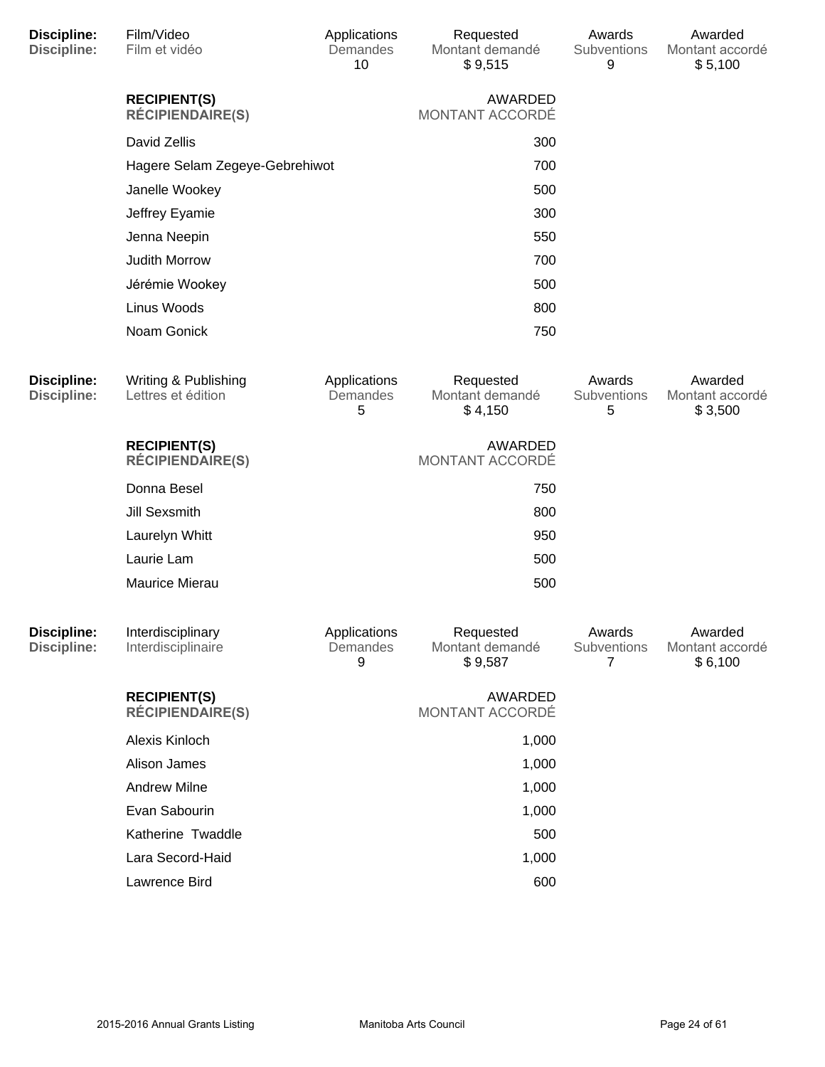| Discipline: | Film/Video | Applications | Requested | Awards | Awarded |
|---|---|---|---|---|---|
| Discipline: | Film et vidéo | Demandes | Montant demandé | Subventions | Montant accordé |
| | | 10 | $ 9,515 | 9 | $ 5,100 |

| RECIPIENT(S) / RÉCIPIENDAIRE(S) | AWARDED / MONTANT ACCORDÉ |
|---|---|
| David Zellis | 300 |
| Hagere Selam Zegeye-Gebrehiwot | 700 |
| Janelle Wookey | 500 |
| Jeffrey Eyamie | 300 |
| Jenna Neepin | 550 |
| Judith Morrow | 700 |
| Jérémie Wookey | 500 |
| Linus Woods | 800 |
| Noam Gonick | 750 |

| Discipline: | Writing & Publishing | Applications | Requested | Awards | Awarded |
|---|---|---|---|---|---|
| Discipline: | Lettres et édition | Demandes | Montant demandé | Subventions | Montant accordé |
| | | 5 | $ 4,150 | 5 | $ 3,500 |

| RECIPIENT(S) / RÉCIPIENDAIRE(S) | AWARDED / MONTANT ACCORDÉ |
|---|---|
| Donna Besel | 750 |
| Jill Sexsmith | 800 |
| Laurelyn Whitt | 950 |
| Laurie Lam | 500 |
| Maurice Mierau | 500 |

| Discipline: | Interdisciplinary | Applications | Requested | Awards | Awarded |
|---|---|---|---|---|---|
| Discipline: | Interdisciplinaire | Demandes | Montant demandé | Subventions | Montant accordé |
| | | 9 | $ 9,587 | 7 | $ 6,100 |

| RECIPIENT(S) / RÉCIPIENDAIRE(S) | AWARDED / MONTANT ACCORDÉ |
|---|---|
| Alexis Kinloch | 1,000 |
| Alison James | 1,000 |
| Andrew Milne | 1,000 |
| Evan Sabourin | 1,000 |
| Katherine Twaddle | 500 |
| Lara Secord-Haid | 1,000 |
| Lawrence Bird | 600 |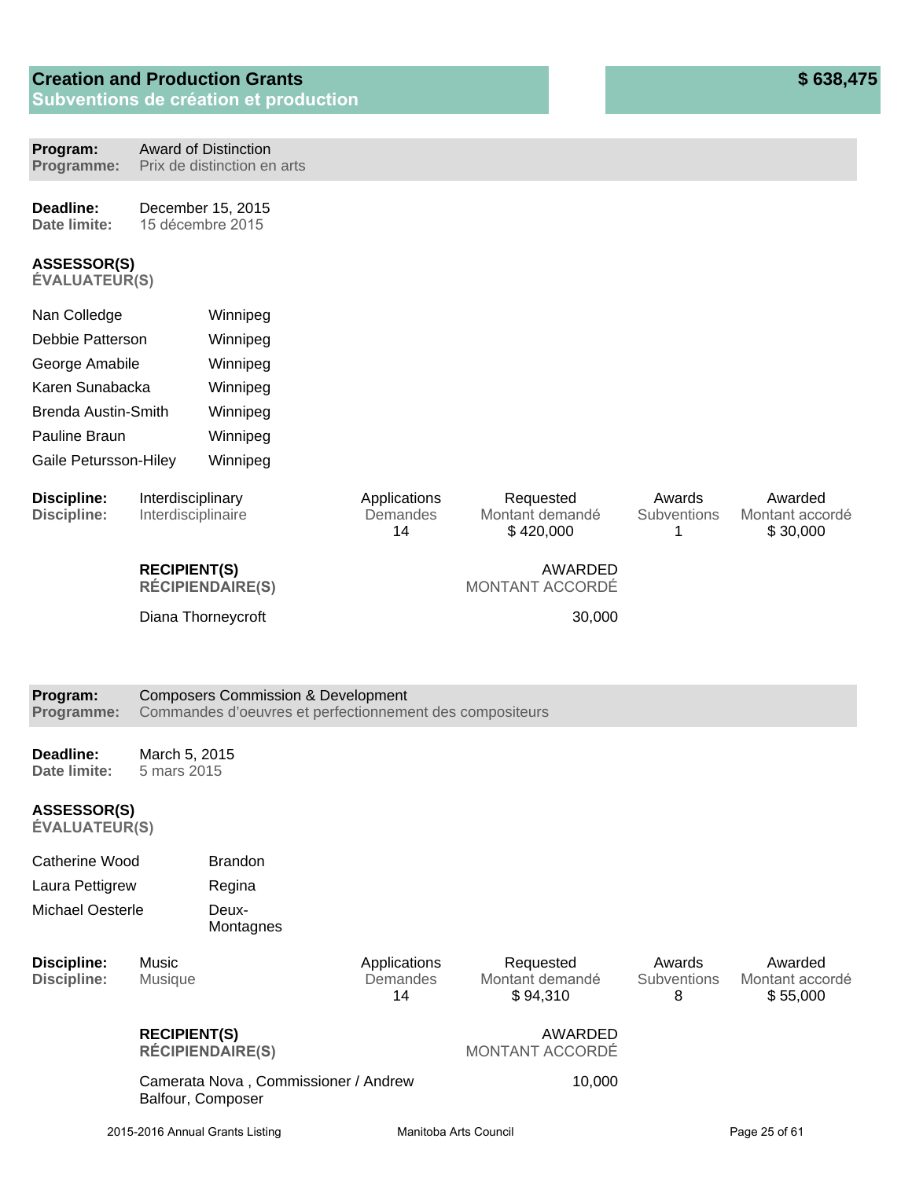## Creation and Production Grants
## Subventions de création et production

**$ 638,475**

**Program:** Award of Distinction
**Programme:** Prix de distinction en arts

**Deadline:** December 15, 2015
**Date limite:** 15 décembre 2015

**ASSESSOR(S)**
**ÉVALUATEUR(S)**

| | |
|---|---|
| Nan Colledge | Winnipeg |
| Debbie Patterson | Winnipeg |
| George Amabile | Winnipeg |
| Karen Sunabacka | Winnipeg |
| Brenda Austin-Smith | Winnipeg |
| Pauline Braun | Winnipeg |
| Gaile Petursson-Hiley | Winnipeg |

| Discipline: / Discipline: | | Applications / Demandes | Requested / Montant demandé | Awards / Subventions | Awarded / Montant accordé |
|---|---|---|---|---|---|
| | Interdisciplinary / Interdisciplinaire | 14 | $ 420,000 | 1 | $ 30,000 |

| RECIPIENT(S) / RÉCIPIENDAIRE(S) | AWARDED / MONTANT ACCORDÉ |
|---|---|
| Diana Thorneycroft | 30,000 |

**Program:** Composers Commission & Development
**Programme:** Commandes d'oeuvres et perfectionnement des compositeurs

**Deadline:** March 5, 2015
**Date limite:** 5 mars 2015

**ASSESSOR(S)**
**ÉVALUATEUR(S)**

| | |
|---|---|
| Catherine Wood | Brandon |
| Laura Pettigrew | Regina |
| Michael Oesterle | Deux-Montagnes |

| Discipline: / Discipline: | | Applications / Demandes | Requested / Montant demandé | Awards / Subventions | Awarded / Montant accordé |
|---|---|---|---|---|---|
| | Music / Musique | 14 | $ 94,310 | 8 | $ 55,000 |

| RECIPIENT(S) / RÉCIPIENDAIRE(S) | AWARDED / MONTANT ACCORDÉ |
|---|---|
| Camerata Nova , Commissioner / Andrew Balfour, Composer | 10,000 |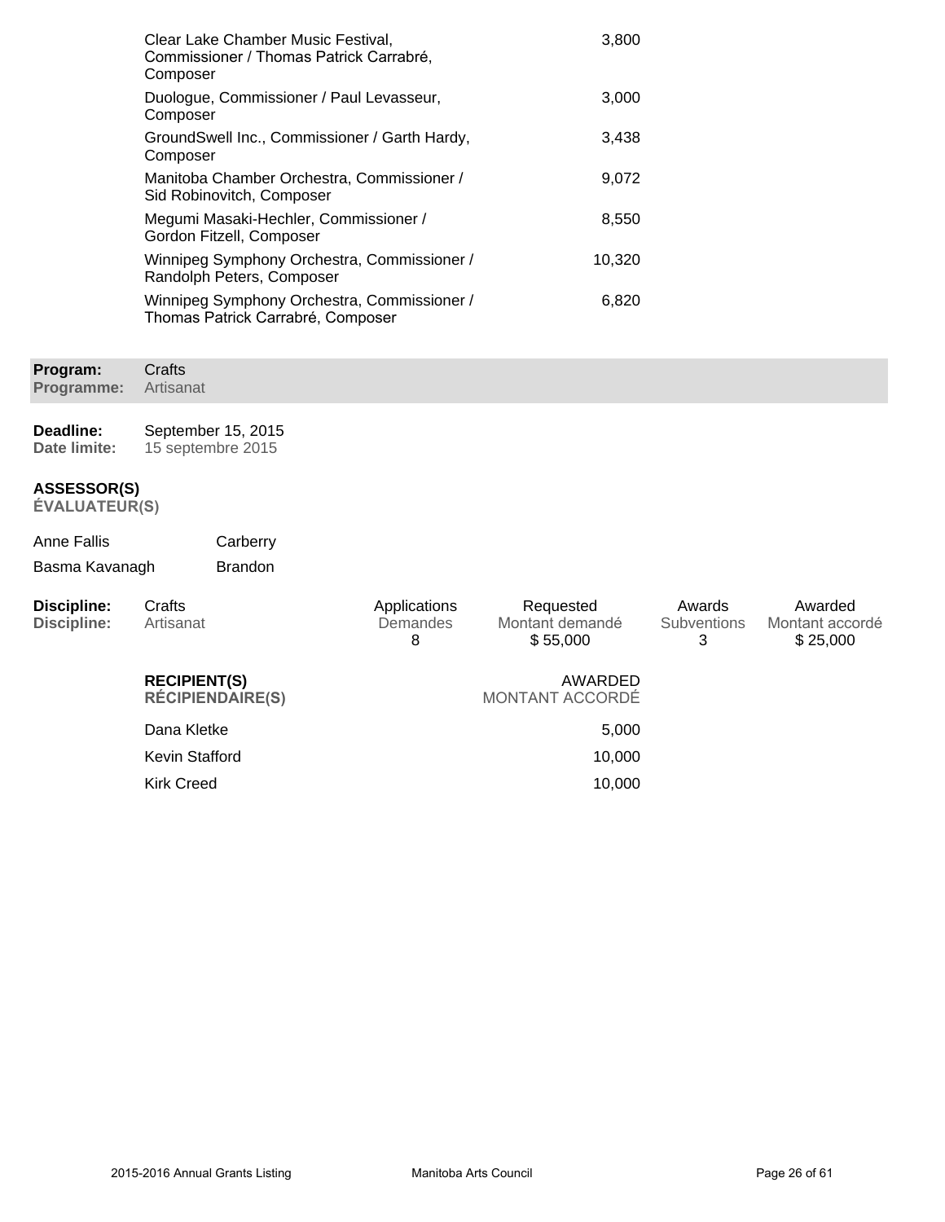| | |
|---|---|
| Clear Lake Chamber Music Festival, Commissioner / Thomas Patrick Carrabré, Composer | 3,800 |
| Duologue, Commissioner / Paul Levasseur, Composer | 3,000 |
| GroundSwell Inc., Commissioner / Garth Hardy, Composer | 3,438 |
| Manitoba Chamber Orchestra, Commissioner / Sid Robinovitch, Composer | 9,072 |
| Megumi Masaki-Hechler, Commissioner / Gordon Fitzell, Composer | 8,550 |
| Winnipeg Symphony Orchestra, Commissioner / Randolph Peters, Composer | 10,320 |
| Winnipeg Symphony Orchestra, Commissioner / Thomas Patrick Carrabré, Composer | 6,820 |

**Program:** Crafts
**Programme:** Artisanat

**Deadline:** September 15, 2015
**Date limite:** 15 septembre 2015

**ASSESSOR(S)**
**ÉVALUATEUR(S)**

| | |
|---|---|
| Anne Fallis | Carberry |
| Basma Kavanagh | Brandon |

| Discipline: / Discipline: | Applications / Demandes | Requested / Montant demandé | Awards / Subventions | Awarded / Montant accordé |
|---|---|---|---|---|
| Crafts / Artisanat | 8 | $ 55,000 | 3 | $ 25,000 |

| RECIPIENT(S) / RÉCIPIENDAIRE(S) | AWARDED / MONTANT ACCORDÉ |
|---|---|
| Dana Kletke | 5,000 |
| Kevin Stafford | 10,000 |
| Kirk Creed | 10,000 |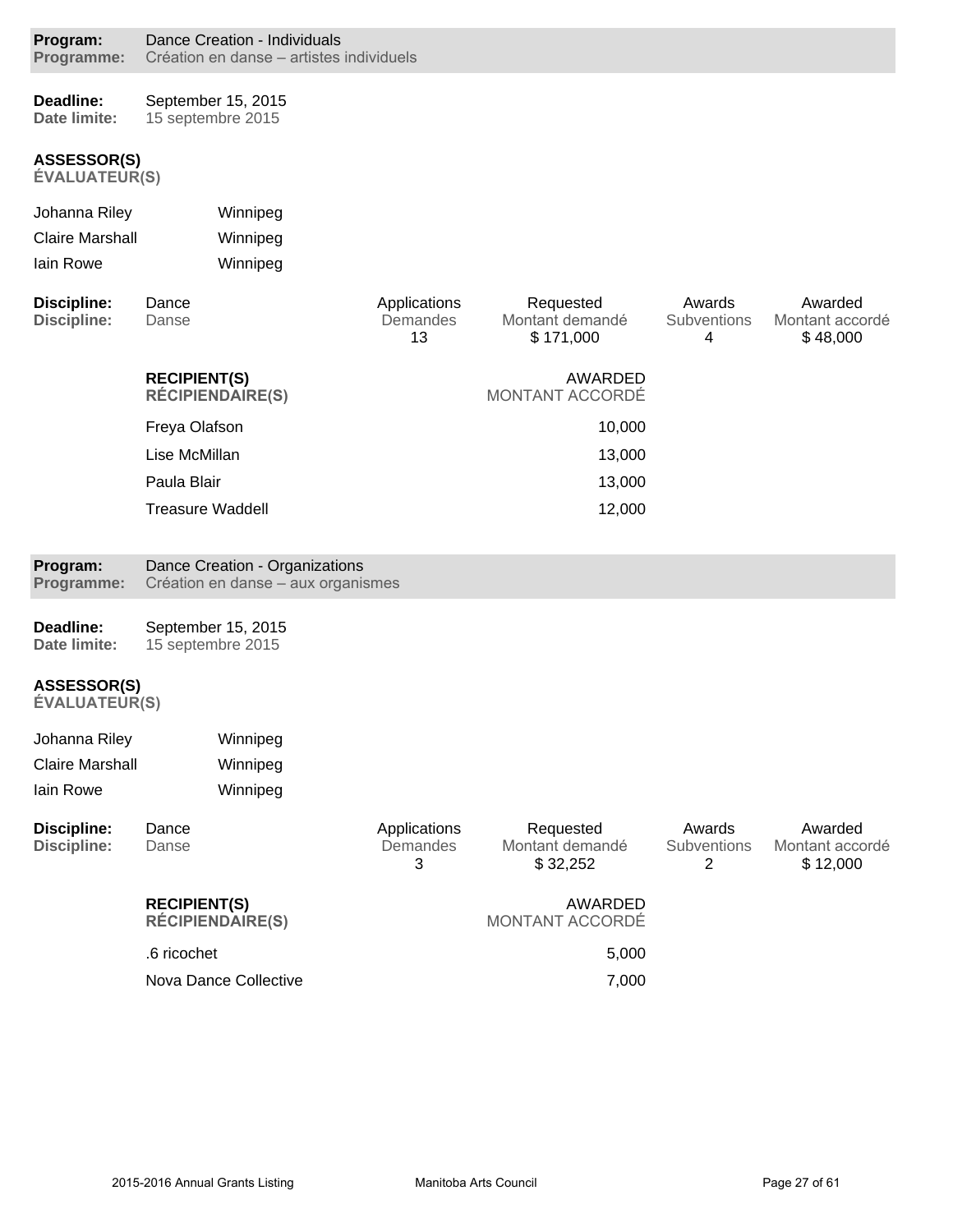**Program:** Dance Creation - Individuals
**Programme:** Création en danse – artistes individuels

**Deadline:** September 15, 2015
**Date limite:** 15 septembre 2015

**ASSESSOR(S)**
**ÉVALUATEUR(S)**

| | |
|---|---|
| Johanna Riley | Winnipeg |
| Claire Marshall | Winnipeg |
| Iain Rowe | Winnipeg |

| Discipline: / Discipline: | Applications / Demandes | Requested / Montant demandé | Awards / Subventions | Awarded / Montant accordé |
|---|---|---|---|---|
| Dance / Danse | 13 | $ 171,000 | 4 | $ 48,000 |

| RECIPIENT(S) / RÉCIPIENDAIRE(S) | AWARDED / MONTANT ACCORDÉ |
|---|---|
| Freya Olafson | 10,000 |
| Lise McMillan | 13,000 |
| Paula Blair | 13,000 |
| Treasure Waddell | 12,000 |

**Program:** Dance Creation - Organizations
**Programme:** Création en danse – aux organismes

**Deadline:** September 15, 2015
**Date limite:** 15 septembre 2015

**ASSESSOR(S)**
**ÉVALUATEUR(S)**

| | |
|---|---|
| Johanna Riley | Winnipeg |
| Claire Marshall | Winnipeg |
| Iain Rowe | Winnipeg |

| Discipline: / Discipline: | Applications / Demandes | Requested / Montant demandé | Awards / Subventions | Awarded / Montant accordé |
|---|---|---|---|---|
| Dance / Danse | 3 | $ 32,252 | 2 | $ 12,000 |

| RECIPIENT(S) / RÉCIPIENDAIRE(S) | AWARDED / MONTANT ACCORDÉ |
|---|---|
| .6 ricochet | 5,000 |
| Nova Dance Collective | 7,000 |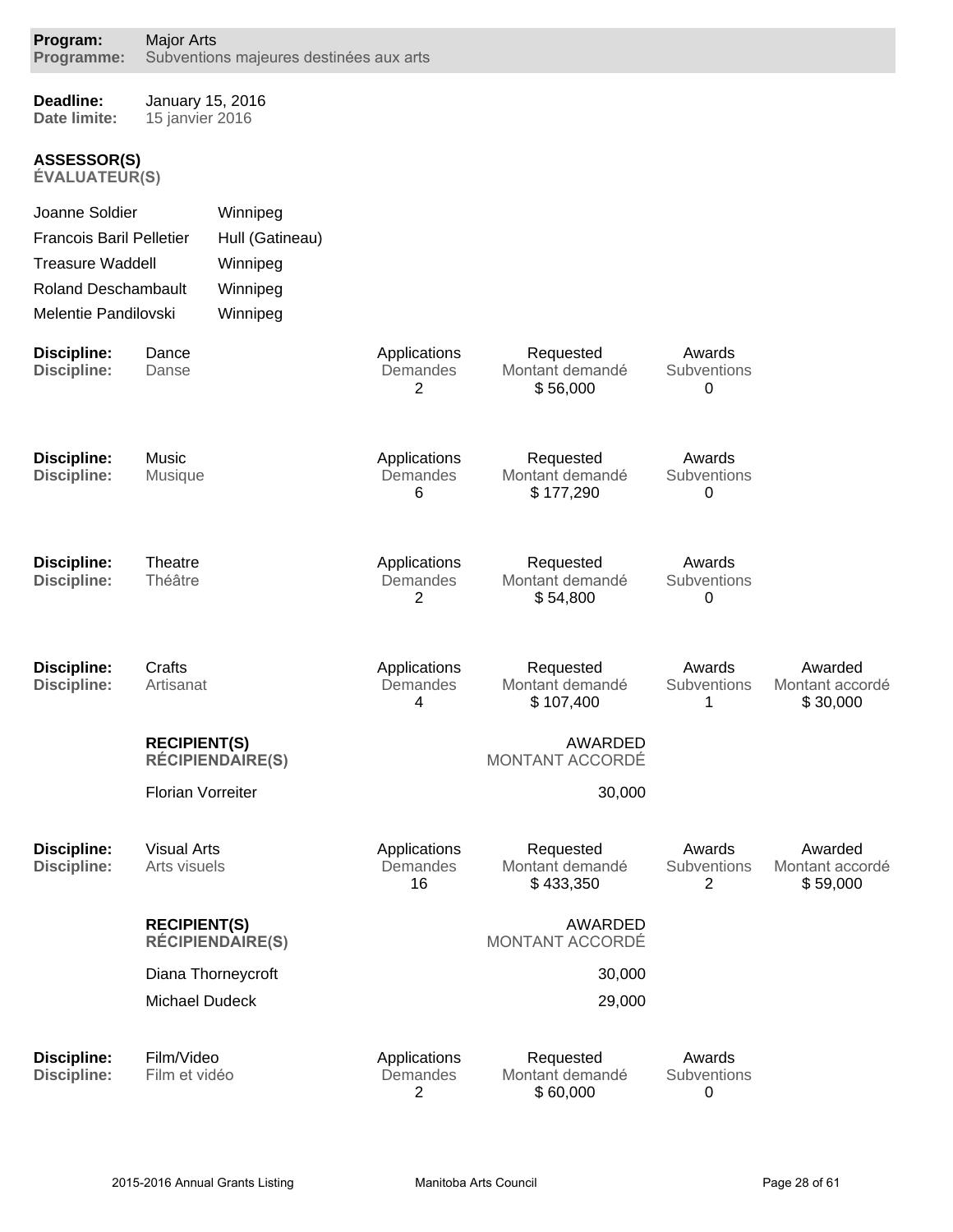**Program:** Major Arts
**Programme:** Subventions majeures destinées aux arts

**Deadline:** January 15, 2016
**Date limite:** 15 janvier 2016

**ASSESSOR(S)**
**ÉVALUATEUR(S)**

| | |
|---|---|
| Joanne Soldier | Winnipeg |
| Francois Baril Pelletier | Hull (Gatineau) |
| Treasure Waddell | Winnipeg |
| Roland Deschambault | Winnipeg |
| Melentie Pandilovski | Winnipeg |

| Discipline | Applications / Demandes | Requested / Montant demandé | Awards / Subventions | Awarded / Montant accordé |
|---|---|---|---|---|
| Dance / Danse | 2 | $ 56,000 | 0 | |
| Music / Musique | 6 | $ 177,290 | 0 | |
| Theatre / Théâtre | 2 | $ 54,800 | 0 | |
| Crafts / Artisanat | 4 | $ 107,400 | 1 | $ 30,000 |

| RECIPIENT(S) / RÉCIPIENDAIRE(S) | AWARDED / MONTANT ACCORDÉ |
|---|---|
| Florian Vorreiter | 30,000 |

| Discipline | Applications / Demandes | Requested / Montant demandé | Awards / Subventions | Awarded / Montant accordé |
|---|---|---|---|---|
| Visual Arts / Arts visuels | 16 | $ 433,350 | 2 | $ 59,000 |

| RECIPIENT(S) / RÉCIPIENDAIRE(S) | AWARDED / MONTANT ACCORDÉ |
|---|---|
| Diana Thorneycroft | 30,000 |
| Michael Dudeck | 29,000 |

| Discipline | Applications / Demandes | Requested / Montant demandé | Awards / Subventions |
|---|---|---|---|
| Film/Video / Film et vidéo | 2 | $ 60,000 | 0 |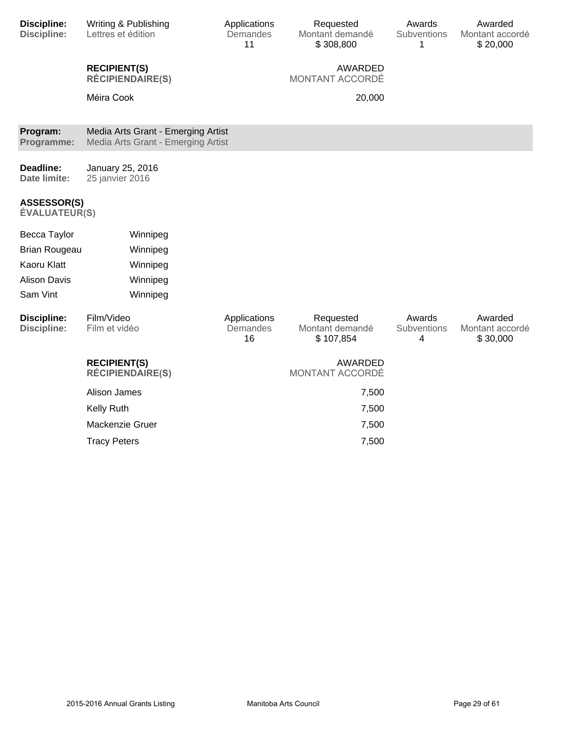| Discipline: | Writing & Publishing | Applications | Requested | Awards | Awarded |
|---|---|---|---|---|---|
| Discipline: | Lettres et édition | Demandes | Montant demandé | Subventions | Montant accordé |
| | | 11 | $ 308,800 | 1 | $ 20,000 |

| RECIPIENT(S) RÉCIPIENDAIRE(S) | AWARDED MONTANT ACCORDÉ |
|---|---|
| Méira Cook | 20,000 |

**Program:** Media Arts Grant - Emerging Artist
**Programme:** Media Arts Grant - Emerging Artist

**Deadline:** January 25, 2016
**Date limite:** 25 janvier 2016

**ASSESSOR(S)**
**ÉVALUATEUR(S)**

| | |
|---|---|
| Becca Taylor | Winnipeg |
| Brian Rougeau | Winnipeg |
| Kaoru Klatt | Winnipeg |
| Alison Davis | Winnipeg |
| Sam Vint | Winnipeg |

| Discipline: | Film/Video | Applications | Requested | Awards | Awarded |
|---|---|---|---|---|---|
| Discipline: | Film et vidéo | Demandes | Montant demandé | Subventions | Montant accordé |
| | | 16 | $ 107,854 | 4 | $ 30,000 |

| RECIPIENT(S) RÉCIPIENDAIRE(S) | AWARDED MONTANT ACCORDÉ |
|---|---|
| Alison James | 7,500 |
| Kelly Ruth | 7,500 |
| Mackenzie Gruer | 7,500 |
| Tracy Peters | 7,500 |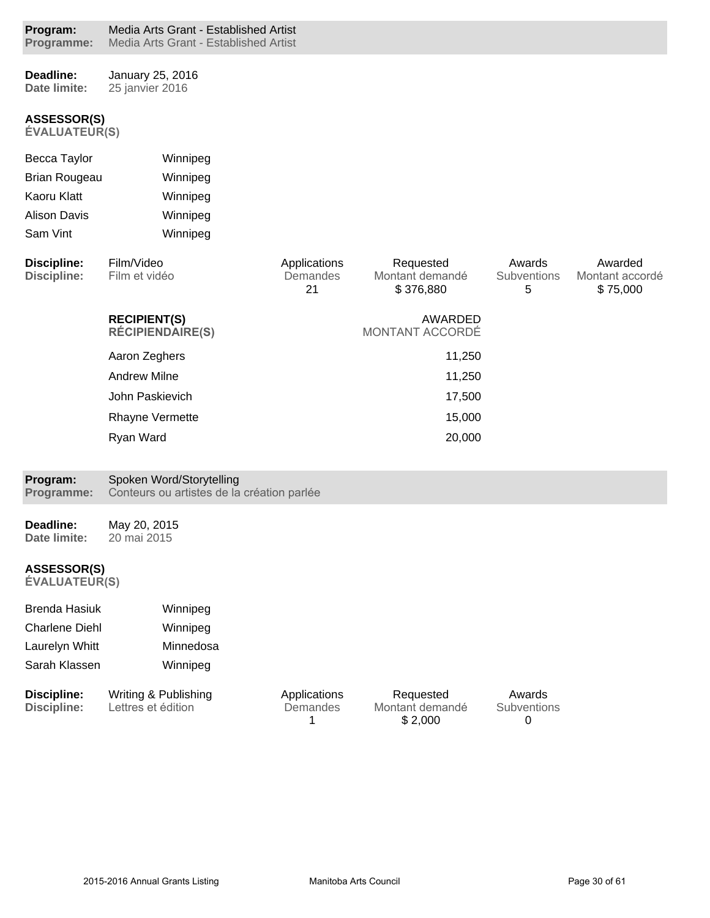**Program:** Media Arts Grant - Established Artist
**Programme:** Media Arts Grant - Established Artist

**Deadline:** January 25, 2016
**Date limite:** 25 janvier 2016

**ASSESSOR(S)**
**ÉVALUATEUR(S)**

| | |
|---|---|
| Becca Taylor | Winnipeg |
| Brian Rougeau | Winnipeg |
| Kaoru Klatt | Winnipeg |
| Alison Davis | Winnipeg |
| Sam Vint | Winnipeg |

| Discipline: / Discipline: | Applications / Demandes | Requested / Montant demandé | Awards / Subventions | Awarded / Montant accordé |
|---|---|---|---|---|
| Film/Video / Film et vidéo | 21 | $ 376,880 | 5 | $ 75,000 |

| RECIPIENT(S) / RÉCIPIENDAIRE(S) | AWARDED / MONTANT ACCORDÉ |
|---|---|
| Aaron Zeghers | 11,250 |
| Andrew Milne | 11,250 |
| John Paskievich | 17,500 |
| Rhayne Vermette | 15,000 |
| Ryan Ward | 20,000 |

**Program:** Spoken Word/Storytelling
**Programme:** Conteurs ou artistes de la création parlée

**Deadline:** May 20, 2015
**Date limite:** 20 mai 2015

**ASSESSOR(S)**
**ÉVALUATEUR(S)**

| | |
|---|---|
| Brenda Hasiuk | Winnipeg |
| Charlene Diehl | Winnipeg |
| Laurelyn Whitt | Minnedosa |
| Sarah Klassen | Winnipeg |

| Discipline: / Discipline: | Applications / Demandes | Requested / Montant demandé | Awards / Subventions |
|---|---|---|---|
| Writing & Publishing / Lettres et édition | 1 | $ 2,000 | 0 |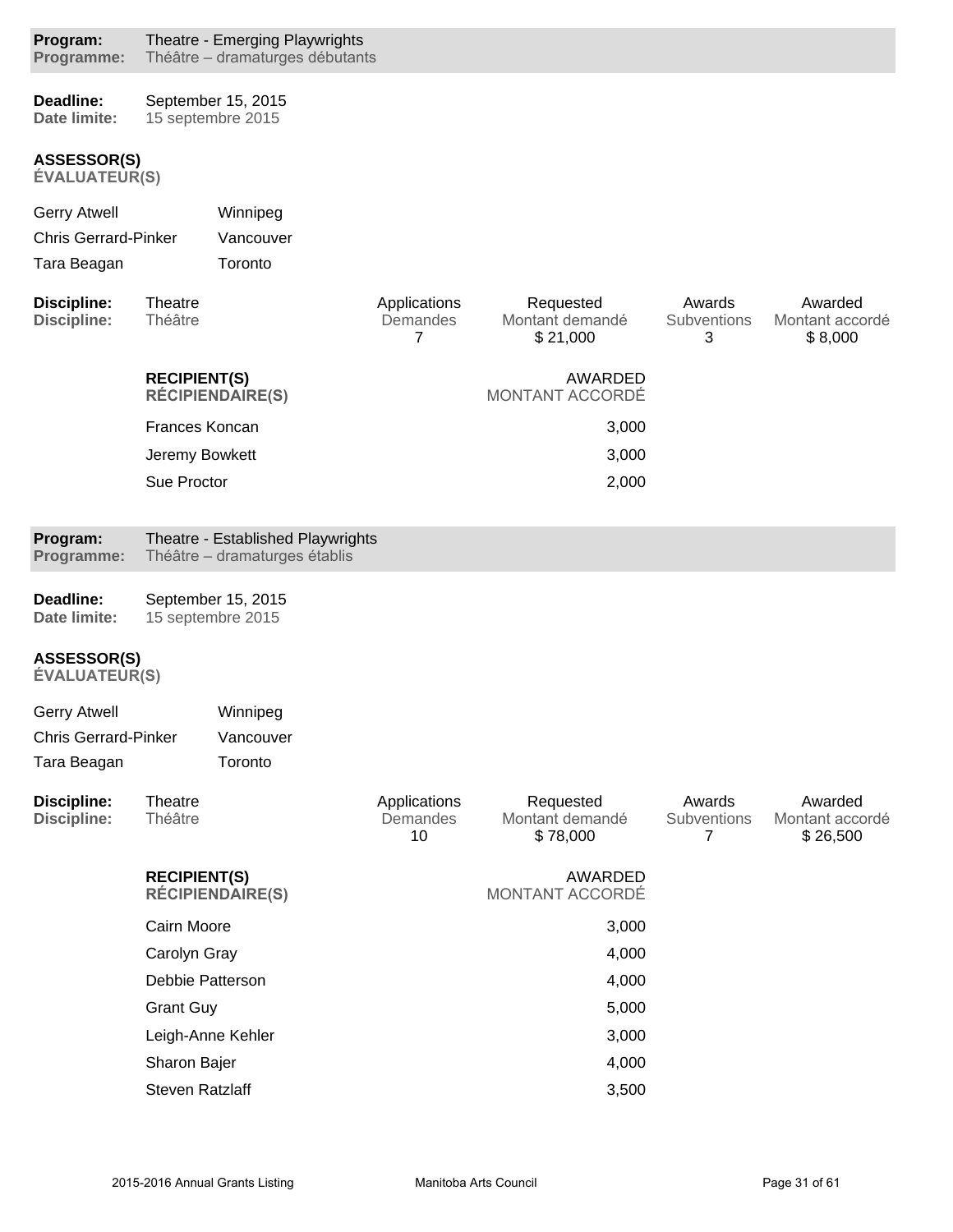**Program:** Theatre - Emerging Playwrights
**Programme:** Théâtre – dramaturges débutants

**Deadline:** September 15, 2015
**Date limite:** 15 septembre 2015

**ASSESSOR(S)**
**ÉVALUATEUR(S)**

| | |
|---|---|
| Gerry Atwell | Winnipeg |
| Chris Gerrard-Pinker | Vancouver |
| Tara Beagan | Toronto |

| Discipline: / Discipline: | | Applications / Demandes | Requested / Montant demandé | Awards / Subventions | Awarded / Montant accordé |
|---|---|---|---|---|---|
| Theatre / Théâtre | | 7 | $ 21,000 | 3 | $ 8,000 |

| RECIPIENT(S) / RÉCIPIENDAIRE(S) | AWARDED / MONTANT ACCORDÉ |
|---|---|
| Frances Koncan | 3,000 |
| Jeremy Bowkett | 3,000 |
| Sue Proctor | 2,000 |

**Program:** Theatre - Established Playwrights
**Programme:** Théâtre – dramaturges établis

**Deadline:** September 15, 2015
**Date limite:** 15 septembre 2015

**ASSESSOR(S)**
**ÉVALUATEUR(S)**

| | |
|---|---|
| Gerry Atwell | Winnipeg |
| Chris Gerrard-Pinker | Vancouver |
| Tara Beagan | Toronto |

| Discipline: / Discipline: | | Applications / Demandes | Requested / Montant demandé | Awards / Subventions | Awarded / Montant accordé |
|---|---|---|---|---|---|
| Theatre / Théâtre | | 10 | $ 78,000 | 7 | $ 26,500 |

| RECIPIENT(S) / RÉCIPIENDAIRE(S) | AWARDED / MONTANT ACCORDÉ |
|---|---|
| Cairn Moore | 3,000 |
| Carolyn Gray | 4,000 |
| Debbie Patterson | 4,000 |
| Grant Guy | 5,000 |
| Leigh-Anne Kehler | 3,000 |
| Sharon Bajer | 4,000 |
| Steven Ratzlaff | 3,500 |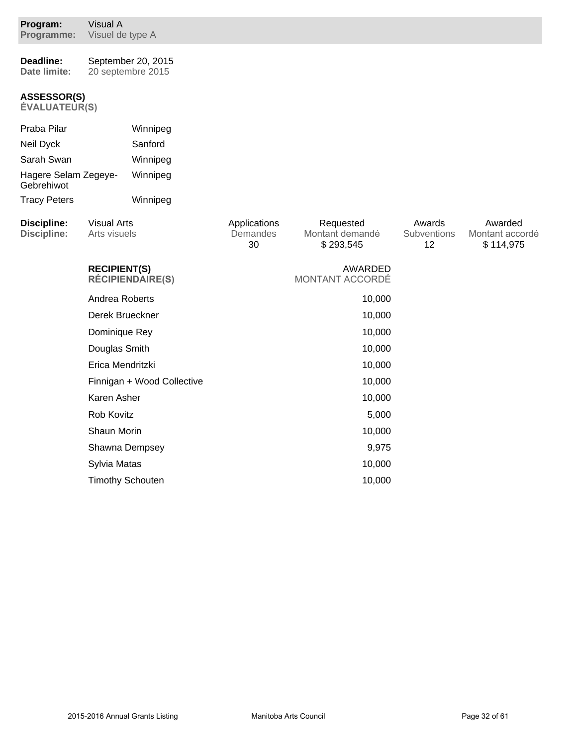**Program:** Visual A
**Programme:** Visuel de type A

**Deadline:** September 20, 2015
**Date limite:** 20 septembre 2015

**ASSESSOR(S)**
**ÉVALUATEUR(S)**

| | |
|---|---|
| Praba Pilar | Winnipeg |
| Neil Dyck | Sanford |
| Sarah Swan | Winnipeg |
| Hagere Selam Zegeye-Gebrehiwot | Winnipeg |
| Tracy Peters | Winnipeg |

| Discipline: / Discipline: | | Applications / Demandes | Requested / Montant demandé | Awards / Subventions | Awarded / Montant accordé |
|---|---|---|---|---|---|
| Visual Arts / Arts visuels | | 30 | $ 293,545 | 12 | $ 114,975 |

| RECIPIENT(S) / RÉCIPIENDAIRE(S) | AWARDED / MONTANT ACCORDÉ |
|---|---|
| Andrea Roberts | 10,000 |
| Derek Brueckner | 10,000 |
| Dominique Rey | 10,000 |
| Douglas Smith | 10,000 |
| Erica Mendritzki | 10,000 |
| Finnigan + Wood Collective | 10,000 |
| Karen Asher | 10,000 |
| Rob Kovitz | 5,000 |
| Shaun Morin | 10,000 |
| Shawna Dempsey | 9,975 |
| Sylvia Matas | 10,000 |
| Timothy Schouten | 10,000 |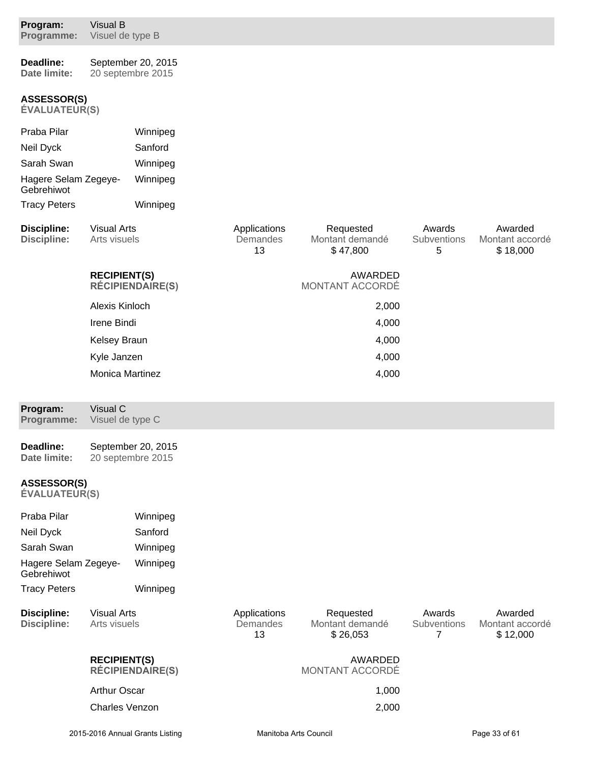**Program:** Visual B
**Programme:** Visuel de type B

**Deadline:** September 20, 2015
**Date limite:** 20 septembre 2015

**ASSESSOR(S)**
**ÉVALUATEUR(S)**

| | |
|---|---|
| Praba Pilar | Winnipeg |
| Neil Dyck | Sanford |
| Sarah Swan | Winnipeg |
| Hagere Selam Zegeye-Gebrehiwot | Winnipeg |
| Tracy Peters | Winnipeg |

| Discipline: / Discipline: | Applications / Demandes | Requested / Montant demandé | Awards / Subventions | Awarded / Montant accordé |
|---|---|---|---|---|
| Visual Arts / Arts visuels | 13 | $ 47,800 | 5 | $ 18,000 |

| RECIPIENT(S) / RÉCIPIENDAIRE(S) | AWARDED / MONTANT ACCORDÉ |
|---|---|
| Alexis Kinloch | 2,000 |
| Irene Bindi | 4,000 |
| Kelsey Braun | 4,000 |
| Kyle Janzen | 4,000 |
| Monica Martinez | 4,000 |

**Program:** Visual C
**Programme:** Visuel de type C

**Deadline:** September 20, 2015
**Date limite:** 20 septembre 2015

**ASSESSOR(S)**
**ÉVALUATEUR(S)**

| | |
|---|---|
| Praba Pilar | Winnipeg |
| Neil Dyck | Sanford |
| Sarah Swan | Winnipeg |
| Hagere Selam Zegeye-Gebrehiwot | Winnipeg |
| Tracy Peters | Winnipeg |

| Discipline: / Discipline: | Applications / Demandes | Requested / Montant demandé | Awards / Subventions | Awarded / Montant accordé |
|---|---|---|---|---|
| Visual Arts / Arts visuels | 13 | $ 26,053 | 7 | $ 12,000 |

| RECIPIENT(S) / RÉCIPIENDAIRE(S) | AWARDED / MONTANT ACCORDÉ |
|---|---|
| Arthur Oscar | 1,000 |
| Charles Venzon | 2,000 |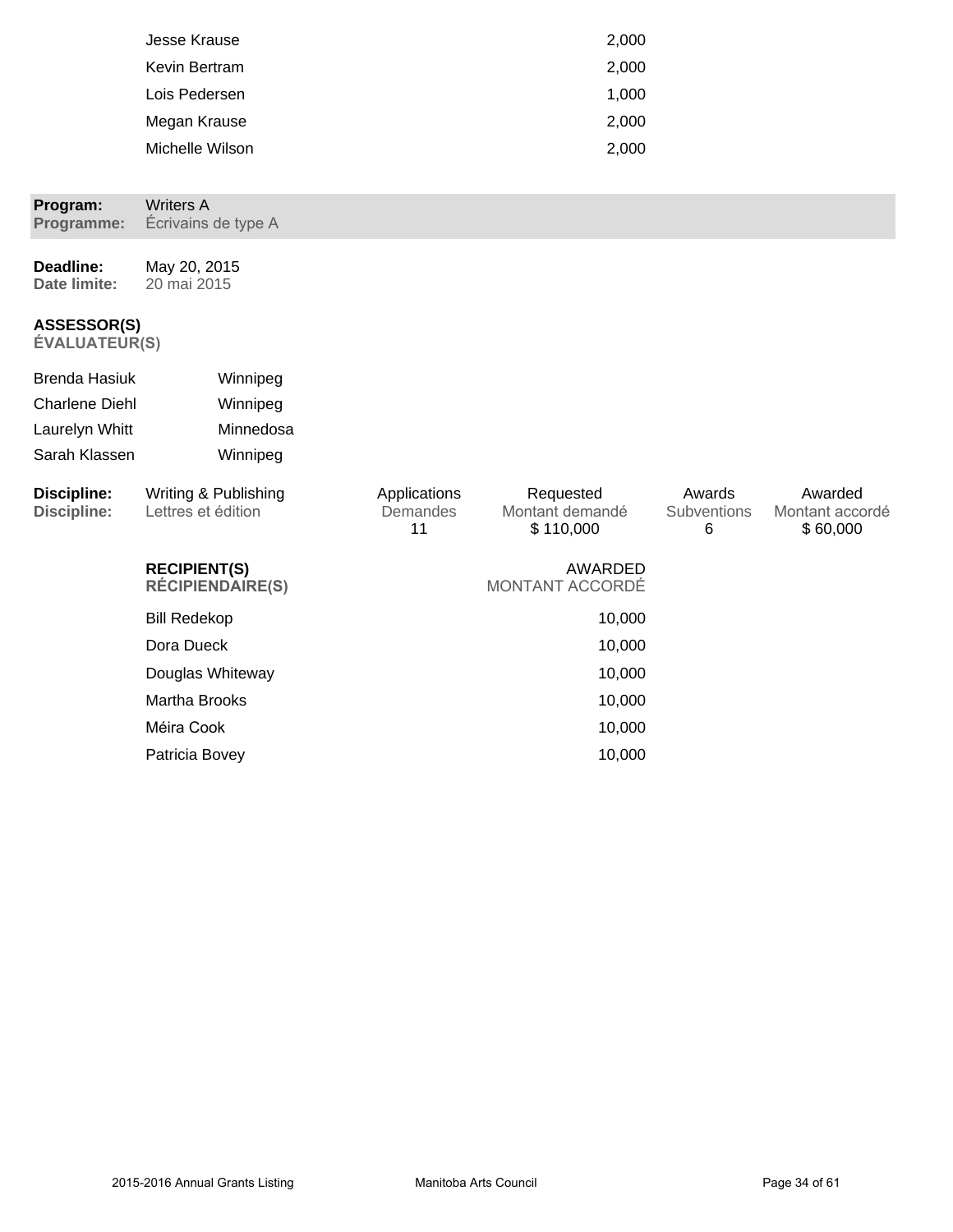| | |
|---|---|
| Jesse Krause | 2,000 |
| Kevin Bertram | 2,000 |
| Lois Pedersen | 1,000 |
| Megan Krause | 2,000 |
| Michelle Wilson | 2,000 |

**Program:** Writers A
**Programme:** Écrivains de type A

**Deadline:** May 20, 2015
**Date limite:** 20 mai 2015

**ASSESSOR(S)**
**ÉVALUATEUR(S)**

| | |
|---|---|
| Brenda Hasiuk | Winnipeg |
| Charlene Diehl | Winnipeg |
| Laurelyn Whitt | Minnedosa |
| Sarah Klassen | Winnipeg |

| Discipline: / Discipline: | Applications / Demandes | Requested / Montant demandé | Awards / Subventions | Awarded / Montant accordé |
|---|---|---|---|---|
| Writing & Publishing / Lettres et édition | 11 | $ 110,000 | 6 | $ 60,000 |

| RECIPIENT(S) / RÉCIPIENDAIRE(S) | AWARDED / MONTANT ACCORDÉ |
|---|---|
| Bill Redekop | 10,000 |
| Dora Dueck | 10,000 |
| Douglas Whiteway | 10,000 |
| Martha Brooks | 10,000 |
| Méira Cook | 10,000 |
| Patricia Bovey | 10,000 |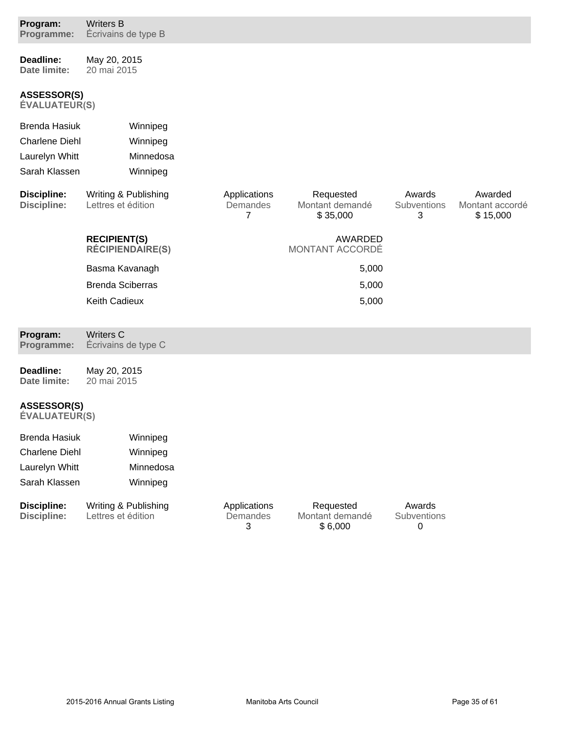**Program:** Writers B
**Programme:** Écrivains de type B

**Deadline:** May 20, 2015
**Date limite:** 20 mai 2015

**ASSESSOR(S)**
**ÉVALUATEUR(S)**

| | |
|---|---|
| Brenda Hasiuk | Winnipeg |
| Charlene Diehl | Winnipeg |
| Laurelyn Whitt | Minnedosa |
| Sarah Klassen | Winnipeg |

| Discipline: / Discipline: | | Applications / Demandes | Requested / Montant demandé | Awards / Subventions | Awarded / Montant accordé |
|---|---|---|---|---|---|
| Writing & Publishing / Lettres et édition | | 7 | $ 35,000 | 3 | $ 15,000 |

| RECIPIENT(S) / RÉCIPIENDAIRE(S) | AWARDED / MONTANT ACCORDÉ |
|---|---|
| Basma Kavanagh | 5,000 |
| Brenda Sciberras | 5,000 |
| Keith Cadieux | 5,000 |

**Program:** Writers C
**Programme:** Écrivains de type C

**Deadline:** May 20, 2015
**Date limite:** 20 mai 2015

**ASSESSOR(S)**
**ÉVALUATEUR(S)**

| | |
|---|---|
| Brenda Hasiuk | Winnipeg |
| Charlene Diehl | Winnipeg |
| Laurelyn Whitt | Minnedosa |
| Sarah Klassen | Winnipeg |

| Discipline: / Discipline: | Applications / Demandes | Requested / Montant demandé | Awards / Subventions |
|---|---|---|---|
| Writing & Publishing / Lettres et édition | 3 | $ 6,000 | 0 |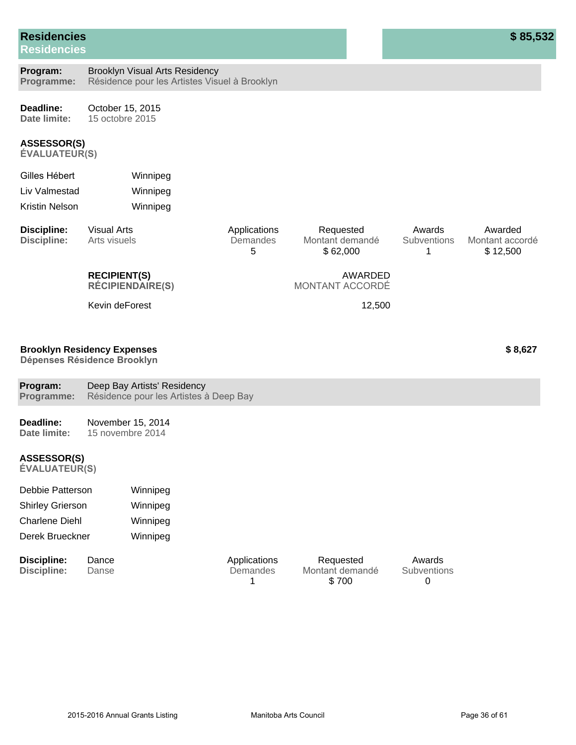## Residencies
## Residencies

**$ 85,532**

**Program:** Brooklyn Visual Arts Residency
**Programme:** Résidence pour les Artistes Visuel à Brooklyn

**Deadline:** October 15, 2015
**Date limite:** 15 octobre 2015

**ASSESSOR(S)**
**ÉVALUATEUR(S)**

| | |
|---|---|
| Gilles Hébert | Winnipeg |
| Liv Valmestad | Winnipeg |
| Kristin Nelson | Winnipeg |

| Discipline: / Discipline: | Applications / Demandes | Requested / Montant demandé | Awards / Subventions | Awarded / Montant accordé |
|---|---|---|---|---|
| Visual Arts / Arts visuels | 5 | $ 62,000 | 1 | $ 12,500 |

| RECIPIENT(S) / RÉCIPIENDAIRE(S) | AWARDED / MONTANT ACCORDÉ |
|---|---|
| Kevin deForest | 12,500 |

**Brooklyn Residency Expenses** **$ 8,627**
**Dépenses Résidence Brooklyn**

**Program:** Deep Bay Artists' Residency
**Programme:** Résidence pour les Artistes à Deep Bay

**Deadline:** November 15, 2014
**Date limite:** 15 novembre 2014

**ASSESSOR(S)**
**ÉVALUATEUR(S)**

| | |
|---|---|
| Debbie Patterson | Winnipeg |
| Shirley Grierson | Winnipeg |
| Charlene Diehl | Winnipeg |
| Derek Brueckner | Winnipeg |

| Discipline: / Discipline: | Applications / Demandes | Requested / Montant demandé | Awards / Subventions |
|---|---|---|---|
| Dance / Danse | 1 | $ 700 | 0 |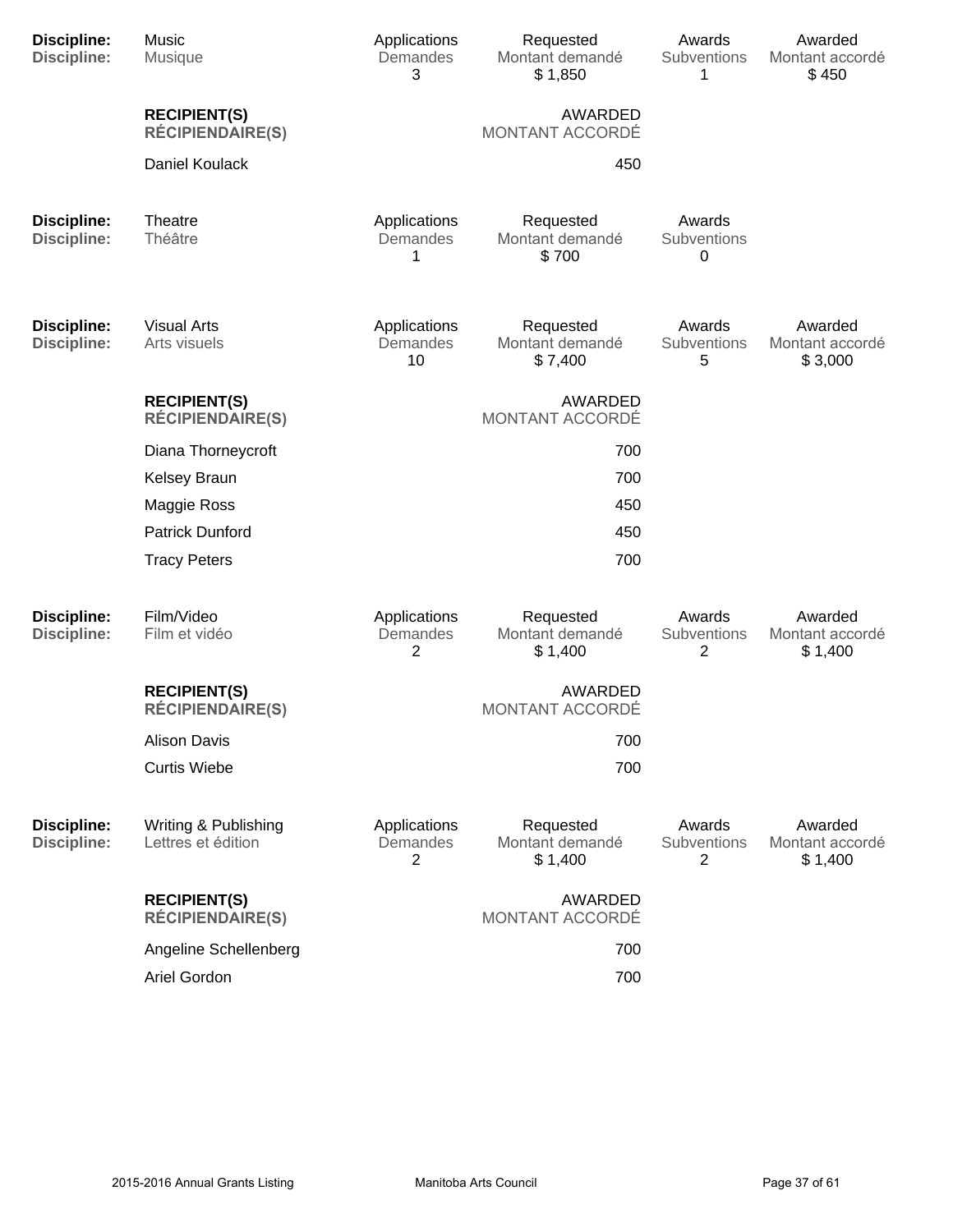| Discipline: | Music | Applications | Requested | Awards | Awarded |
|---|---|---|---|---|---|
| Discipline: | Musique | Demandes | Montant demandé | Subventions | Montant accordé |
| | | 3 | $ 1,850 | 1 | $ 450 |

| RECIPIENT(S) / RÉCIPIENDAIRE(S) | AWARDED / MONTANT ACCORDÉ |
|---|---|
| Daniel Koulack | 450 |

| Discipline: | Theatre | Applications | Requested | Awards |
|---|---|---|---|---|
| Discipline: | Théâtre | Demandes | Montant demandé | Subventions |
| | | 1 | $ 700 | 0 |

| Discipline: | Visual Arts | Applications | Requested | Awards | Awarded |
|---|---|---|---|---|---|
| Discipline: | Arts visuels | Demandes | Montant demandé | Subventions | Montant accordé |
| | | 10 | $ 7,400 | 5 | $ 3,000 |

| RECIPIENT(S) / RÉCIPIENDAIRE(S) | AWARDED / MONTANT ACCORDÉ |
|---|---|
| Diana Thorneycroft | 700 |
| Kelsey Braun | 700 |
| Maggie Ross | 450 |
| Patrick Dunford | 450 |
| Tracy Peters | 700 |

| Discipline: | Film/Video | Applications | Requested | Awards | Awarded |
|---|---|---|---|---|---|
| Discipline: | Film et vidéo | Demandes | Montant demandé | Subventions | Montant accordé |
| | | 2 | $ 1,400 | 2 | $ 1,400 |

| RECIPIENT(S) / RÉCIPIENDAIRE(S) | AWARDED / MONTANT ACCORDÉ |
|---|---|
| Alison Davis | 700 |
| Curtis Wiebe | 700 |

| Discipline: | Writing & Publishing | Applications | Requested | Awards | Awarded |
|---|---|---|---|---|---|
| Discipline: | Lettres et édition | Demandes | Montant demandé | Subventions | Montant accordé |
| | | 2 | $ 1,400 | 2 | $ 1,400 |

| RECIPIENT(S) / RÉCIPIENDAIRE(S) | AWARDED / MONTANT ACCORDÉ |
|---|---|
| Angeline Schellenberg | 700 |
| Ariel Gordon | 700 |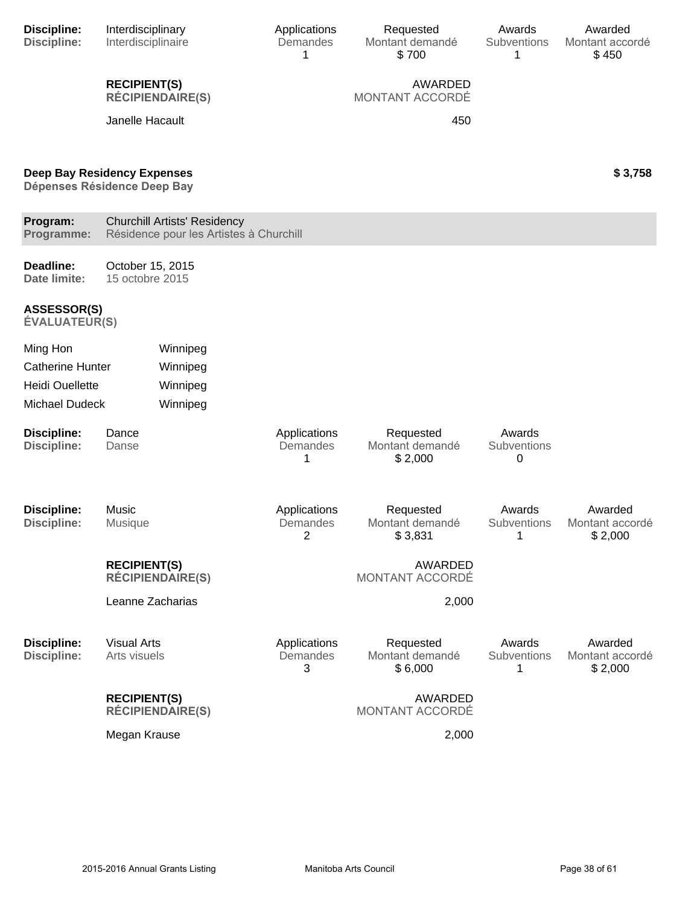| **Discipline:** | Interdisciplinary | Applications | Requested | Awards | Awarded |
|---|---|---|---|---|---|
| **Discipline:** | Interdisciplinaire | Demandes | Montant demandé | Subventions | Montant accordé |
| | | 1 | $ 700 | 1 | $ 450 |

| **RECIPIENT(S)** / **RÉCIPIENDAIRE(S)** | AWARDED / MONTANT ACCORDÉ |
|---|---|
| Janelle Hacault | 450 |

**Deep Bay Residency Expenses** **$ 3,758**
**Dépenses Résidence Deep Bay**

**Program:** Churchill Artists' Residency
**Programme:** Résidence pour les Artistes à Churchill

**Deadline:** October 15, 2015
**Date limite:** 15 octobre 2015

**ASSESSOR(S)**
**ÉVALUATEUR(S)**

| | |
|---|---|
| Ming Hon | Winnipeg |
| Catherine Hunter | Winnipeg |
| Heidi Ouellette | Winnipeg |
| Michael Dudeck | Winnipeg |

| **Discipline:** | Dance | Applications | Requested | Awards |
|---|---|---|---|---|
| **Discipline:** | Danse | Demandes | Montant demandé | Subventions |
| | | 1 | $ 2,000 | 0 |

| **Discipline:** | Music | Applications | Requested | Awards | Awarded |
|---|---|---|---|---|---|
| **Discipline:** | Musique | Demandes | Montant demandé | Subventions | Montant accordé |
| | | 2 | $ 3,831 | 1 | $ 2,000 |

| **RECIPIENT(S)** / **RÉCIPIENDAIRE(S)** | AWARDED / MONTANT ACCORDÉ |
|---|---|
| Leanne Zacharias | 2,000 |

| **Discipline:** | Visual Arts | Applications | Requested | Awards | Awarded |
|---|---|---|---|---|---|
| **Discipline:** | Arts visuels | Demandes | Montant demandé | Subventions | Montant accordé |
| | | 3 | $ 6,000 | 1 | $ 2,000 |

| **RECIPIENT(S)** / **RÉCIPIENDAIRE(S)** | AWARDED / MONTANT ACCORDÉ |
|---|---|
| Megan Krause | 2,000 |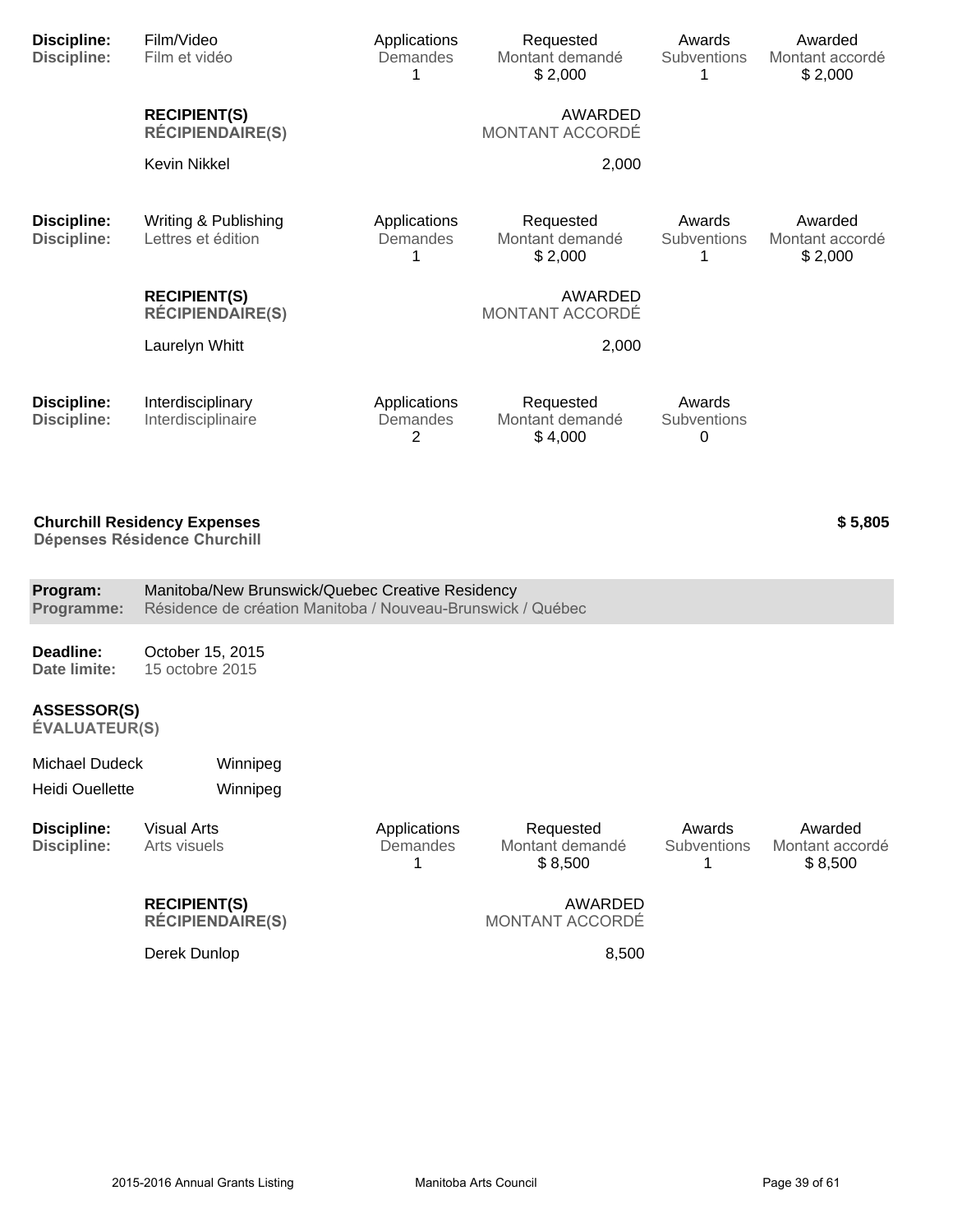| Discipline: | Film/Video | Applications | Requested | Awards | Awarded |
|---|---|---|---|---|---|
| Discipline: | Film et vidéo | Demandes | Montant demandé | Subventions | Montant accordé |
| | | 1 | $ 2,000 | 1 | $ 2,000 |

| **RECIPIENT(S)** **RÉCIPIENDAIRE(S)** | AWARDED MONTANT ACCORDÉ |
|---|---|
| Kevin Nikkel | 2,000 |

| Discipline: | Writing & Publishing | Applications | Requested | Awards | Awarded |
|---|---|---|---|---|---|
| Discipline: | Lettres et édition | Demandes | Montant demandé | Subventions | Montant accordé |
| | | 1 | $ 2,000 | 1 | $ 2,000 |

| **RECIPIENT(S)** **RÉCIPIENDAIRE(S)** | AWARDED MONTANT ACCORDÉ |
|---|---|
| Laurelyn Whitt | 2,000 |

| Discipline: | Interdisciplinary | Applications | Requested | Awards |
|---|---|---|---|---|
| Discipline: | Interdisciplinaire | Demandes | Montant demandé | Subventions |
| | | 2 | $ 4,000 | 0 |

**Churchill Residency Expenses**
**Dépenses Résidence Churchill** **$ 5,805**

**Program:** Manitoba/New Brunswick/Quebec Creative Residency
**Programme:** Résidence de création Manitoba / Nouveau-Brunswick / Québec

**Deadline:** October 15, 2015
**Date limite:** 15 octobre 2015

**ASSESSOR(S)**
**ÉVALUATEUR(S)**

| | |
|---|---|
| Michael Dudeck | Winnipeg |
| Heidi Ouellette | Winnipeg |

| Discipline: | Visual Arts | Applications | Requested | Awards | Awarded |
|---|---|---|---|---|---|
| Discipline: | Arts visuels | Demandes | Montant demandé | Subventions | Montant accordé |
| | | 1 | $ 8,500 | 1 | $ 8,500 |

| **RECIPIENT(S)** **RÉCIPIENDAIRE(S)** | AWARDED MONTANT ACCORDÉ |
|---|---|
| Derek Dunlop | 8,500 |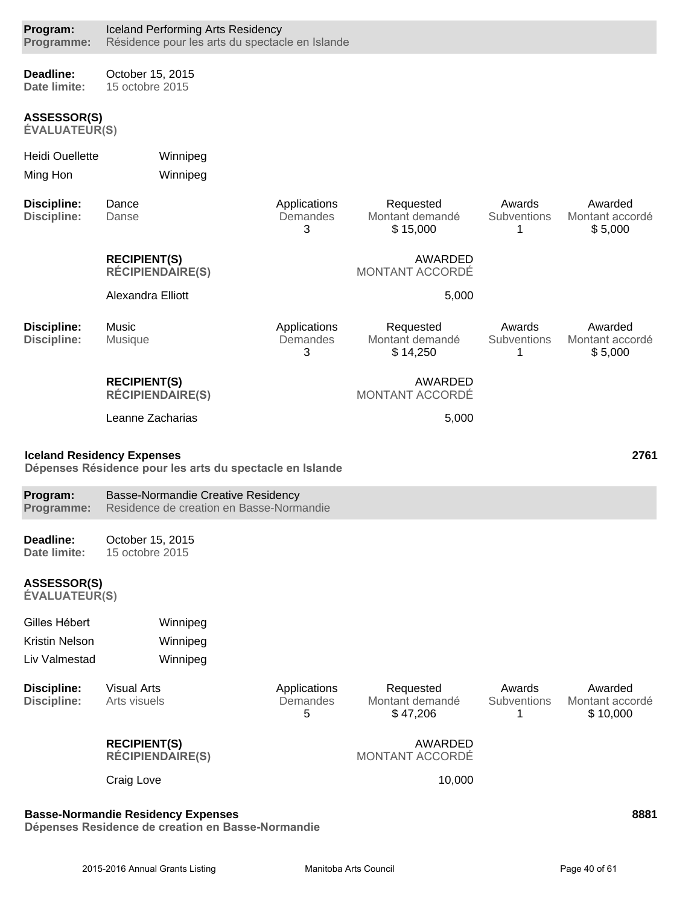**Program:** Iceland Performing Arts Residency
**Programme:** Résidence pour les arts du spectacle en Islande

**Deadline:** October 15, 2015
**Date limite:** 15 octobre 2015

**ASSESSOR(S)**
**ÉVALUATEUR(S)**

| | |
|---|---|
| Heidi Ouellette | Winnipeg |
| Ming Hon | Winnipeg |

| Discipline: / Discipline: | Applications / Demandes | Requested / Montant demandé | Awards / Subventions | Awarded / Montant accordé |
|---|---|---|---|---|
| Dance / Danse | 3 | $ 15,000 | 1 | $ 5,000 |

| RECIPIENT(S) / RÉCIPIENDAIRE(S) | AWARDED / MONTANT ACCORDÉ |
|---|---|
| Alexandra Elliott | 5,000 |

| Discipline: / Discipline: | Applications / Demandes | Requested / Montant demandé | Awards / Subventions | Awarded / Montant accordé |
|---|---|---|---|---|
| Music / Musique | 3 | $ 14,250 | 1 | $ 5,000 |

| RECIPIENT(S) / RÉCIPIENDAIRE(S) | AWARDED / MONTANT ACCORDÉ |
|---|---|
| Leanne Zacharias | 5,000 |

**Iceland Residency Expenses** — **2761**
**Dépenses Résidence pour les arts du spectacle en Islande**

**Program:** Basse-Normandie Creative Residency
**Programme:** Residence de creation en Basse-Normandie

**Deadline:** October 15, 2015
**Date limite:** 15 octobre 2015

**ASSESSOR(S)**
**ÉVALUATEUR(S)**

| | |
|---|---|
| Gilles Hébert | Winnipeg |
| Kristin Nelson | Winnipeg |
| Liv Valmestad | Winnipeg |

| Discipline: / Discipline: | Applications / Demandes | Requested / Montant demandé | Awards / Subventions | Awarded / Montant accordé |
|---|---|---|---|---|
| Visual Arts / Arts visuels | 5 | $ 47,206 | 1 | $ 10,000 |

| RECIPIENT(S) / RÉCIPIENDAIRE(S) | AWARDED / MONTANT ACCORDÉ |
|---|---|
| Craig Love | 10,000 |

**Basse-Normandie Residency Expenses** — **8881**
**Dépenses Residence de creation en Basse-Normandie**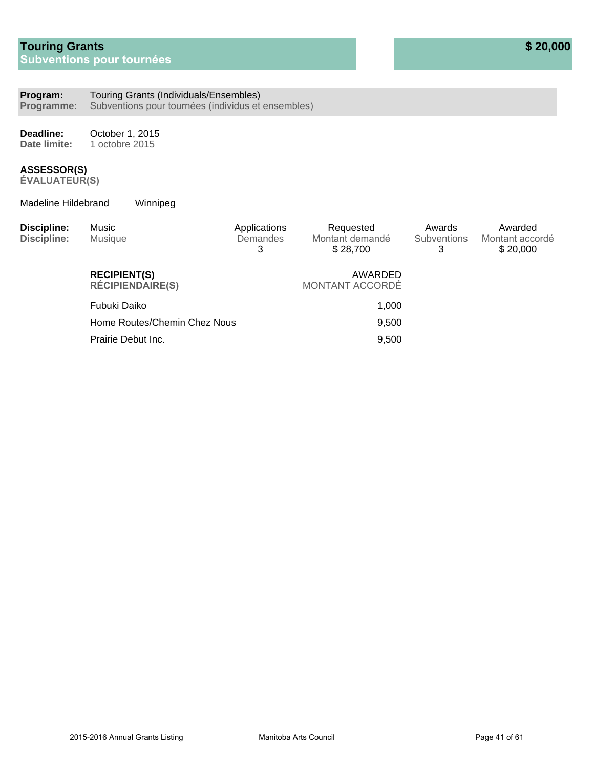## Touring Grants
## Subventions pour tournées

**$ 20,000**

**Program:** Touring Grants (Individuals/Ensembles)
**Programme:** Subventions pour tournées (individus et ensembles)

**Deadline:** October 1, 2015
**Date limite:** 1 octobre 2015

**ASSESSOR(S)**
**ÉVALUATEUR(S)**

Madeline Hildebrand — Winnipeg

| Discipline: / Discipline: | Applications / Demandes | Requested / Montant demandé | Awards / Subventions | Awarded / Montant accordé |
|---|---|---|---|---|
| Music / Musique | 3 | $ 28,700 | 3 | $ 20,000 |

| RECIPIENT(S) / RÉCIPIENDAIRE(S) | AWARDED / MONTANT ACCORDÉ |
|---|---|
| Fubuki Daiko | 1,000 |
| Home Routes/Chemin Chez Nous | 9,500 |
| Prairie Debut Inc. | 9,500 |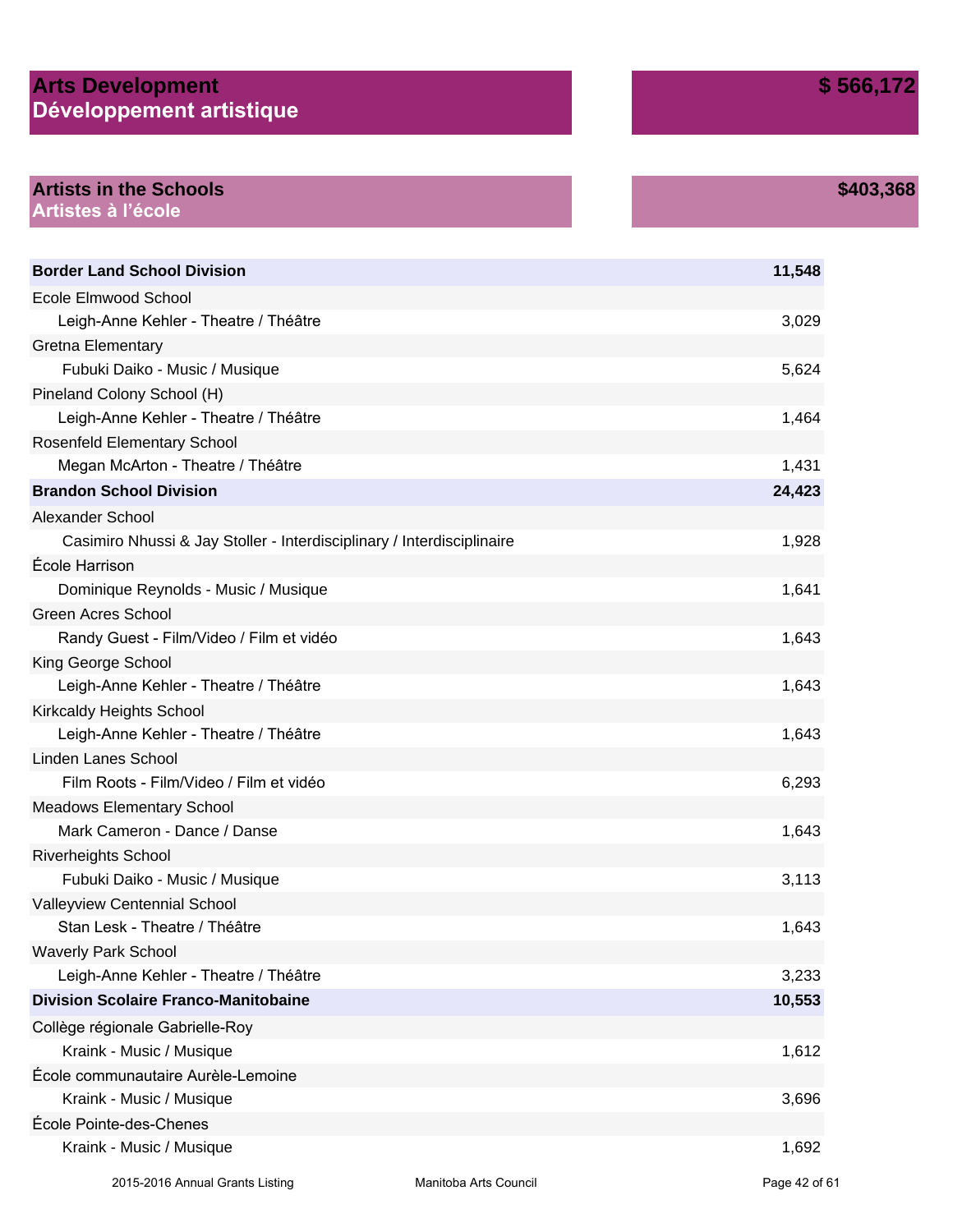## Arts Development / Développement artistique — $ 566,172

### Artists in the Schools / Artistes à l'école — $403,368

| | |
|---|---|
| **Border Land School Division** | **11,548** |
| Ecole Elmwood School | |
| Leigh-Anne Kehler - Theatre / Théâtre | 3,029 |
| Gretna Elementary | |
| Fubuki Daiko - Music / Musique | 5,624 |
| Pineland Colony School (H) | |
| Leigh-Anne Kehler - Theatre / Théâtre | 1,464 |
| Rosenfeld Elementary School | |
| Megan McArton - Theatre / Théâtre | 1,431 |
| **Brandon School Division** | **24,423** |
| Alexander School | |
| Casimiro Nhussi & Jay Stoller - Interdisciplinary / Interdisciplinaire | 1,928 |
| École Harrison | |
| Dominique Reynolds - Music / Musique | 1,641 |
| Green Acres School | |
| Randy Guest - Film/Video / Film et vidéo | 1,643 |
| King George School | |
| Leigh-Anne Kehler - Theatre / Théâtre | 1,643 |
| Kirkcaldy Heights School | |
| Leigh-Anne Kehler - Theatre / Théâtre | 1,643 |
| Linden Lanes School | |
| Film Roots - Film/Video / Film et vidéo | 6,293 |
| Meadows Elementary School | |
| Mark Cameron - Dance / Danse | 1,643 |
| Riverheights School | |
| Fubuki Daiko - Music / Musique | 3,113 |
| Valleyview Centennial School | |
| Stan Lesk - Theatre / Théâtre | 1,643 |
| Waverly Park School | |
| Leigh-Anne Kehler - Theatre / Théâtre | 3,233 |
| **Division Scolaire Franco-Manitobaine** | **10,553** |
| Collège régionale Gabrielle-Roy | |
| Kraink - Music / Musique | 1,612 |
| École communautaire Aurèle-Lemoine | |
| Kraink - Music / Musique | 3,696 |
| École Pointe-des-Chenes | |
| Kraink - Music / Musique | 1,692 |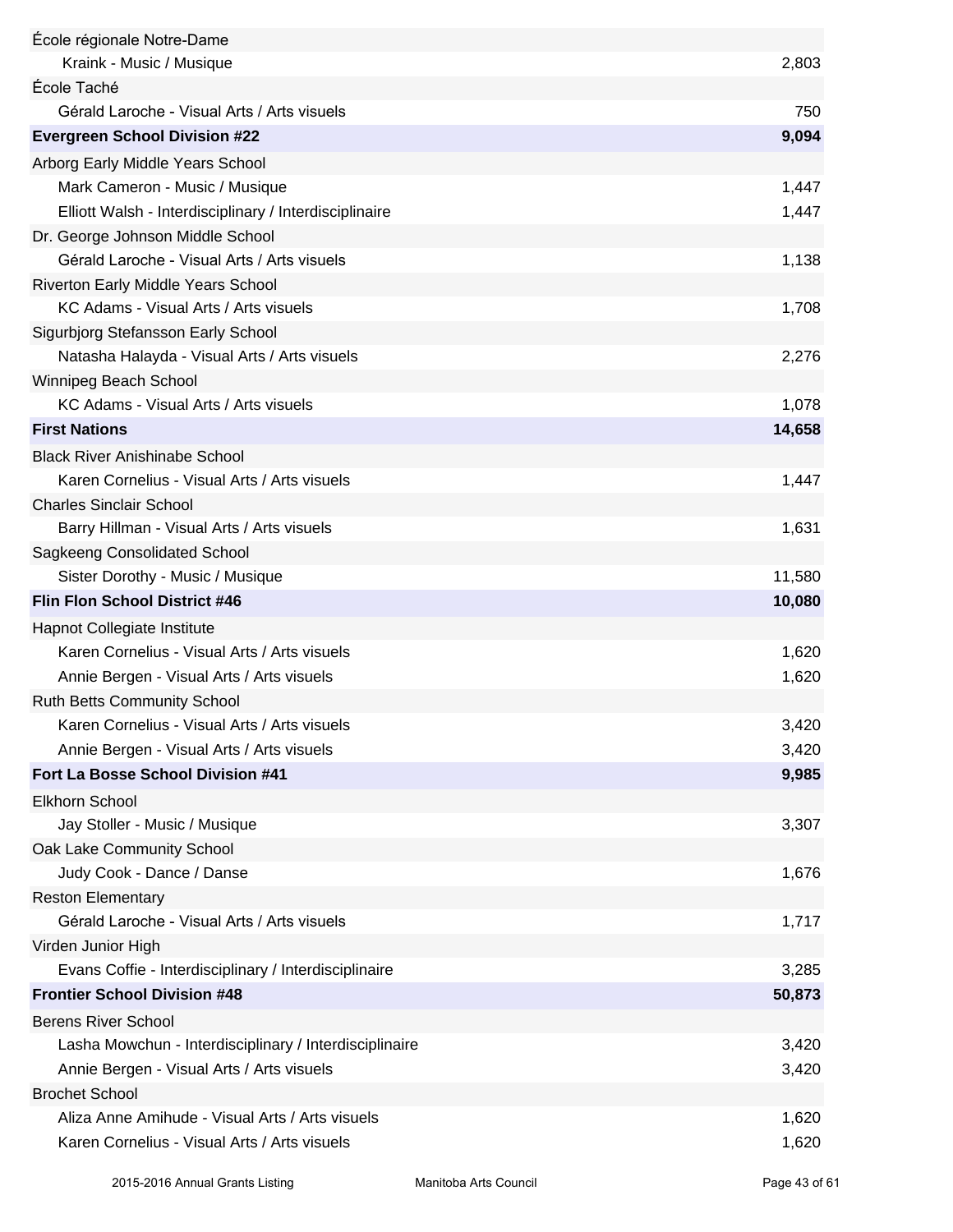| | |
|---|---|
| École régionale Notre-Dame | |
| Kraink - Music / Musique | 2,803 |
| École Taché | |
| Gérald Laroche - Visual Arts / Arts visuels | 750 |
| **Evergreen School Division #22** | **9,094** |
| Arborg Early Middle Years School | |
| Mark Cameron - Music / Musique | 1,447 |
| Elliott Walsh - Interdisciplinary / Interdisciplinaire | 1,447 |
| Dr. George Johnson Middle School | |
| Gérald Laroche - Visual Arts / Arts visuels | 1,138 |
| Riverton Early Middle Years School | |
| KC Adams - Visual Arts / Arts visuels | 1,708 |
| Sigurbjorg Stefansson Early School | |
| Natasha Halayda - Visual Arts / Arts visuels | 2,276 |
| Winnipeg Beach School | |
| KC Adams - Visual Arts / Arts visuels | 1,078 |
| **First Nations** | **14,658** |
| Black River Anishinabe School | |
| Karen Cornelius - Visual Arts / Arts visuels | 1,447 |
| Charles Sinclair School | |
| Barry Hillman - Visual Arts / Arts visuels | 1,631 |
| Sagkeeng Consolidated School | |
| Sister Dorothy - Music / Musique | 11,580 |
| **Flin Flon School District #46** | **10,080** |
| Hapnot Collegiate Institute | |
| Karen Cornelius - Visual Arts / Arts visuels | 1,620 |
| Annie Bergen - Visual Arts / Arts visuels | 1,620 |
| Ruth Betts Community School | |
| Karen Cornelius - Visual Arts / Arts visuels | 3,420 |
| Annie Bergen - Visual Arts / Arts visuels | 3,420 |
| **Fort La Bosse School Division #41** | **9,985** |
| Elkhorn School | |
| Jay Stoller - Music / Musique | 3,307 |
| Oak Lake Community School | |
| Judy Cook - Dance / Danse | 1,676 |
| Reston Elementary | |
| Gérald Laroche - Visual Arts / Arts visuels | 1,717 |
| Virden Junior High | |
| Evans Coffie - Interdisciplinary / Interdisciplinaire | 3,285 |
| **Frontier School Division #48** | **50,873** |
| Berens River School | |
| Lasha Mowchun - Interdisciplinary / Interdisciplinaire | 3,420 |
| Annie Bergen - Visual Arts / Arts visuels | 3,420 |
| Brochet School | |
| Aliza Anne Amihude - Visual Arts / Arts visuels | 1,620 |
| Karen Cornelius - Visual Arts / Arts visuels | 1,620 |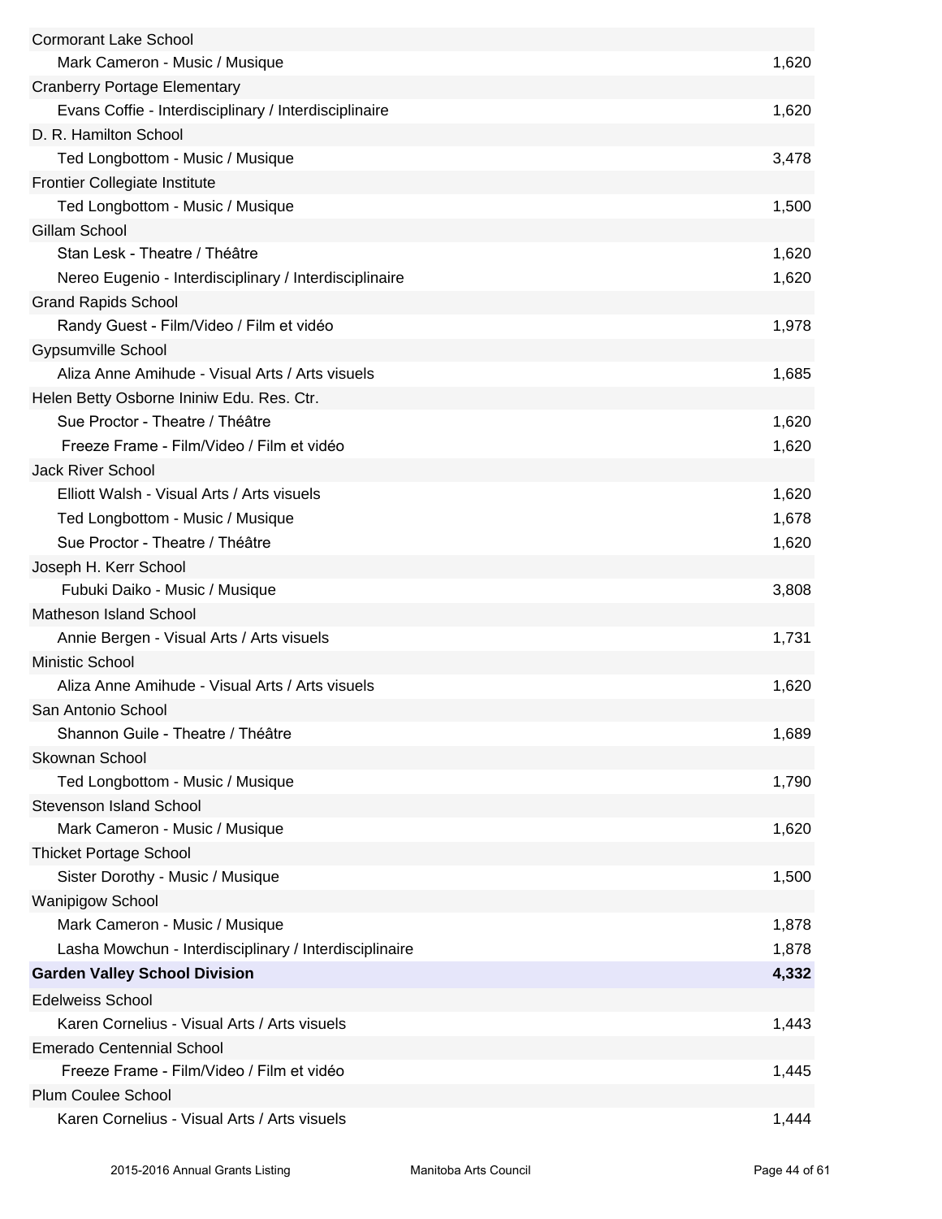| | |
|---|---|
| Cormorant Lake School | |
| Mark Cameron - Music / Musique | 1,620 |
| Cranberry Portage Elementary | |
| Evans Coffie - Interdisciplinary / Interdisciplinaire | 1,620 |
| D. R. Hamilton School | |
| Ted Longbottom - Music / Musique | 3,478 |
| Frontier Collegiate Institute | |
| Ted Longbottom - Music / Musique | 1,500 |
| Gillam School | |
| Stan Lesk - Theatre / Théâtre | 1,620 |
| Nereo Eugenio - Interdisciplinary / Interdisciplinaire | 1,620 |
| Grand Rapids School | |
| Randy Guest - Film/Video / Film et vidéo | 1,978 |
| Gypsumville School | |
| Aliza Anne Amihude - Visual Arts / Arts visuels | 1,685 |
| Helen Betty Osborne Ininiw Edu. Res. Ctr. | |
| Sue Proctor - Theatre / Théâtre | 1,620 |
| Freeze Frame - Film/Video / Film et vidéo | 1,620 |
| Jack River School | |
| Elliott Walsh - Visual Arts / Arts visuels | 1,620 |
| Ted Longbottom - Music / Musique | 1,678 |
| Sue Proctor - Theatre / Théâtre | 1,620 |
| Joseph H. Kerr School | |
| Fubuki Daiko - Music / Musique | 3,808 |
| Matheson Island School | |
| Annie Bergen - Visual Arts / Arts visuels | 1,731 |
| Ministic School | |
| Aliza Anne Amihude - Visual Arts / Arts visuels | 1,620 |
| San Antonio School | |
| Shannon Guile - Theatre / Théâtre | 1,689 |
| Skownan School | |
| Ted Longbottom - Music / Musique | 1,790 |
| Stevenson Island School | |
| Mark Cameron - Music / Musique | 1,620 |
| Thicket Portage School | |
| Sister Dorothy - Music / Musique | 1,500 |
| Wanipigow School | |
| Mark Cameron - Music / Musique | 1,878 |
| Lasha Mowchun - Interdisciplinary / Interdisciplinaire | 1,878 |
| **Garden Valley School Division** | **4,332** |
| Edelweiss School | |
| Karen Cornelius - Visual Arts / Arts visuels | 1,443 |
| Emerado Centennial School | |
| Freeze Frame - Film/Video / Film et vidéo | 1,445 |
| Plum Coulee School | |
| Karen Cornelius - Visual Arts / Arts visuels | 1,444 |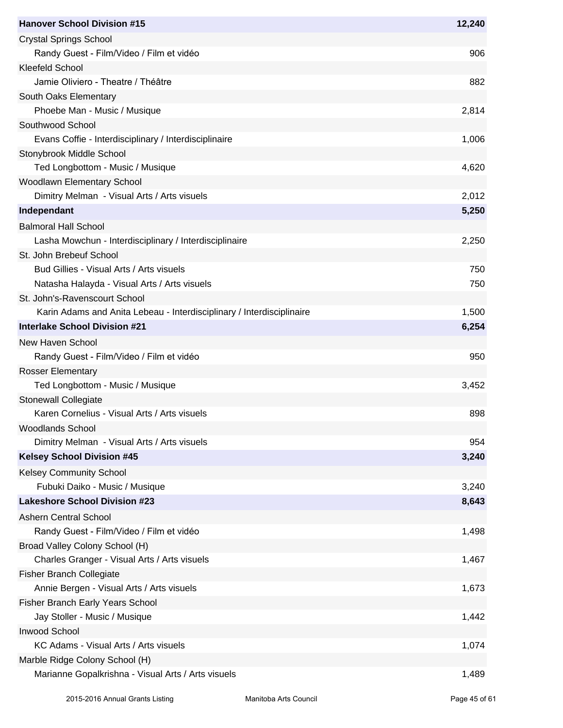| | |
|---|---:|
| **Hanover School Division #15** | **12,240** |
| Crystal Springs School | |
| Randy Guest - Film/Video / Film et vidéo | 906 |
| Kleefeld School | |
| Jamie Oliviero - Theatre / Théâtre | 882 |
| South Oaks Elementary | |
| Phoebe Man - Music / Musique | 2,814 |
| Southwood School | |
| Evans Coffie - Interdisciplinary / Interdisciplinaire | 1,006 |
| Stonybrook Middle School | |
| Ted Longbottom - Music / Musique | 4,620 |
| Woodlawn Elementary School | |
| Dimitry Melman - Visual Arts / Arts visuels | 2,012 |
| **Independant** | **5,250** |
| Balmoral Hall School | |
| Lasha Mowchun - Interdisciplinary / Interdisciplinaire | 2,250 |
| St. John Brebeuf School | |
| Bud Gillies - Visual Arts / Arts visuels | 750 |
| Natasha Halayda - Visual Arts / Arts visuels | 750 |
| St. John's-Ravenscourt School | |
| Karin Adams and Anita Lebeau - Interdisciplinary / Interdisciplinaire | 1,500 |
| **Interlake School Division #21** | **6,254** |
| New Haven School | |
| Randy Guest - Film/Video / Film et vidéo | 950 |
| Rosser Elementary | |
| Ted Longbottom - Music / Musique | 3,452 |
| Stonewall Collegiate | |
| Karen Cornelius - Visual Arts / Arts visuels | 898 |
| Woodlands School | |
| Dimitry Melman - Visual Arts / Arts visuels | 954 |
| **Kelsey School Division #45** | **3,240** |
| Kelsey Community School | |
| Fubuki Daiko - Music / Musique | 3,240 |
| **Lakeshore School Division #23** | **8,643** |
| Ashern Central School | |
| Randy Guest - Film/Video / Film et vidéo | 1,498 |
| Broad Valley Colony School (H) | |
| Charles Granger - Visual Arts / Arts visuels | 1,467 |
| Fisher Branch Collegiate | |
| Annie Bergen - Visual Arts / Arts visuels | 1,673 |
| Fisher Branch Early Years School | |
| Jay Stoller - Music / Musique | 1,442 |
| Inwood School | |
| KC Adams - Visual Arts / Arts visuels | 1,074 |
| Marble Ridge Colony School (H) | |
| Marianne Gopalkrishna - Visual Arts / Arts visuels | 1,489 |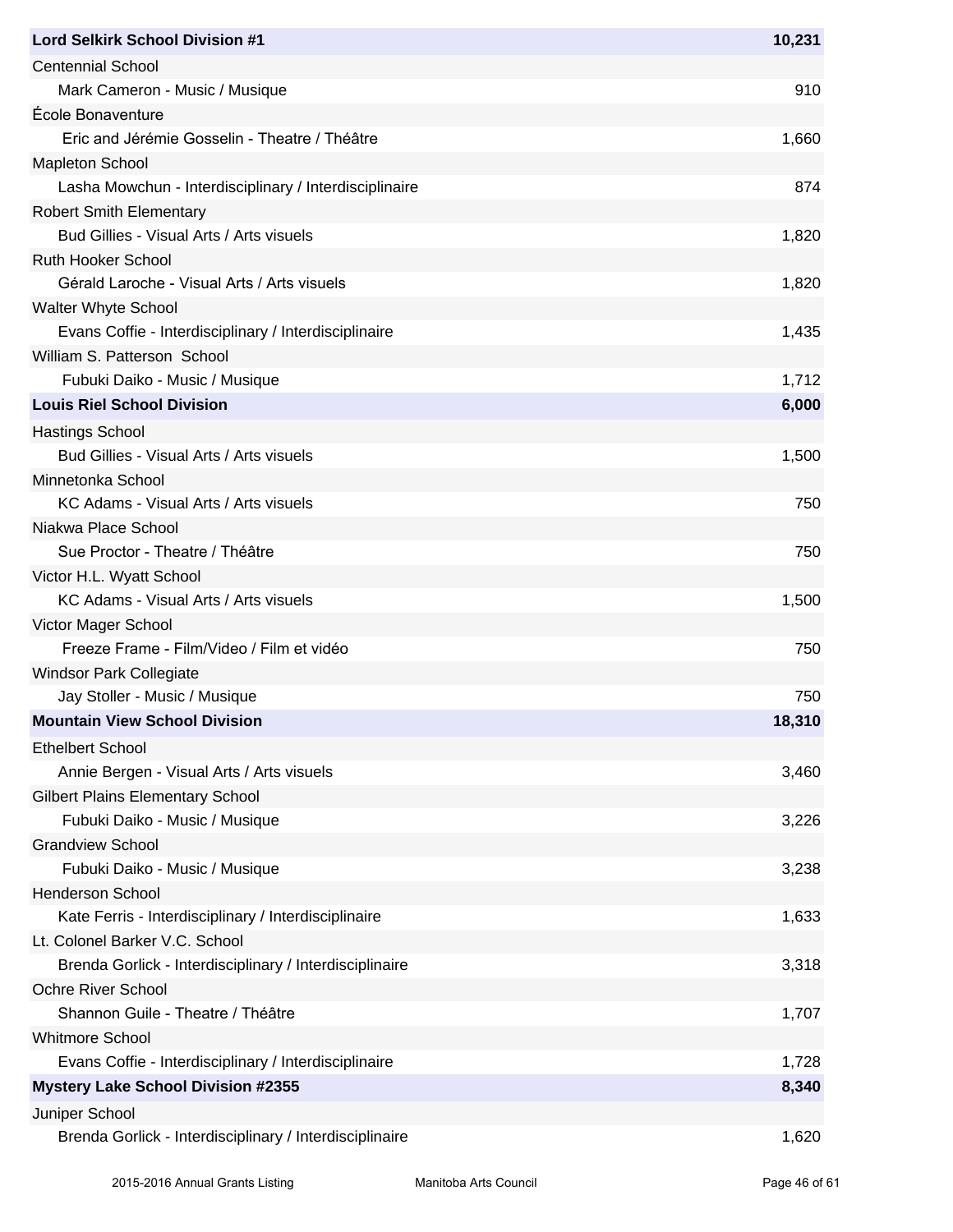| | |
|---|---:|
| **Lord Selkirk School Division #1** | **10,231** |
| Centennial School | |
| Mark Cameron - Music / Musique | 910 |
| École Bonaventure | |
| Eric and Jérémie Gosselin - Theatre / Théâtre | 1,660 |
| Mapleton School | |
| Lasha Mowchun - Interdisciplinary / Interdisciplinaire | 874 |
| Robert Smith Elementary | |
| Bud Gillies - Visual Arts / Arts visuels | 1,820 |
| Ruth Hooker School | |
| Gérald Laroche - Visual Arts / Arts visuels | 1,820 |
| Walter Whyte School | |
| Evans Coffie - Interdisciplinary / Interdisciplinaire | 1,435 |
| William S. Patterson School | |
| Fubuki Daiko - Music / Musique | 1,712 |
| **Louis Riel School Division** | **6,000** |
| Hastings School | |
| Bud Gillies - Visual Arts / Arts visuels | 1,500 |
| Minnetonka School | |
| KC Adams - Visual Arts / Arts visuels | 750 |
| Niakwa Place School | |
| Sue Proctor - Theatre / Théâtre | 750 |
| Victor H.L. Wyatt School | |
| KC Adams - Visual Arts / Arts visuels | 1,500 |
| Victor Mager School | |
| Freeze Frame - Film/Video / Film et vidéo | 750 |
| Windsor Park Collegiate | |
| Jay Stoller - Music / Musique | 750 |
| **Mountain View School Division** | **18,310** |
| Ethelbert School | |
| Annie Bergen - Visual Arts / Arts visuels | 3,460 |
| Gilbert Plains Elementary School | |
| Fubuki Daiko - Music / Musique | 3,226 |
| Grandview School | |
| Fubuki Daiko - Music / Musique | 3,238 |
| Henderson School | |
| Kate Ferris - Interdisciplinary / Interdisciplinaire | 1,633 |
| Lt. Colonel Barker V.C. School | |
| Brenda Gorlick - Interdisciplinary / Interdisciplinaire | 3,318 |
| Ochre River School | |
| Shannon Guile - Theatre / Théâtre | 1,707 |
| Whitmore School | |
| Evans Coffie - Interdisciplinary / Interdisciplinaire | 1,728 |
| **Mystery Lake School Division #2355** | **8,340** |
| Juniper School | |
| Brenda Gorlick - Interdisciplinary / Interdisciplinaire | 1,620 |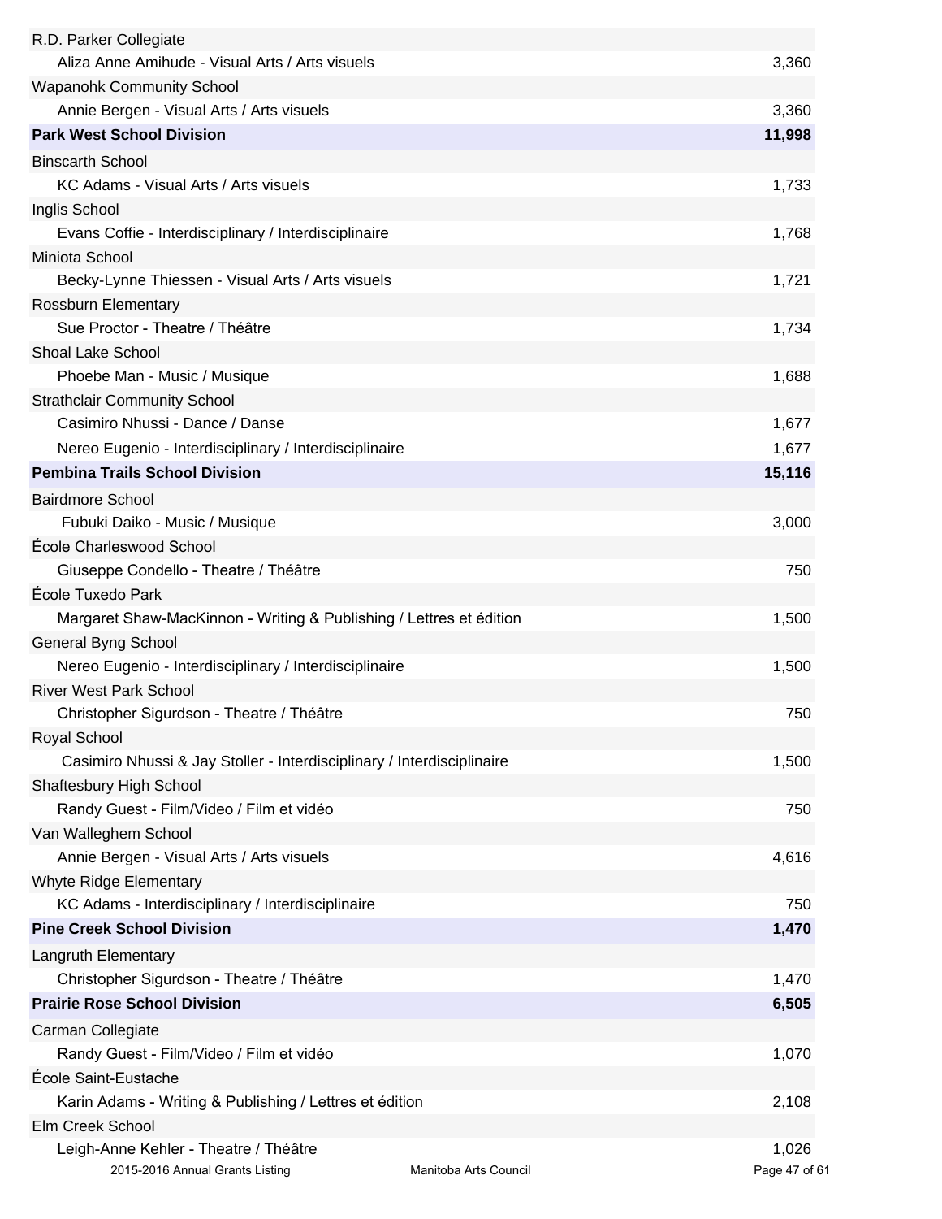| | |
|---|---|
| R.D. Parker Collegiate | |
| Aliza Anne Amihude - Visual Arts / Arts visuels | 3,360 |
| Wapanohk Community School | |
| Annie Bergen - Visual Arts / Arts visuels | 3,360 |
| **Park West School Division** | **11,998** |
| Binscarth School | |
| KC Adams - Visual Arts / Arts visuels | 1,733 |
| Inglis School | |
| Evans Coffie - Interdisciplinary / Interdisciplinaire | 1,768 |
| Miniota School | |
| Becky-Lynne Thiessen - Visual Arts / Arts visuels | 1,721 |
| Rossburn Elementary | |
| Sue Proctor - Theatre / Théâtre | 1,734 |
| Shoal Lake School | |
| Phoebe Man - Music / Musique | 1,688 |
| Strathclair Community School | |
| Casimiro Nhussi - Dance / Danse | 1,677 |
| Nereo Eugenio - Interdisciplinary / Interdisciplinaire | 1,677 |
| **Pembina Trails School Division** | **15,116** |
| Bairdmore School | |
| Fubuki Daiko - Music / Musique | 3,000 |
| École Charleswood School | |
| Giuseppe Condello - Theatre / Théâtre | 750 |
| École Tuxedo Park | |
| Margaret Shaw-MacKinnon - Writing & Publishing / Lettres et édition | 1,500 |
| General Byng School | |
| Nereo Eugenio - Interdisciplinary / Interdisciplinaire | 1,500 |
| River West Park School | |
| Christopher Sigurdson - Theatre / Théâtre | 750 |
| Royal School | |
| Casimiro Nhussi & Jay Stoller - Interdisciplinary / Interdisciplinaire | 1,500 |
| Shaftesbury High School | |
| Randy Guest - Film/Video / Film et vidéo | 750 |
| Van Walleghem School | |
| Annie Bergen - Visual Arts / Arts visuels | 4,616 |
| Whyte Ridge Elementary | |
| KC Adams - Interdisciplinary / Interdisciplinaire | 750 |
| **Pine Creek School Division** | **1,470** |
| Langruth Elementary | |
| Christopher Sigurdson - Theatre / Théâtre | 1,470 |
| **Prairie Rose School Division** | **6,505** |
| Carman Collegiate | |
| Randy Guest - Film/Video / Film et vidéo | 1,070 |
| École Saint-Eustache | |
| Karin Adams - Writing & Publishing / Lettres et édition | 2,108 |
| Elm Creek School | |
| Leigh-Anne Kehler - Theatre / Théâtre | 1,026 |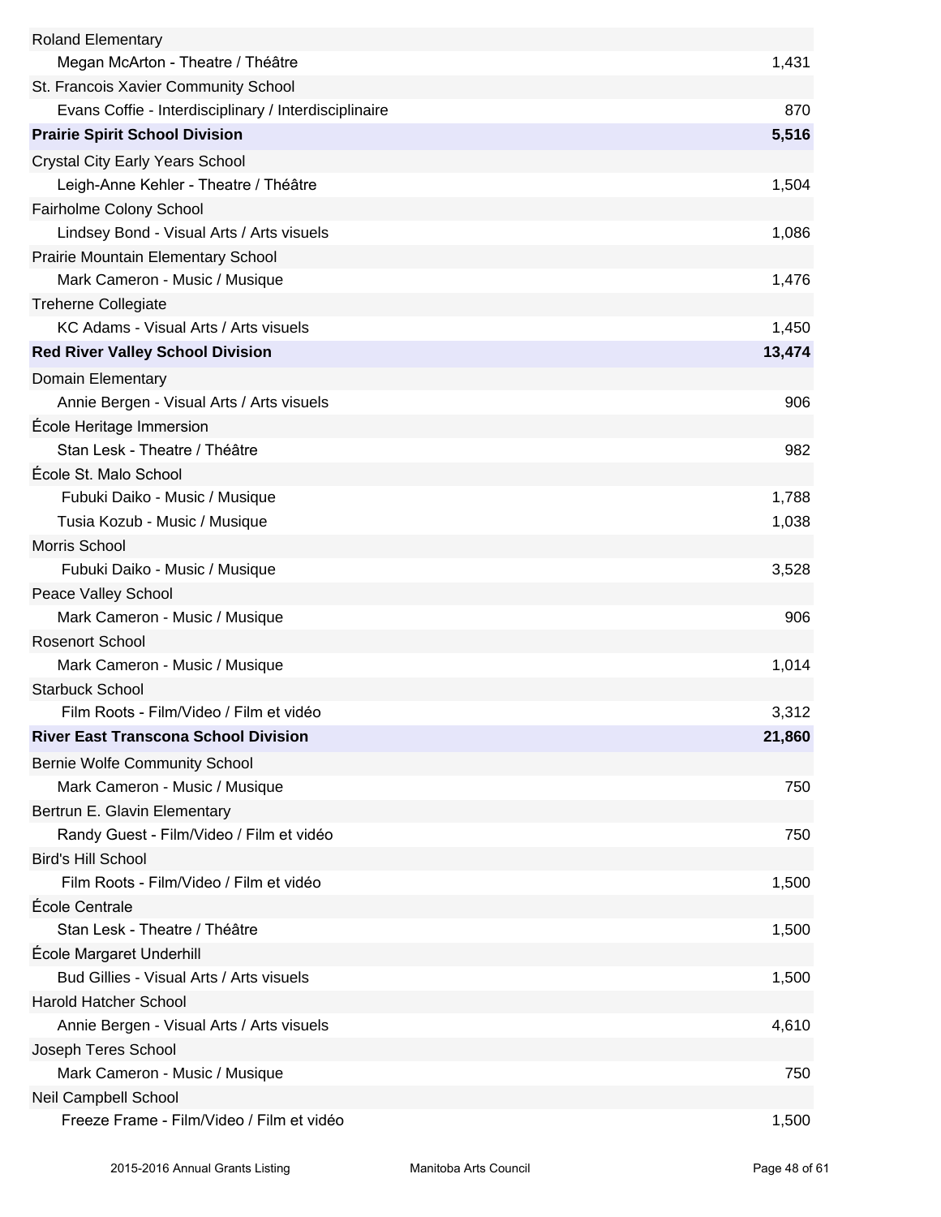| | |
|---|---|
| Roland Elementary | |
| Megan McArton - Theatre / Théâtre | 1,431 |
| St. Francois Xavier Community School | |
| Evans Coffie - Interdisciplinary / Interdisciplinaire | 870 |
| **Prairie Spirit School Division** | **5,516** |
| Crystal City Early Years School | |
| Leigh-Anne Kehler - Theatre / Théâtre | 1,504 |
| Fairholme Colony School | |
| Lindsey Bond - Visual Arts / Arts visuels | 1,086 |
| Prairie Mountain Elementary School | |
| Mark Cameron - Music / Musique | 1,476 |
| Treherne Collegiate | |
| KC Adams - Visual Arts / Arts visuels | 1,450 |
| **Red River Valley School Division** | **13,474** |
| Domain Elementary | |
| Annie Bergen - Visual Arts / Arts visuels | 906 |
| École Heritage Immersion | |
| Stan Lesk - Theatre / Théâtre | 982 |
| École St. Malo School | |
| Fubuki Daiko - Music / Musique | 1,788 |
| Tusia Kozub - Music / Musique | 1,038 |
| Morris School | |
| Fubuki Daiko - Music / Musique | 3,528 |
| Peace Valley School | |
| Mark Cameron - Music / Musique | 906 |
| Rosenort School | |
| Mark Cameron - Music / Musique | 1,014 |
| Starbuck School | |
| Film Roots - Film/Video / Film et vidéo | 3,312 |
| **River East Transcona School Division** | **21,860** |
| Bernie Wolfe Community School | |
| Mark Cameron - Music / Musique | 750 |
| Bertrun E. Glavin Elementary | |
| Randy Guest - Film/Video / Film et vidéo | 750 |
| Bird's Hill School | |
| Film Roots - Film/Video / Film et vidéo | 1,500 |
| École Centrale | |
| Stan Lesk - Theatre / Théâtre | 1,500 |
| École Margaret Underhill | |
| Bud Gillies - Visual Arts / Arts visuels | 1,500 |
| Harold Hatcher School | |
| Annie Bergen - Visual Arts / Arts visuels | 4,610 |
| Joseph Teres School | |
| Mark Cameron - Music / Musique | 750 |
| Neil Campbell School | |
| Freeze Frame - Film/Video / Film et vidéo | 1,500 |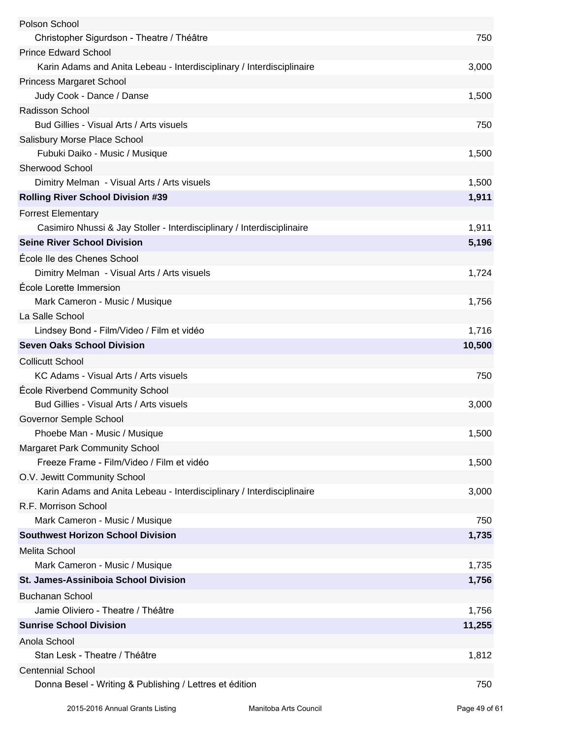| | |
|---|---|
| Polson School | |
| Christopher Sigurdson - Theatre / Théâtre | 750 |
| Prince Edward School | |
| Karin Adams and Anita Lebeau - Interdisciplinary / Interdisciplinaire | 3,000 |
| Princess Margaret School | |
| Judy Cook - Dance / Danse | 1,500 |
| Radisson School | |
| Bud Gillies - Visual Arts / Arts visuels | 750 |
| Salisbury Morse Place School | |
| Fubuki Daiko - Music / Musique | 1,500 |
| Sherwood School | |
| Dimitry Melman - Visual Arts / Arts visuels | 1,500 |
| **Rolling River School Division #39** | **1,911** |
| Forrest Elementary | |
| Casimiro Nhussi & Jay Stoller - Interdisciplinary / Interdisciplinaire | 1,911 |
| **Seine River School Division** | **5,196** |
| École Ile des Chenes School | |
| Dimitry Melman - Visual Arts / Arts visuels | 1,724 |
| École Lorette Immersion | |
| Mark Cameron - Music / Musique | 1,756 |
| La Salle School | |
| Lindsey Bond - Film/Video / Film et vidéo | 1,716 |
| **Seven Oaks School Division** | **10,500** |
| Collicutt School | |
| KC Adams - Visual Arts / Arts visuels | 750 |
| École Riverbend Community School | |
| Bud Gillies - Visual Arts / Arts visuels | 3,000 |
| Governor Semple School | |
| Phoebe Man - Music / Musique | 1,500 |
| Margaret Park Community School | |
| Freeze Frame - Film/Video / Film et vidéo | 1,500 |
| O.V. Jewitt Community School | |
| Karin Adams and Anita Lebeau - Interdisciplinary / Interdisciplinaire | 3,000 |
| R.F. Morrison School | |
| Mark Cameron - Music / Musique | 750 |
| **Southwest Horizon School Division** | **1,735** |
| Melita School | |
| Mark Cameron - Music / Musique | 1,735 |
| **St. James-Assiniboia School Division** | **1,756** |
| Buchanan School | |
| Jamie Oliviero - Theatre / Théâtre | 1,756 |
| **Sunrise School Division** | **11,255** |
| Anola School | |
| Stan Lesk - Theatre / Théâtre | 1,812 |
| Centennial School | |
| Donna Besel - Writing & Publishing / Lettres et édition | 750 |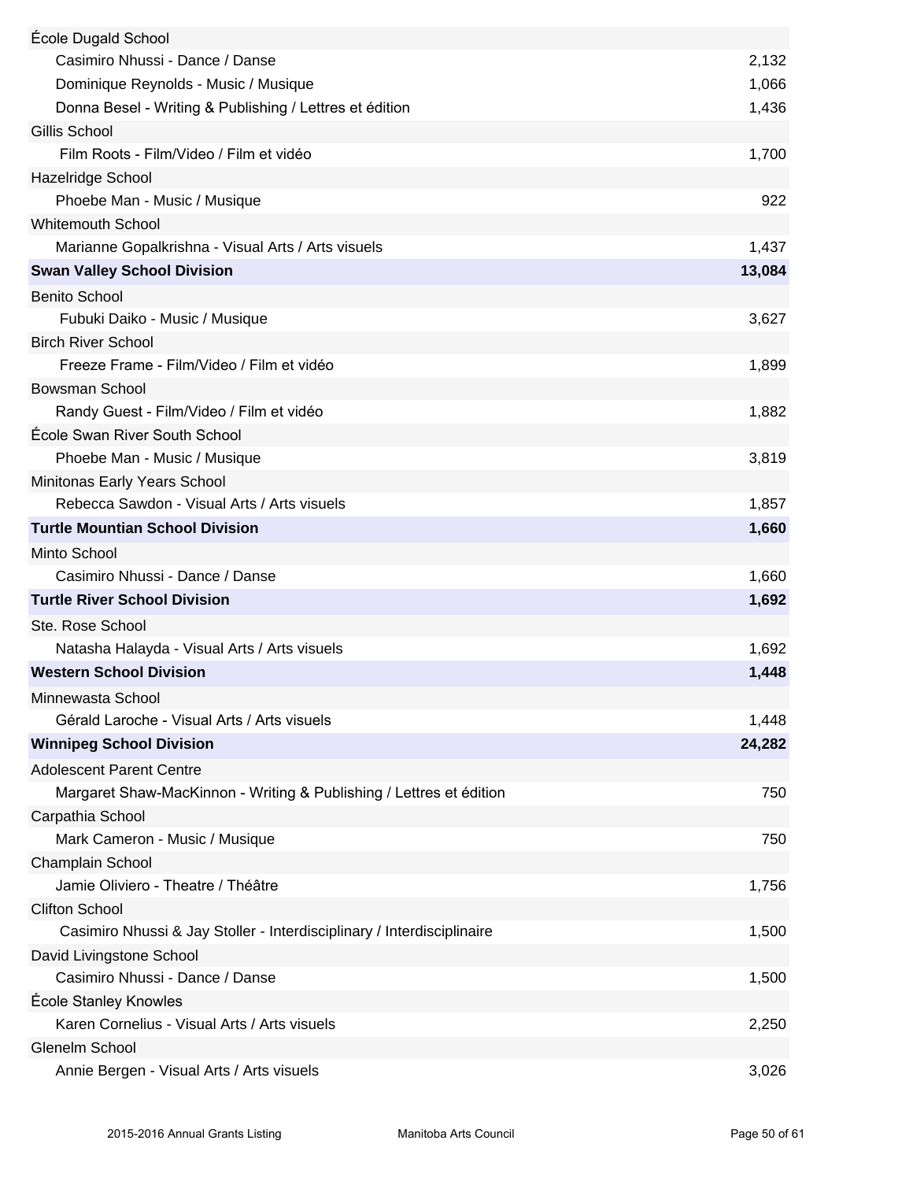| | |
|---|---|
| École Dugald School | |
| Casimiro Nhussi - Dance / Danse | 2,132 |
| Dominique Reynolds - Music / Musique | 1,066 |
| Donna Besel - Writing & Publishing / Lettres et édition | 1,436 |
| Gillis School | |
| Film Roots - Film/Video / Film et vidéo | 1,700 |
| Hazelridge School | |
| Phoebe Man - Music / Musique | 922 |
| Whitemouth School | |
| Marianne Gopalkrishna - Visual Arts / Arts visuels | 1,437 |
| **Swan Valley School Division** | **13,084** |
| Benito School | |
| Fubuki Daiko - Music / Musique | 3,627 |
| Birch River School | |
| Freeze Frame - Film/Video / Film et vidéo | 1,899 |
| Bowsman School | |
| Randy Guest - Film/Video / Film et vidéo | 1,882 |
| École Swan River South School | |
| Phoebe Man - Music / Musique | 3,819 |
| Minitonas Early Years School | |
| Rebecca Sawdon - Visual Arts / Arts visuels | 1,857 |
| **Turtle Mountian School Division** | **1,660** |
| Minto School | |
| Casimiro Nhussi - Dance / Danse | 1,660 |
| **Turtle River School Division** | **1,692** |
| Ste. Rose School | |
| Natasha Halayda - Visual Arts / Arts visuels | 1,692 |
| **Western School Division** | **1,448** |
| Minnewasta School | |
| Gérald Laroche - Visual Arts / Arts visuels | 1,448 |
| **Winnipeg School Division** | **24,282** |
| Adolescent Parent Centre | |
| Margaret Shaw-MacKinnon - Writing & Publishing / Lettres et édition | 750 |
| Carpathia School | |
| Mark Cameron - Music / Musique | 750 |
| Champlain School | |
| Jamie Oliviero - Theatre / Théâtre | 1,756 |
| Clifton School | |
| Casimiro Nhussi & Jay Stoller - Interdisciplinary / Interdisciplinaire | 1,500 |
| David Livingstone School | |
| Casimiro Nhussi - Dance / Danse | 1,500 |
| École Stanley Knowles | |
| Karen Cornelius - Visual Arts / Arts visuels | 2,250 |
| Glenelm School | |
| Annie Bergen - Visual Arts / Arts visuels | 3,026 |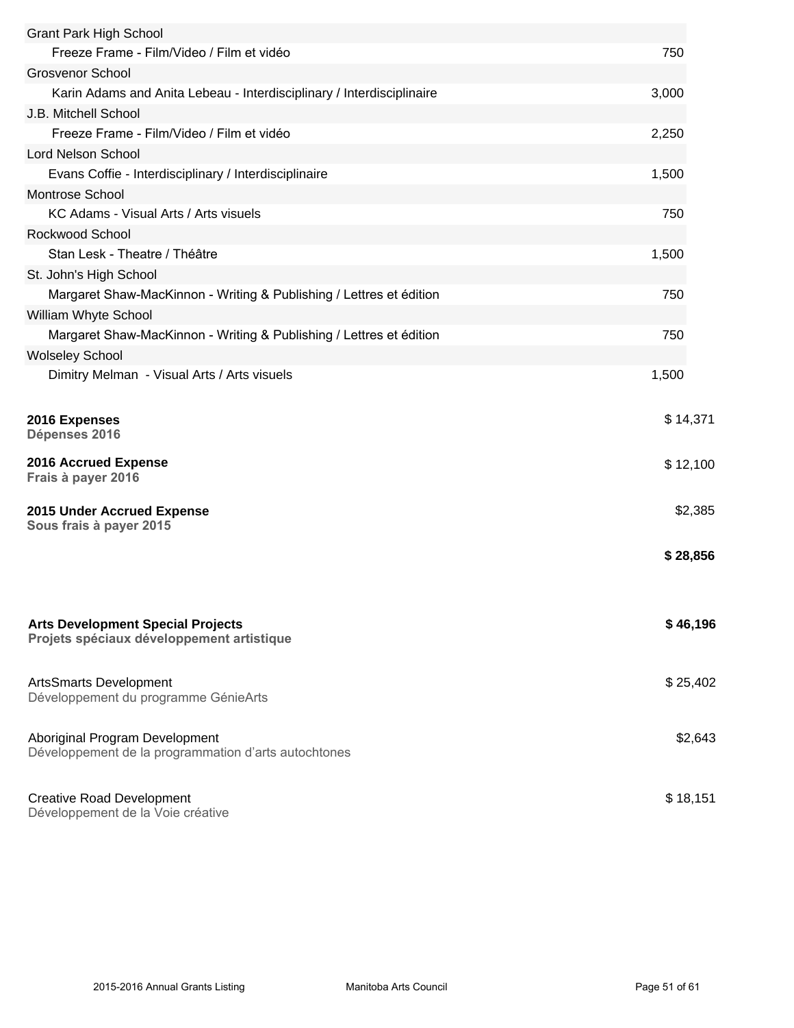| | |
|---|---|
| Grant Park High School | |
| Freeze Frame - Film/Video / Film et vidéo | 750 |
| Grosvenor School | |
| Karin Adams and Anita Lebeau - Interdisciplinary / Interdisciplinaire | 3,000 |
| J.B. Mitchell School | |
| Freeze Frame - Film/Video / Film et vidéo | 2,250 |
| Lord Nelson School | |
| Evans Coffie - Interdisciplinary / Interdisciplinaire | 1,500 |
| Montrose School | |
| KC Adams - Visual Arts / Arts visuels | 750 |
| Rockwood School | |
| Stan Lesk - Theatre / Théâtre | 1,500 |
| St. John's High School | |
| Margaret Shaw-MacKinnon - Writing & Publishing / Lettres et édition | 750 |
| William Whyte School | |
| Margaret Shaw-MacKinnon - Writing & Publishing / Lettres et édition | 750 |
| Wolseley School | |
| Dimitry Melman - Visual Arts / Arts visuels | 1,500 |

| | |
|---|---|
| **2016 Expenses** **Dépenses 2016** | $ 14,371 |
| **2016 Accrued Expense** **Frais à payer 2016** | $ 12,100 |
| **2015 Under Accrued Expense** **Sous frais à payer 2015** | $2,385 |
| | **$ 28,856** |

| | |
|---|---|
| **Arts Development Special Projects** **Projets spéciaux développement artistique** | **$ 46,196** |
| ArtsSmarts Development Développement du programme GénieArts | $ 25,402 |
| Aboriginal Program Development Développement de la programmation d'arts autochtones | $2,643 |
| Creative Road Development Développement de la Voie créative | $ 18,151 |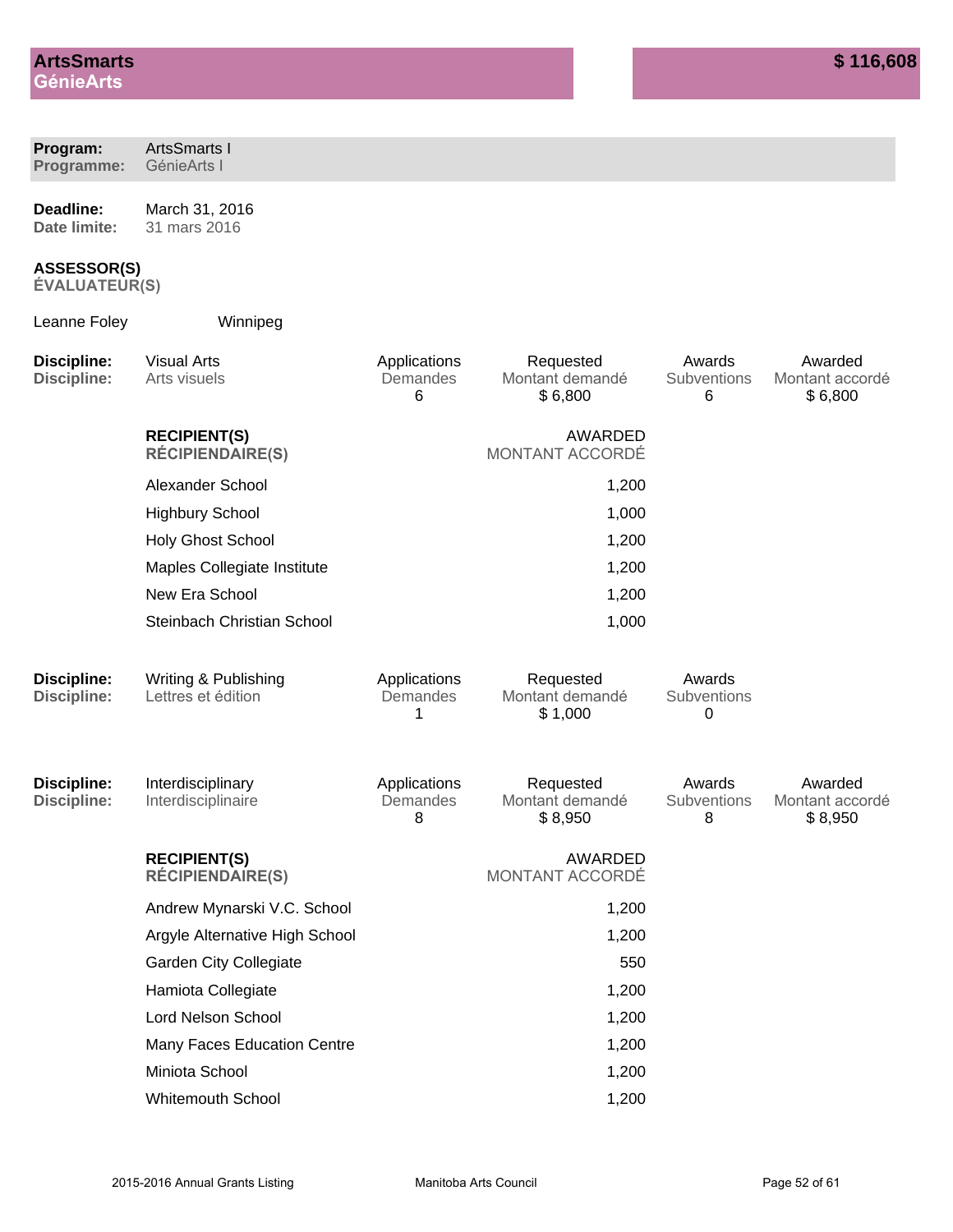# ArtsSmarts
# GénieArts

**$ 116,608**

**Program:** ArtsSmarts I
**Programme:** GénieArts I

**Deadline:** March 31, 2016
**Date limite:** 31 mars 2016

**ASSESSOR(S)**
**ÉVALUATEUR(S)**

Leanne Foley — Winnipeg

| Discipline | Applications / Demandes | Requested / Montant demandé | Awards / Subventions | Awarded / Montant accordé |
|---|---|---|---|---|
| Visual Arts / Arts visuels | 6 | $ 6,800 | 6 | $ 6,800 |

| RECIPIENT(S) / RÉCIPIENDAIRE(S) | AWARDED / MONTANT ACCORDÉ |
|---|---|
| Alexander School | 1,200 |
| Highbury School | 1,000 |
| Holy Ghost School | 1,200 |
| Maples Collegiate Institute | 1,200 |
| New Era School | 1,200 |
| Steinbach Christian School | 1,000 |

| Discipline | Applications / Demandes | Requested / Montant demandé | Awards / Subventions |
|---|---|---|---|
| Writing & Publishing / Lettres et édition | 1 | $ 1,000 | 0 |

| Discipline | Applications / Demandes | Requested / Montant demandé | Awards / Subventions | Awarded / Montant accordé |
|---|---|---|---|---|
| Interdisciplinary / Interdisciplinaire | 8 | $ 8,950 | 8 | $ 8,950 |

| RECIPIENT(S) / RÉCIPIENDAIRE(S) | AWARDED / MONTANT ACCORDÉ |
|---|---|
| Andrew Mynarski V.C. School | 1,200 |
| Argyle Alternative High School | 1,200 |
| Garden City Collegiate | 550 |
| Hamiota Collegiate | 1,200 |
| Lord Nelson School | 1,200 |
| Many Faces Education Centre | 1,200 |
| Miniota School | 1,200 |
| Whitemouth School | 1,200 |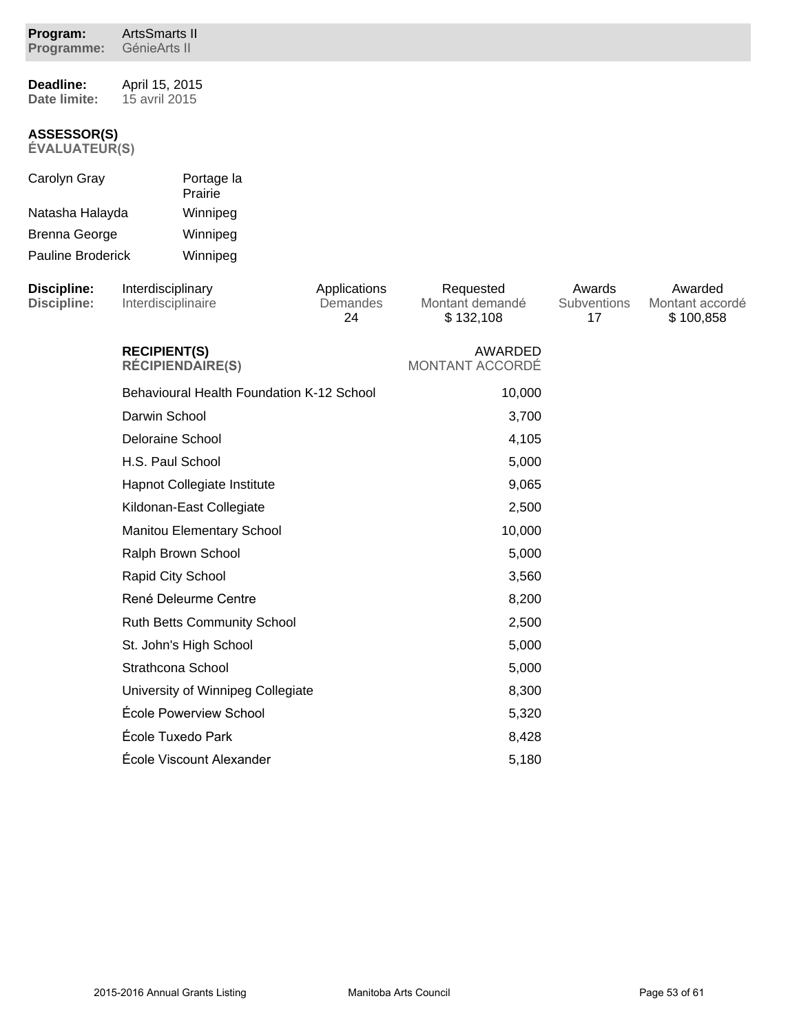**Program:** ArtsSmarts II
**Programme:** GénieArts II

**Deadline:** April 15, 2015
**Date limite:** 15 avril 2015

**ASSESSOR(S)**
**ÉVALUATEUR(S)**

| | |
|---|---|
| Carolyn Gray | Portage la Prairie |
| Natasha Halayda | Winnipeg |
| Brenna George | Winnipeg |
| Pauline Broderick | Winnipeg |

| Discipline: / Discipline: | Applications / Demandes | Requested / Montant demandé | Awards / Subventions | Awarded / Montant accordé |
|---|---|---|---|---|
| Interdisciplinary / Interdisciplinaire | 24 | $ 132,108 | 17 | $ 100,858 |

| RECIPIENT(S) / RÉCIPIENDAIRE(S) | AWARDED / MONTANT ACCORDÉ |
|---|---|
| Behavioural Health Foundation K-12 School | 10,000 |
| Darwin School | 3,700 |
| Deloraine School | 4,105 |
| H.S. Paul School | 5,000 |
| Hapnot Collegiate Institute | 9,065 |
| Kildonan-East Collegiate | 2,500 |
| Manitou Elementary School | 10,000 |
| Ralph Brown School | 5,000 |
| Rapid City School | 3,560 |
| René Deleurme Centre | 8,200 |
| Ruth Betts Community School | 2,500 |
| St. John's High School | 5,000 |
| Strathcona School | 5,000 |
| University of Winnipeg Collegiate | 8,300 |
| École Powerview School | 5,320 |
| École Tuxedo Park | 8,428 |
| École Viscount Alexander | 5,180 |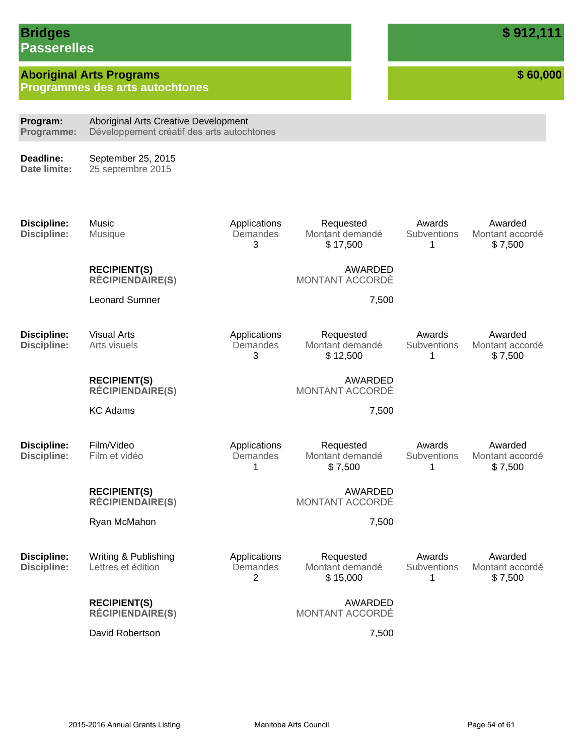## Bridges / Passerelles — $ 912,111

### Aboriginal Arts Programs / Programmes des arts autochtones — $ 60,000

**Program: / Programme:** Aboriginal Arts Creative Development / Développement créatif des arts autochtones

**Deadline: / Date limite:** September 25, 2015 / 25 septembre 2015

| Discipline | Applications / Demandes | Requested / Montant demandé | Awards / Subventions | Awarded / Montant accordé |
|---|---|---|---|---|
| Music / Musique | 3 | $ 17,500 | 1 | $ 7,500 |

| RECIPIENT(S) / RÉCIPIENDAIRE(S) | AWARDED / MONTANT ACCORDÉ |
|---|---|
| Leonard Sumner | 7,500 |

| Discipline | Applications / Demandes | Requested / Montant demandé | Awards / Subventions | Awarded / Montant accordé |
|---|---|---|---|---|
| Visual Arts / Arts visuels | 3 | $ 12,500 | 1 | $ 7,500 |

| RECIPIENT(S) / RÉCIPIENDAIRE(S) | AWARDED / MONTANT ACCORDÉ |
|---|---|
| KC Adams | 7,500 |

| Discipline | Applications / Demandes | Requested / Montant demandé | Awards / Subventions | Awarded / Montant accordé |
|---|---|---|---|---|
| Film/Video / Film et vidéo | 1 | $ 7,500 | 1 | $ 7,500 |

| RECIPIENT(S) / RÉCIPIENDAIRE(S) | AWARDED / MONTANT ACCORDÉ |
|---|---|
| Ryan McMahon | 7,500 |

| Discipline | Applications / Demandes | Requested / Montant demandé | Awards / Subventions | Awarded / Montant accordé |
|---|---|---|---|---|
| Writing & Publishing / Lettres et édition | 2 | $ 15,000 | 1 | $ 7,500 |

| RECIPIENT(S) / RÉCIPIENDAIRE(S) | AWARDED / MONTANT ACCORDÉ |
|---|---|
| David Robertson | 7,500 |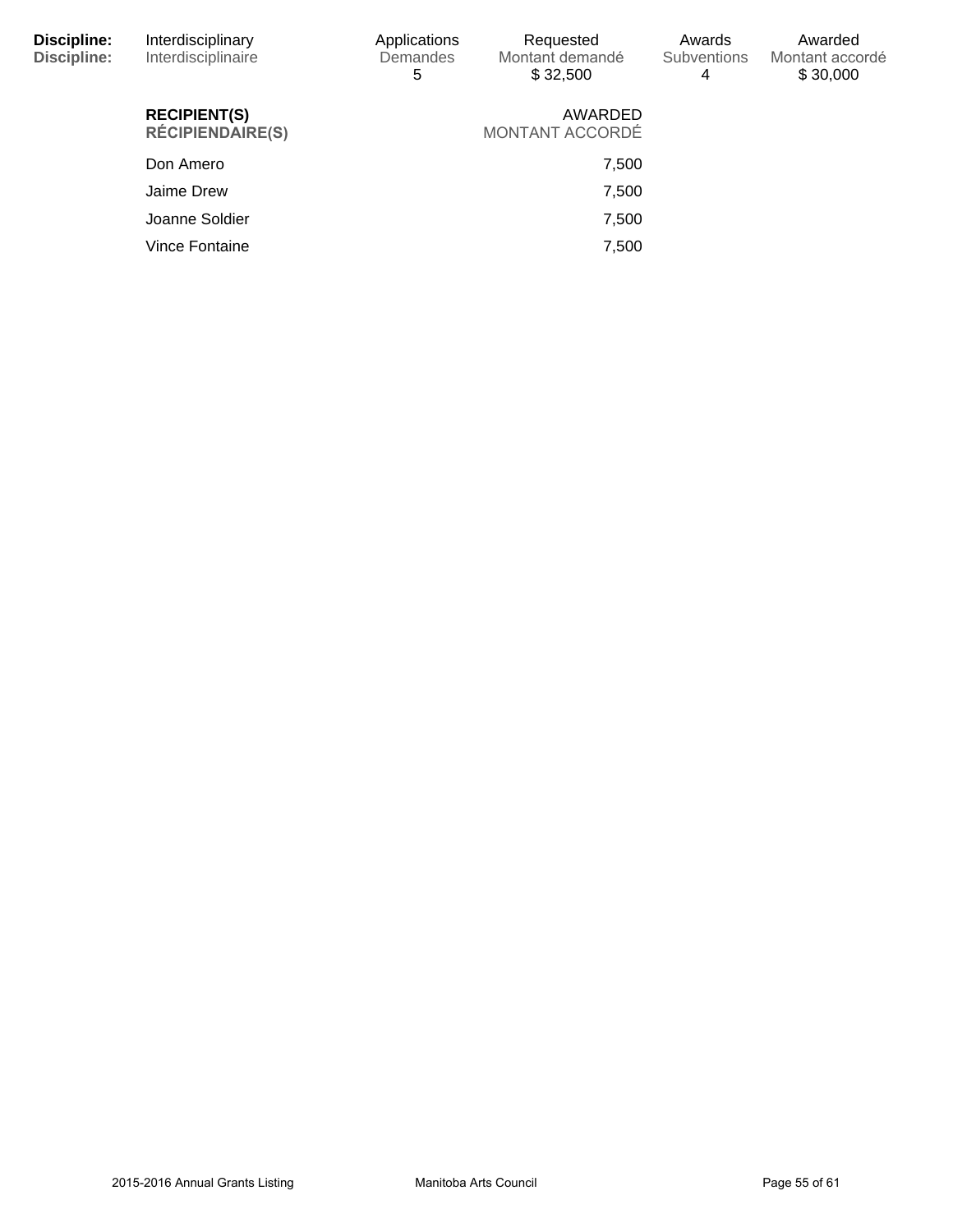| **Discipline:** | Interdisciplinary | Applications | Requested | Awards | Awarded |
|---|---|---|---|---|---|
| **Discipline:** | Interdisciplinaire | Demandes | Montant demandé | Subventions | Montant accordé |
| | | 5 | $ 32,500 | 4 | $ 30,000 |

| **RECIPIENT(S)** **RÉCIPIENDAIRE(S)** | AWARDED MONTANT ACCORDÉ |
|---|---:|
| Don Amero | 7,500 |
| Jaime Drew | 7,500 |
| Joanne Soldier | 7,500 |
| Vince Fontaine | 7,500 |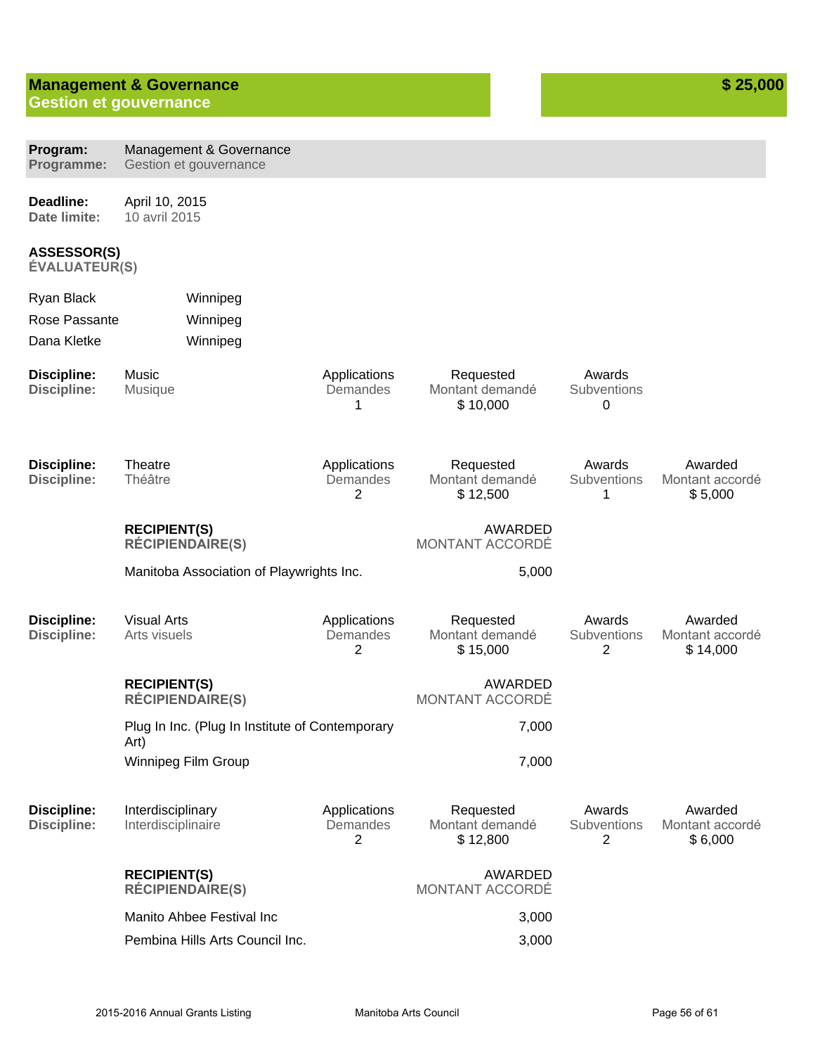## Management & Governance
## Gestion et gouvernance

**$ 25,000**

**Program:** Management & Governance
**Programme:** Gestion et gouvernance

**Deadline:** April 10, 2015
**Date limite:** 10 avril 2015

**ASSESSOR(S)**
**ÉVALUATEUR(S)**

| | |
|---|---|
| Ryan Black | Winnipeg |
| Rose Passante | Winnipeg |
| Dana Kletke | Winnipeg |

| Discipline: | Applications / Demandes | Requested / Montant demandé | Awards / Subventions | Awarded / Montant accordé |
|---|---|---|---|---|
| Music / Musique | 1 | $ 10,000 | 0 | |

| Discipline: | Applications / Demandes | Requested / Montant demandé | Awards / Subventions | Awarded / Montant accordé |
|---|---|---|---|---|
| Theatre / Théâtre | 2 | $ 12,500 | 1 | $ 5,000 |

| RECIPIENT(S) / RÉCIPIENDAIRE(S) | AWARDED / MONTANT ACCORDÉ |
|---|---|
| Manitoba Association of Playwrights Inc. | 5,000 |

| Discipline: | Applications / Demandes | Requested / Montant demandé | Awards / Subventions | Awarded / Montant accordé |
|---|---|---|---|---|
| Visual Arts / Arts visuels | 2 | $ 15,000 | 2 | $ 14,000 |

| RECIPIENT(S) / RÉCIPIENDAIRE(S) | AWARDED / MONTANT ACCORDÉ |
|---|---|
| Plug In Inc. (Plug In Institute of Contemporary Art) | 7,000 |
| Winnipeg Film Group | 7,000 |

| Discipline: | Applications / Demandes | Requested / Montant demandé | Awards / Subventions | Awarded / Montant accordé |
|---|---|---|---|---|
| Interdisciplinary / Interdisciplinaire | 2 | $ 12,800 | 2 | $ 6,000 |

| RECIPIENT(S) / RÉCIPIENDAIRE(S) | AWARDED / MONTANT ACCORDÉ |
|---|---|
| Manito Ahbee Festival Inc | 3,000 |
| Pembina Hills Arts Council Inc. | 3,000 |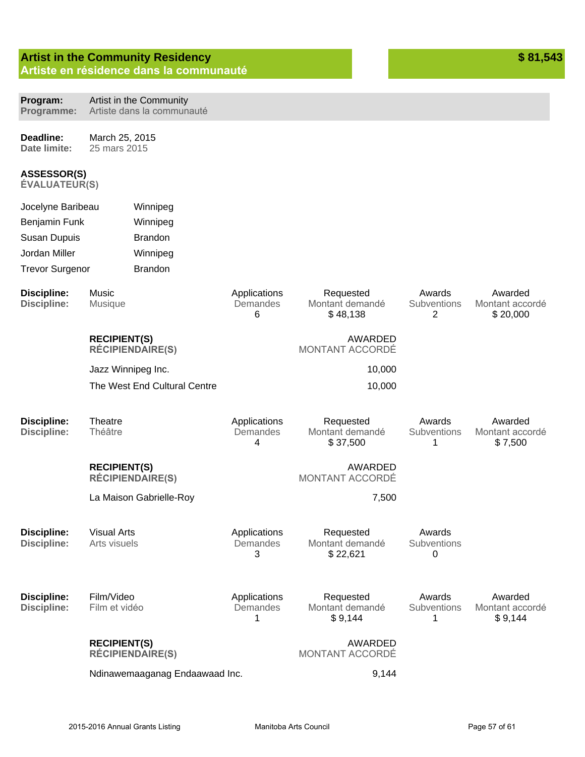## Artist in the Community Residency
## Artiste en résidence dans la communauté

**$ 81,543**

**Program:** Artist in the Community
**Programme:** Artiste dans la communauté

**Deadline:** March 25, 2015
**Date limite:** 25 mars 2015

**ASSESSOR(S)**
**ÉVALUATEUR(S)**

| | |
|---|---|
| Jocelyne Baribeau | Winnipeg |
| Benjamin Funk | Winnipeg |
| Susan Dupuis | Brandon |
| Jordan Miller | Winnipeg |
| Trevor Surgenor | Brandon |

**Discipline:** Music
**Discipline:** Musique

| Applications / Demandes | Requested / Montant demandé | Awards / Subventions | Awarded / Montant accordé |
|---|---|---|---|
| 6 | $ 48,138 | 2 | $ 20,000 |

| RECIPIENT(S) / RÉCIPIENDAIRE(S) | AWARDED / MONTANT ACCORDÉ |
|---|---|
| Jazz Winnipeg Inc. | 10,000 |
| The West End Cultural Centre | 10,000 |

**Discipline:** Theatre
**Discipline:** Théâtre

| Applications / Demandes | Requested / Montant demandé | Awards / Subventions | Awarded / Montant accordé |
|---|---|---|---|
| 4 | $ 37,500 | 1 | $ 7,500 |

| RECIPIENT(S) / RÉCIPIENDAIRE(S) | AWARDED / MONTANT ACCORDÉ |
|---|---|
| La Maison Gabrielle-Roy | 7,500 |

**Discipline:** Visual Arts
**Discipline:** Arts visuels

| Applications / Demandes | Requested / Montant demandé | Awards / Subventions |
|---|---|---|
| 3 | $ 22,621 | 0 |

**Discipline:** Film/Video
**Discipline:** Film et vidéo

| Applications / Demandes | Requested / Montant demandé | Awards / Subventions | Awarded / Montant accordé |
|---|---|---|---|
| 1 | $ 9,144 | 1 | $ 9,144 |

| RECIPIENT(S) / RÉCIPIENDAIRE(S) | AWARDED / MONTANT ACCORDÉ |
|---|---|
| Ndinawemaaganag Endaawaad Inc. | 9,144 |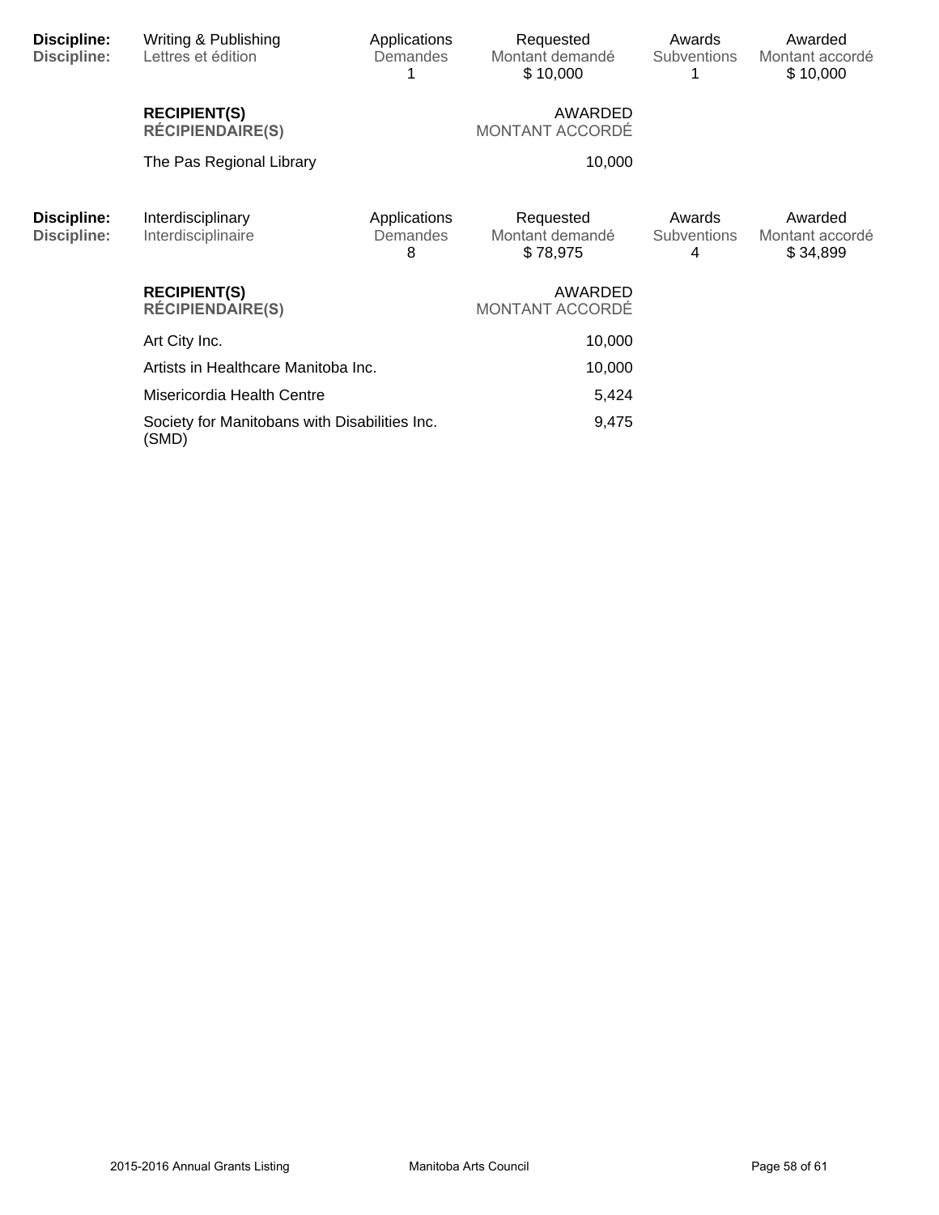| Discipline: | Writing & Publishing | Applications | Requested | Awards | Awarded |
| --- | --- | --- | --- | --- | --- |
| Discipline: | Lettres et édition | Demandes | Montant demandé | Subventions | Montant accordé |
| | | 1 | $ 10,000 | 1 | $ 10,000 |

| **RECIPIENT(S)** **RÉCIPIENDAIRE(S)** | AWARDED MONTANT ACCORDÉ |
| --- | --- |
| The Pas Regional Library | 10,000 |

| Discipline: | Interdisciplinary | Applications | Requested | Awards | Awarded |
| --- | --- | --- | --- | --- | --- |
| Discipline: | Interdisciplinaire | Demandes | Montant demandé | Subventions | Montant accordé |
| | | 8 | $ 78,975 | 4 | $ 34,899 |

| **RECIPIENT(S)** **RÉCIPIENDAIRE(S)** | AWARDED MONTANT ACCORDÉ |
| --- | --- |
| Art City Inc. | 10,000 |
| Artists in Healthcare Manitoba Inc. | 10,000 |
| Misericordia Health Centre | 5,424 |
| Society for Manitobans with Disabilities Inc. (SMD) | 9,475 |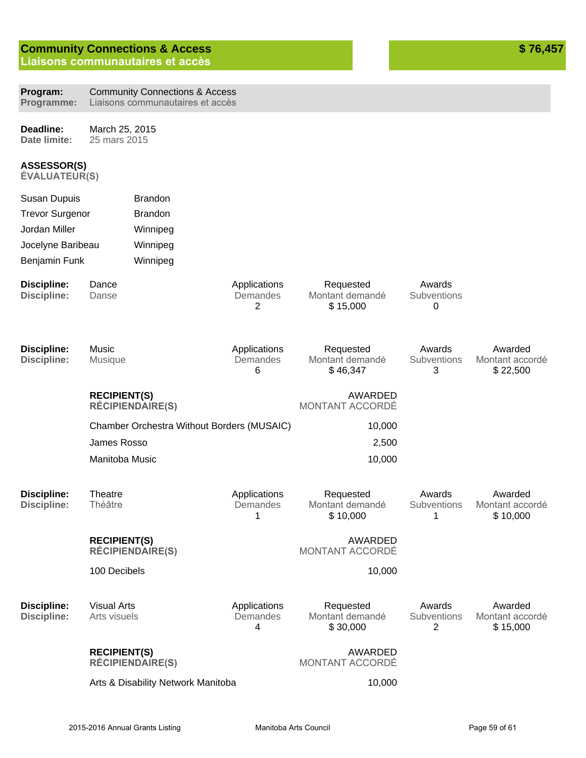## Community Connections & Access
## Liaisons communautaires et accès

**$ 76,457**

**Program:** Community Connections & Access
**Programme:** Liaisons communautaires et accès

**Deadline:** March 25, 2015
**Date limite:** 25 mars 2015

**ASSESSOR(S)**
**ÉVALUATEUR(S)**

| | |
|---|---|
| Susan Dupuis | Brandon |
| Trevor Surgenor | Brandon |
| Jordan Miller | Winnipeg |
| Jocelyne Baribeau | Winnipeg |
| Benjamin Funk | Winnipeg |

**Discipline:** Dance
**Discipline:** Danse

| Applications / Demandes | Requested / Montant demandé | Awards / Subventions |
|---|---|---|
| 2 | $ 15,000 | 0 |

**Discipline:** Music
**Discipline:** Musique

| Applications / Demandes | Requested / Montant demandé | Awards / Subventions | Awarded / Montant accordé |
|---|---|---|---|
| 6 | $ 46,347 | 3 | $ 22,500 |

| RECIPIENT(S) / RÉCIPIENDAIRE(S) | AWARDED / MONTANT ACCORDÉ |
|---|---|
| Chamber Orchestra Without Borders (MUSAIC) | 10,000 |
| James Rosso | 2,500 |
| Manitoba Music | 10,000 |

**Discipline:** Theatre
**Discipline:** Théâtre

| Applications / Demandes | Requested / Montant demandé | Awards / Subventions | Awarded / Montant accordé |
|---|---|---|---|
| 1 | $ 10,000 | 1 | $ 10,000 |

| RECIPIENT(S) / RÉCIPIENDAIRE(S) | AWARDED / MONTANT ACCORDÉ |
|---|---|
| 100 Decibels | 10,000 |

**Discipline:** Visual Arts
**Discipline:** Arts visuels

| Applications / Demandes | Requested / Montant demandé | Awards / Subventions | Awarded / Montant accordé |
|---|---|---|---|
| 4 | $ 30,000 | 2 | $ 15,000 |

| RECIPIENT(S) / RÉCIPIENDAIRE(S) | AWARDED / MONTANT ACCORDÉ |
|---|---|
| Arts & Disability Network Manitoba | 10,000 |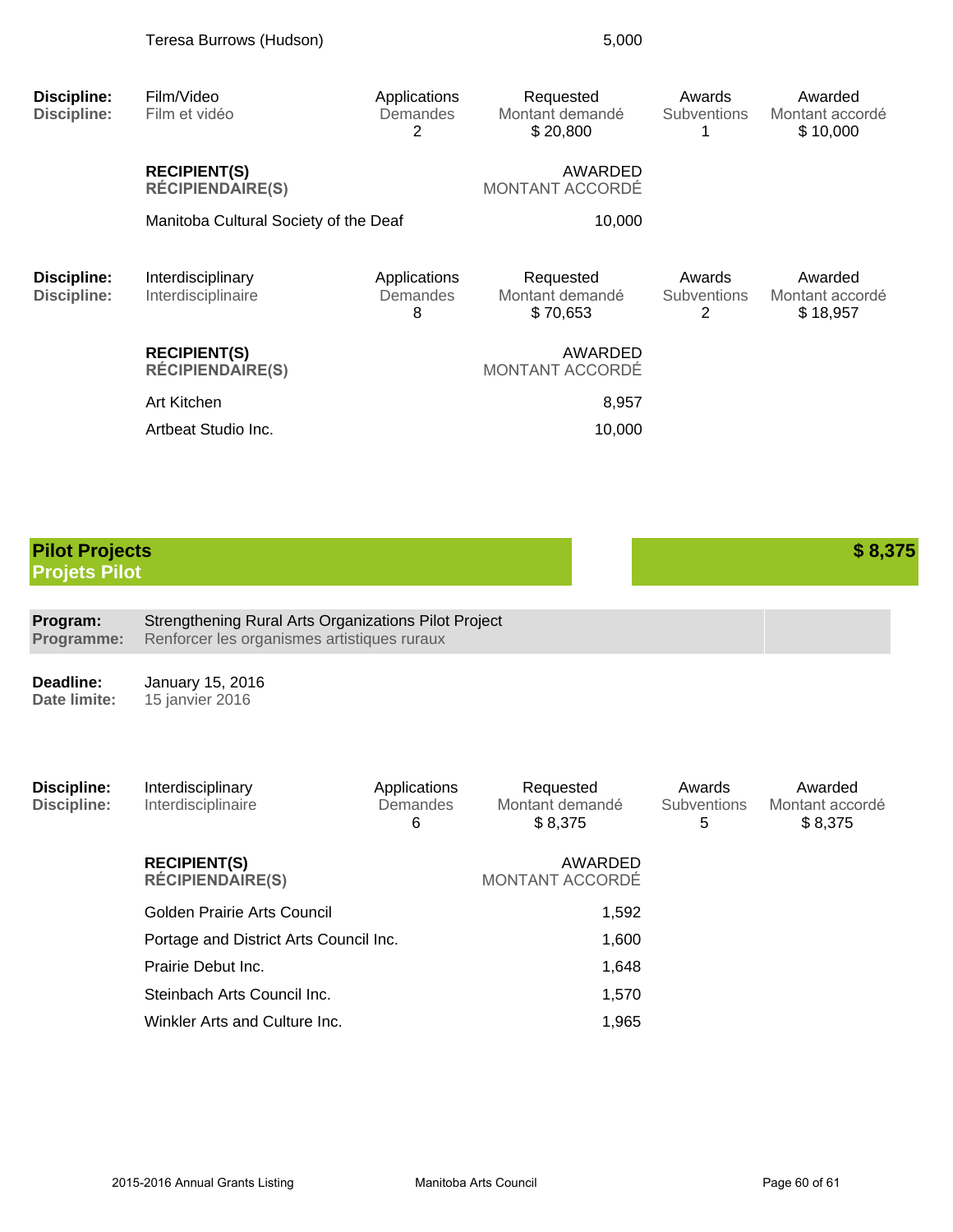| | |
|---|---|
| Teresa Burrows (Hudson) | 5,000 |

| Discipline: | Applications | Requested | Awards | Awarded |
|---|---|---|---|---|
| Film/Video / Film et vidéo | Applications / Demandes | Requested / Montant demandé | Awards / Subventions | Awarded / Montant accordé |
| | 2 | $ 20,800 | 1 | $ 10,000 |

| RECIPIENT(S) / RÉCIPIENDAIRE(S) | AWARDED / MONTANT ACCORDÉ |
|---|---|
| Manitoba Cultural Society of the Deaf | 10,000 |

| Discipline: | Applications | Requested | Awards | Awarded |
|---|---|---|---|---|
| Interdisciplinary / Interdisciplinaire | Applications / Demandes | Requested / Montant demandé | Awards / Subventions | Awarded / Montant accordé |
| | 8 | $ 70,653 | 2 | $ 18,957 |

| RECIPIENT(S) / RÉCIPIENDAIRE(S) | AWARDED / MONTANT ACCORDÉ |
|---|---|
| Art Kitchen | 8,957 |
| Artbeat Studio Inc. | 10,000 |

## Pilot Projects / Projets Pilot — $ 8,375

**Program: / Programme:** Strengthening Rural Arts Organizations Pilot Project / Renforcer les organismes artistiques ruraux

**Deadline: / Date limite:** January 15, 2016 / 15 janvier 2016

| Discipline: | Applications | Requested | Awards | Awarded |
|---|---|---|---|---|
| Interdisciplinary / Interdisciplinaire | Applications / Demandes | Requested / Montant demandé | Awards / Subventions | Awarded / Montant accordé |
| | 6 | $ 8,375 | 5 | $ 8,375 |

| RECIPIENT(S) / RÉCIPIENDAIRE(S) | AWARDED / MONTANT ACCORDÉ |
|---|---|
| Golden Prairie Arts Council | 1,592 |
| Portage and District Arts Council Inc. | 1,600 |
| Prairie Debut Inc. | 1,648 |
| Steinbach Arts Council Inc. | 1,570 |
| Winkler Arts and Culture Inc. | 1,965 |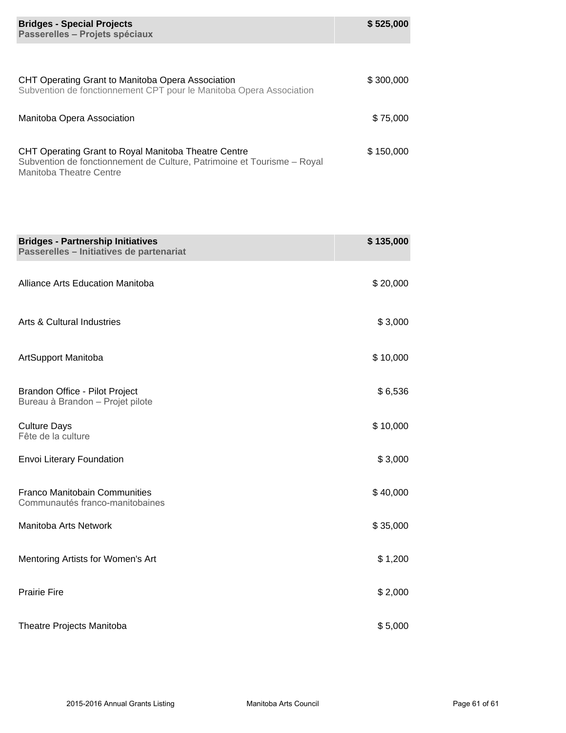| Bridges - Special Projects<br>Passerelles – Projets spéciaux | $ 525,000 |
| --- | --- |
| CHT Operating Grant to Manitoba Opera Association<br>Subvention de fonctionnement CPT pour le Manitoba Opera Association | $ 300,000 |
| Manitoba Opera Association | $ 75,000 |
| CHT Operating Grant to Royal Manitoba Theatre Centre<br>Subvention de fonctionnement de Culture, Patrimoine et Tourisme – Royal Manitoba Theatre Centre | $ 150,000 |

| Bridges - Partnership Initiatives<br>Passerelles – Initiatives de partenariat | $ 135,000 |
| --- | --- |
| Alliance Arts Education Manitoba | $ 20,000 |
| Arts & Cultural Industries | $ 3,000 |
| ArtSupport Manitoba | $ 10,000 |
| Brandon Office - Pilot Project<br>Bureau à Brandon – Projet pilote | $ 6,536 |
| Culture Days<br>Fête de la culture | $ 10,000 |
| Envoi Literary Foundation | $ 3,000 |
| Franco Manitobain Communities<br>Communautés franco-manitobaines | $ 40,000 |
| Manitoba Arts Network | $ 35,000 |
| Mentoring Artists for Women's Art | $ 1,200 |
| Prairie Fire | $ 2,000 |
| Theatre Projects Manitoba | $ 5,000 |